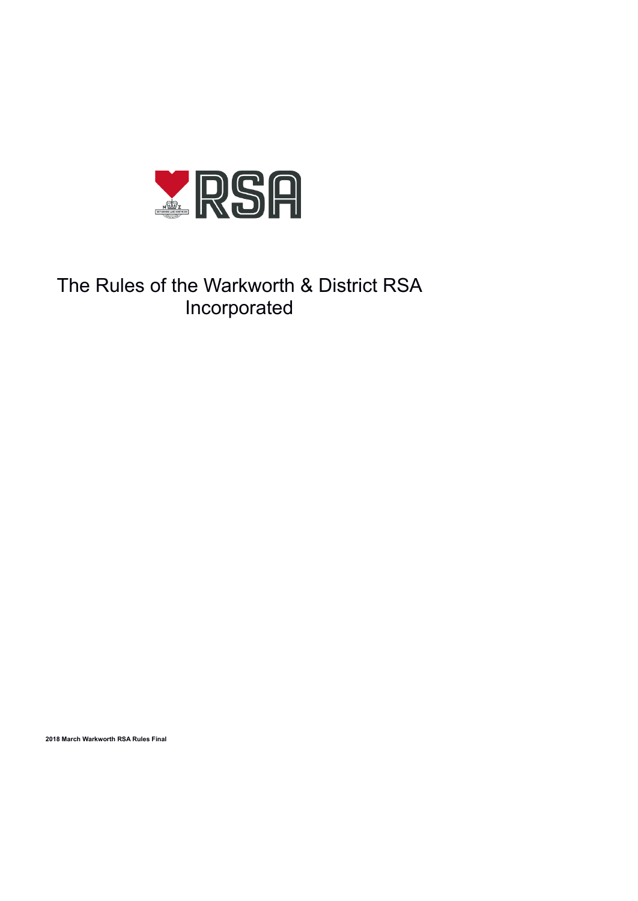# The Rules of the Warkworth & District RSA Incorporated

2018 March Warkworth RSA Rules Final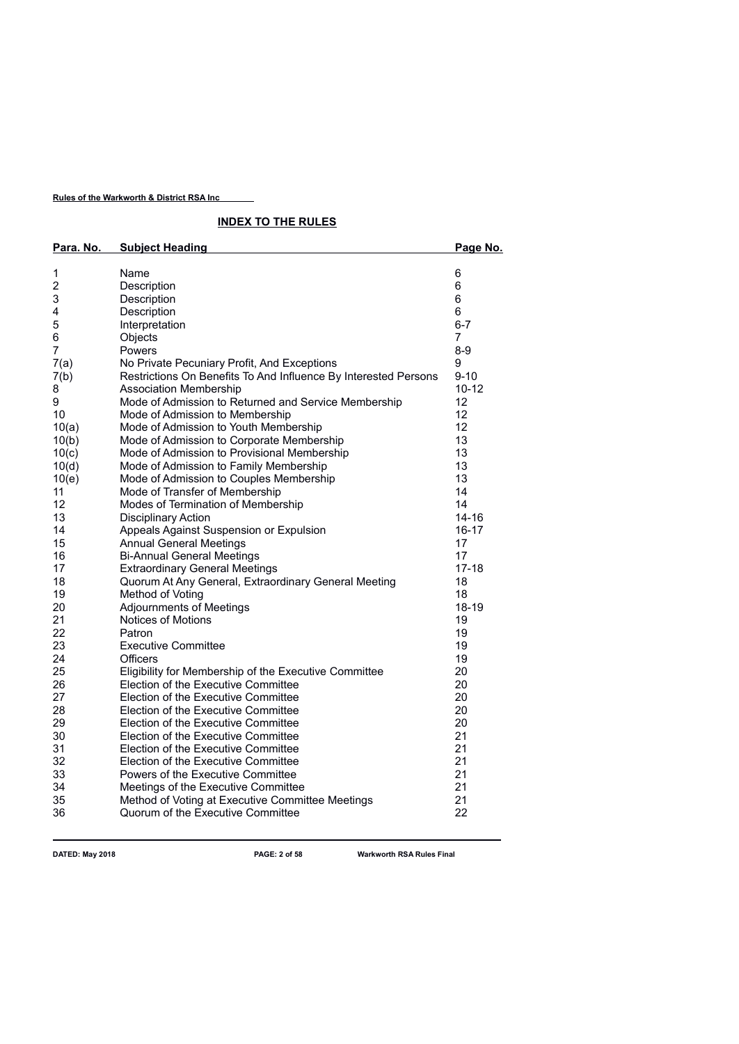**Rules of the Warkworth & District RSA Inc**

## INDEX TO THE RULES

| Para. No. | Subject Heading | Page No. |
|---|---|---|
| 1 | Name | 6 |
| 2 | Description | 6 |
| 3 | Description | 6 |
| 4 | Description | 6 |
| 5 | Interpretation | 6-7 |
| 6 | Objects | 7 |
| 7 | Powers | 8-9 |
| 7(a) | No Private Pecuniary Profit, And Exceptions | 9 |
| 7(b) | Restrictions On Benefits To And Influence By Interested Persons | 9-10 |
| 8 | Association Membership | 10-12 |
| 9 | Mode of Admission to Returned and Service Membership | 12 |
| 10 | Mode of Admission to Membership | 12 |
| 10(a) | Mode of Admission to Youth Membership | 12 |
| 10(b) | Mode of Admission to Corporate Membership | 13 |
| 10(c) | Mode of Admission to Provisional Membership | 13 |
| 10(d) | Mode of Admission to Family Membership | 13 |
| 10(e) | Mode of Admission to Couples Membership | 13 |
| 11 | Mode of Transfer of Membership | 14 |
| 12 | Modes of Termination of Membership | 14 |
| 13 | Disciplinary Action | 14-16 |
| 14 | Appeals Against Suspension or Expulsion | 16-17 |
| 15 | Annual General Meetings | 17 |
| 16 | Bi-Annual General Meetings | 17 |
| 17 | Extraordinary General Meetings | 17-18 |
| 18 | Quorum At Any General, Extraordinary General Meeting | 18 |
| 19 | Method of Voting | 18 |
| 20 | Adjournments of Meetings | 18-19 |
| 21 | Notices of Motions | 19 |
| 22 | Patron | 19 |
| 23 | Executive Committee | 19 |
| 24 | Officers | 19 |
| 25 | Eligibility for Membership of the Executive Committee | 20 |
| 26 | Election of the Executive Committee | 20 |
| 27 | Election of the Executive Committee | 20 |
| 28 | Election of the Executive Committee | 20 |
| 29 | Election of the Executive Committee | 20 |
| 30 | Election of the Executive Committee | 21 |
| 31 | Election of the Executive Committee | 21 |
| 32 | Election of the Executive Committee | 21 |
| 33 | Powers of the Executive Committee | 21 |
| 34 | Meetings of the Executive Committee | 21 |
| 35 | Method of Voting at Executive Committee Meetings | 21 |
| 36 | Quorum of the Executive Committee | 22 |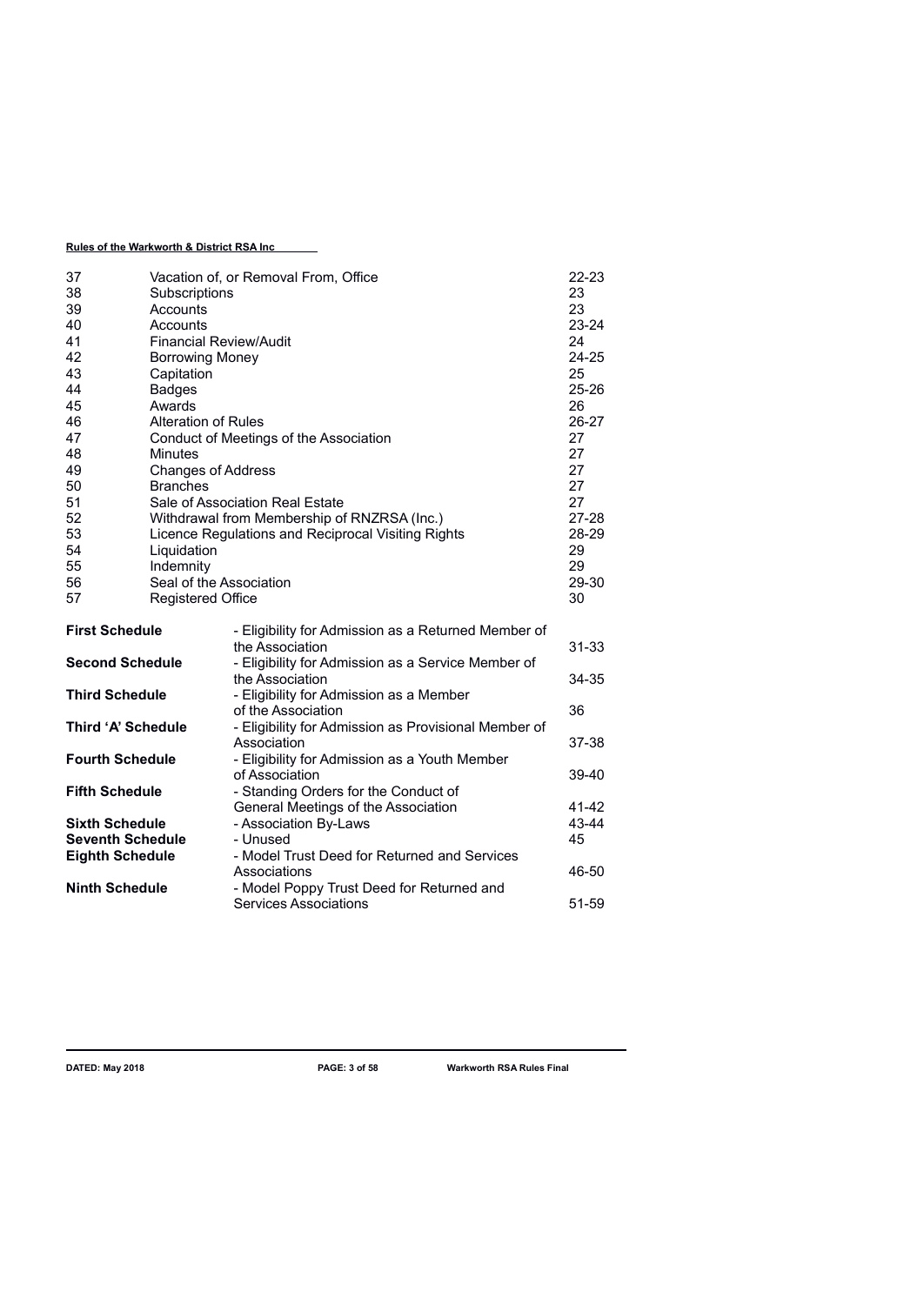| | | |
|---|---|---|
| 37 | Vacation of, or Removal From, Office | 22-23 |
| 38 | Subscriptions | 23 |
| 39 | Accounts | 23 |
| 40 | Accounts | 23-24 |
| 41 | Financial Review/Audit | 24 |
| 42 | Borrowing Money | 24-25 |
| 43 | Capitation | 25 |
| 44 | Badges | 25-26 |
| 45 | Awards | 26 |
| 46 | Alteration of Rules | 26-27 |
| 47 | Conduct of Meetings of the Association | 27 |
| 48 | Minutes | 27 |
| 49 | Changes of Address | 27 |
| 50 | Branches | 27 |
| 51 | Sale of Association Real Estate | 27 |
| 52 | Withdrawal from Membership of RNZRSA (Inc.) | 27-28 |
| 53 | Licence Regulations and Reciprocal Visiting Rights | 28-29 |
| 54 | Liquidation | 29 |
| 55 | Indemnity | 29 |
| 56 | Seal of the Association | 29-30 |
| 57 | Registered Office | 30 |

| | | |
|---|---|---|
| **First Schedule** | - Eligibility for Admission as a Returned Member of the Association | 31-33 |
| **Second Schedule** | - Eligibility for Admission as a Service Member of the Association | 34-35 |
| **Third Schedule** | - Eligibility for Admission as a Member of the Association | 36 |
| **Third 'A' Schedule** | - Eligibility for Admission as Provisional Member of Association | 37-38 |
| **Fourth Schedule** | - Eligibility for Admission as a Youth Member of Association | 39-40 |
| **Fifth Schedule** | - Standing Orders for the Conduct of General Meetings of the Association | 41-42 |
| **Sixth Schedule** | - Association By-Laws | 43-44 |
| **Seventh Schedule** | - Unused | 45 |
| **Eighth Schedule** | - Model Trust Deed for Returned and Services Associations | 46-50 |
| **Ninth Schedule** | - Model Poppy Trust Deed for Returned and Services Associations | 51-59 |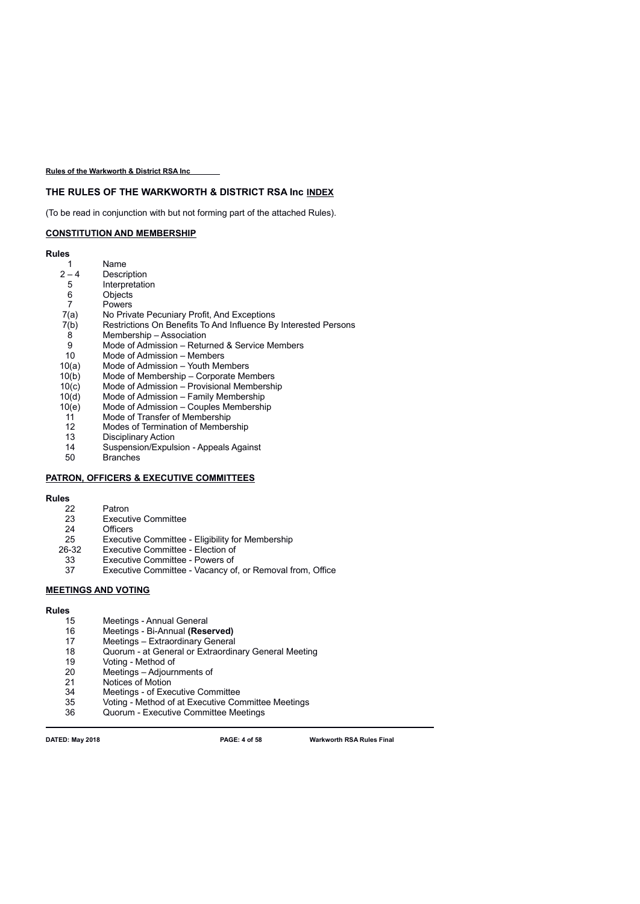## THE RULES OF THE WARKWORTH & DISTRICT RSA Inc <u>INDEX</u>

(To be read in conjunction with but not forming part of the attached Rules).

### <u>CONSTITUTION AND MEMBERSHIP</u>

**Rules**

| | |
|---|---|
| 1 | Name |
| 2 – 4 | Description |
| 5 | Interpretation |
| 6 | Objects |
| 7 | Powers |
| 7(a) | No Private Pecuniary Profit, And Exceptions |
| 7(b) | Restrictions On Benefits To And Influence By Interested Persons |
| 8 | Membership – Association |
| 9 | Mode of Admission – Returned & Service Members |
| 10 | Mode of Admission – Members |
| 10(a) | Mode of Admission – Youth Members |
| 10(b) | Mode of Membership – Corporate Members |
| 10(c) | Mode of Admission – Provisional Membership |
| 10(d) | Mode of Admission – Family Membership |
| 10(e) | Mode of Admission – Couples Membership |
| 11 | Mode of Transfer of Membership |
| 12 | Modes of Termination of Membership |
| 13 | Disciplinary Action |
| 14 | Suspension/Expulsion - Appeals Against |
| 50 | Branches |

### <u>PATRON, OFFICERS & EXECUTIVE COMMITTEES</u>

**Rules**

| | |
|---|---|
| 22 | Patron |
| 23 | Executive Committee |
| 24 | Officers |
| 25 | Executive Committee - Eligibility for Membership |
| 26-32 | Executive Committee - Election of |
| 33 | Executive Committee - Powers of |
| 37 | Executive Committee - Vacancy of, or Removal from, Office |

### <u>MEETINGS AND VOTING</u>

**Rules**

| | |
|---|---|
| 15 | Meetings - Annual General |
| 16 | Meetings - Bi-Annual **(Reserved)** |
| 17 | Meetings – Extraordinary General |
| 18 | Quorum - at General or Extraordinary General Meeting |
| 19 | Voting - Method of |
| 20 | Meetings – Adjournments of |
| 21 | Notices of Motion |
| 34 | Meetings - of Executive Committee |
| 35 | Voting - Method of at Executive Committee Meetings |
| 36 | Quorum - Executive Committee Meetings |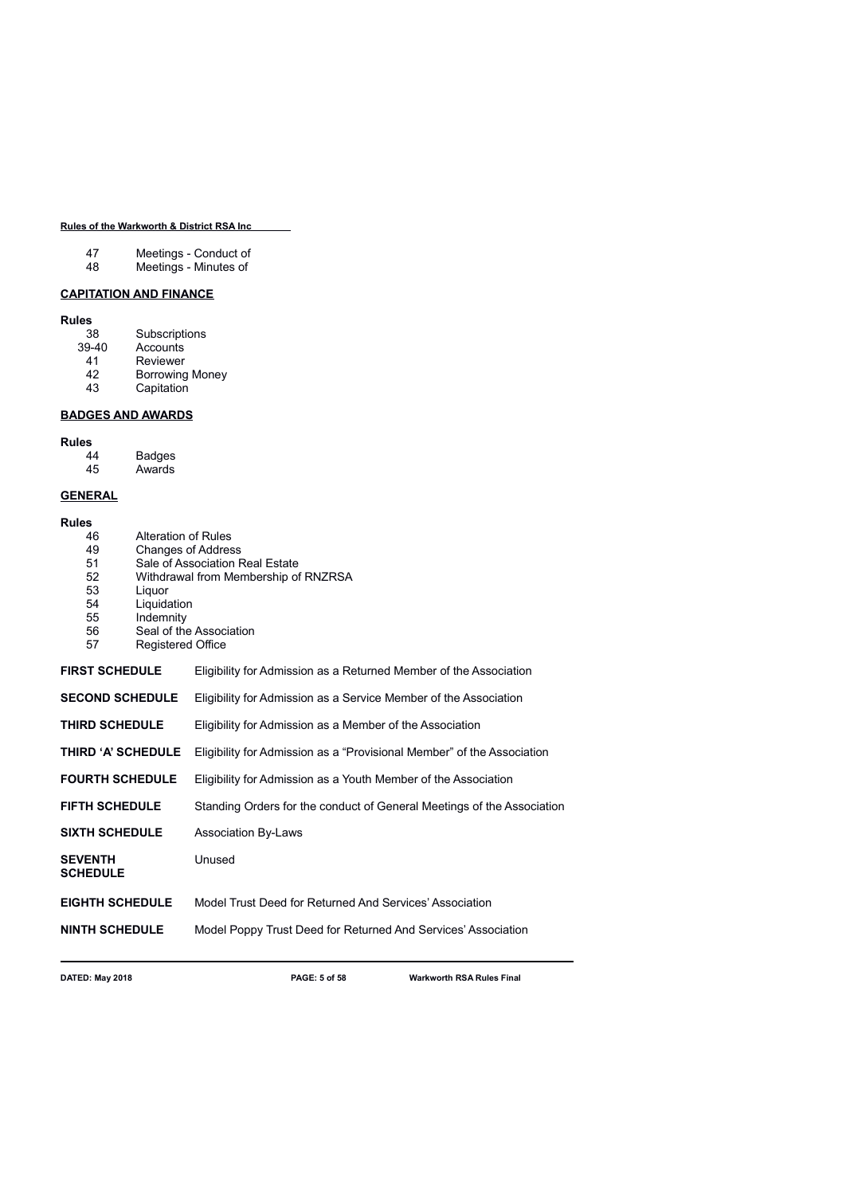| | |
|---|---|
| 47 | Meetings - Conduct of |
| 48 | Meetings - Minutes of |

## CAPITATION AND FINANCE

**Rules**

| | |
|---|---|
| 38 | Subscriptions |
| 39-40 | Accounts |
| 41 | Reviewer |
| 42 | Borrowing Money |
| 43 | Capitation |

## BADGES AND AWARDS

**Rules**

| | |
|---|---|
| 44 | Badges |
| 45 | Awards |

## GENERAL

**Rules**

| | |
|---|---|
| 46 | Alteration of Rules |
| 49 | Changes of Address |
| 51 | Sale of Association Real Estate |
| 52 | Withdrawal from Membership of RNZRSA |
| 53 | Liquor |
| 54 | Liquidation |
| 55 | Indemnity |
| 56 | Seal of the Association |
| 57 | Registered Office |

| | |
|---|---|
| **FIRST SCHEDULE** | Eligibility for Admission as a Returned Member of the Association |
| **SECOND SCHEDULE** | Eligibility for Admission as a Service Member of the Association |
| **THIRD SCHEDULE** | Eligibility for Admission as a Member of the Association |
| **THIRD 'A' SCHEDULE** | Eligibility for Admission as a "Provisional Member" of the Association |
| **FOURTH SCHEDULE** | Eligibility for Admission as a Youth Member of the Association |
| **FIFTH SCHEDULE** | Standing Orders for the conduct of General Meetings of the Association |
| **SIXTH SCHEDULE** | Association By-Laws |
| **SEVENTH SCHEDULE** | Unused |
| **EIGHTH SCHEDULE** | Model Trust Deed for Returned And Services' Association |
| **NINTH SCHEDULE** | Model Poppy Trust Deed for Returned And Services' Association |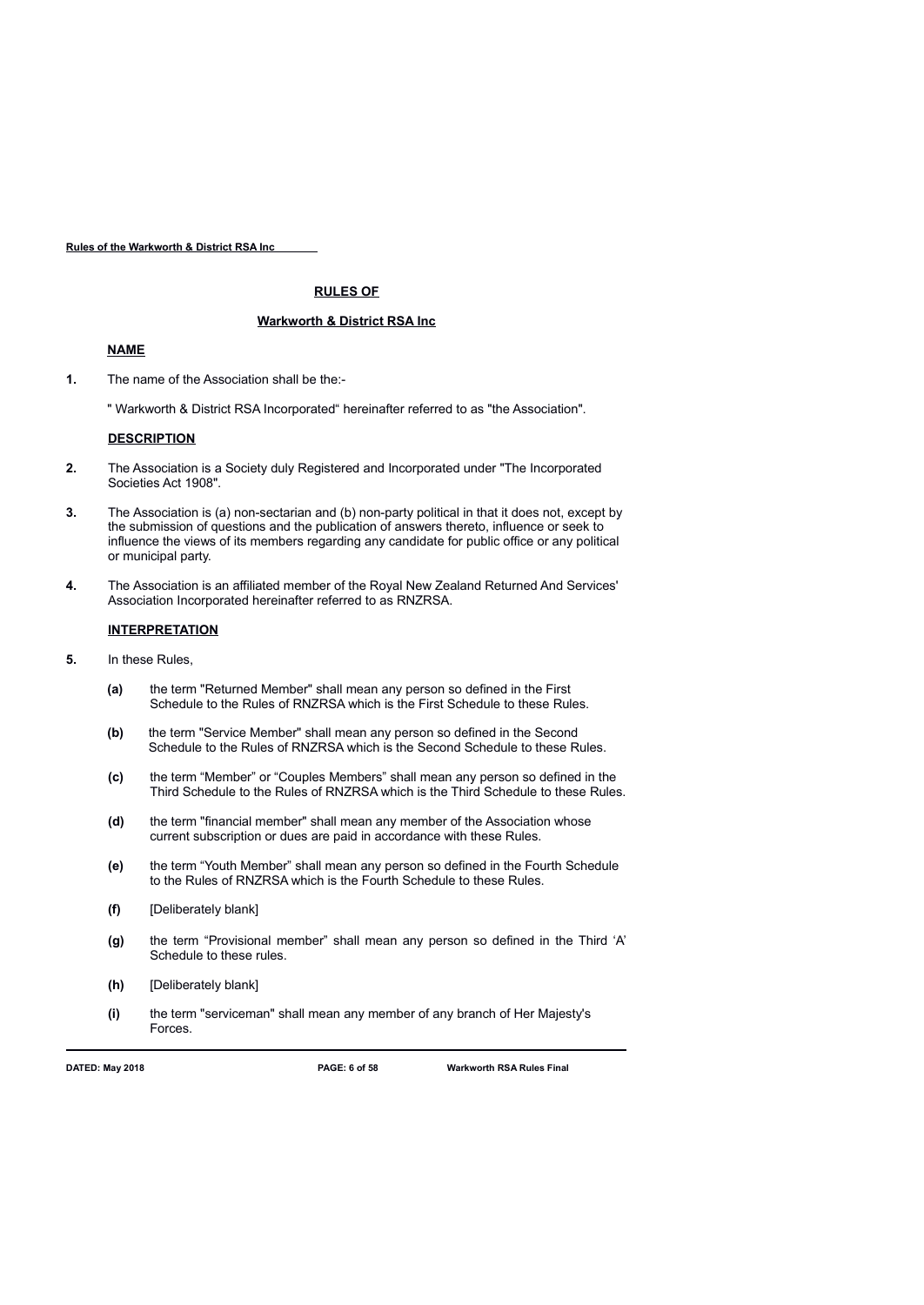# RULES OF

## Warkworth & District RSA Inc

### NAME

**1.** The name of the Association shall be the:-

" Warkworth & District RSA Incorporated" hereinafter referred to as "the Association".

### DESCRIPTION

**2.** The Association is a Society duly Registered and Incorporated under "The Incorporated Societies Act 1908".

**3.** The Association is (a) non-sectarian and (b) non-party political in that it does not, except by the submission of questions and the publication of answers thereto, influence or seek to influence the views of its members regarding any candidate for public office or any political or municipal party.

**4.** The Association is an affiliated member of the Royal New Zealand Returned And Services' Association Incorporated hereinafter referred to as RNZRSA.

### INTERPRETATION

**5.** In these Rules,

- **(a)** the term "Returned Member" shall mean any person so defined in the First Schedule to the Rules of RNZRSA which is the First Schedule to these Rules.
- **(b)** the term "Service Member" shall mean any person so defined in the Second Schedule to the Rules of RNZRSA which is the Second Schedule to these Rules.
- **(c)** the term "Member" or "Couples Members" shall mean any person so defined in the Third Schedule to the Rules of RNZRSA which is the Third Schedule to these Rules.
- **(d)** the term "financial member" shall mean any member of the Association whose current subscription or dues are paid in accordance with these Rules.
- **(e)** the term "Youth Member" shall mean any person so defined in the Fourth Schedule to the Rules of RNZRSA which is the Fourth Schedule to these Rules.
- **(f)** [Deliberately blank]
- **(g)** the term "Provisional member" shall mean any person so defined in the Third 'A' Schedule to these rules.
- **(h)** [Deliberately blank]
- **(i)** the term "serviceman" shall mean any member of any branch of Her Majesty's Forces.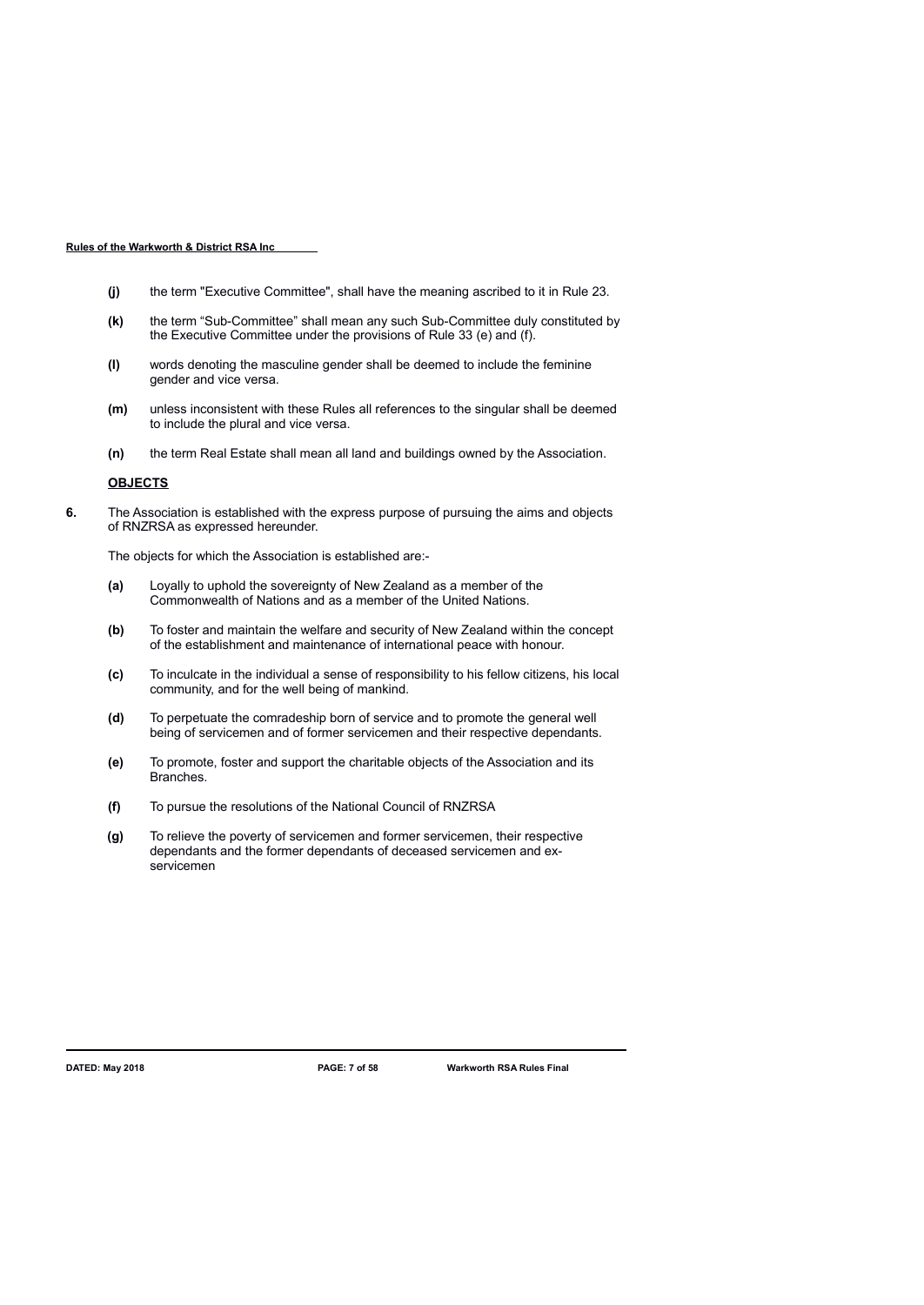**(j)** the term "Executive Committee", shall have the meaning ascribed to it in Rule 23.

**(k)** the term “Sub-Committee” shall mean any such Sub-Committee duly constituted by the Executive Committee under the provisions of Rule 33 (e) and (f).

**(l)** words denoting the masculine gender shall be deemed to include the feminine gender and vice versa.

**(m)** unless inconsistent with these Rules all references to the singular shall be deemed to include the plural and vice versa.

**(n)** the term Real Estate shall mean all land and buildings owned by the Association.

**OBJECTS**

**6.** The Association is established with the express purpose of pursuing the aims and objects of RNZRSA as expressed hereunder.

The objects for which the Association is established are:-

**(a)** Loyally to uphold the sovereignty of New Zealand as a member of the Commonwealth of Nations and as a member of the United Nations.

**(b)** To foster and maintain the welfare and security of New Zealand within the concept of the establishment and maintenance of international peace with honour.

**(c)** To inculcate in the individual a sense of responsibility to his fellow citizens, his local community, and for the well being of mankind.

**(d)** To perpetuate the comradeship born of service and to promote the general well being of servicemen and of former servicemen and their respective dependants.

**(e)** To promote, foster and support the charitable objects of the Association and its Branches.

**(f)** To pursue the resolutions of the National Council of RNZRSA

**(g)** To relieve the poverty of servicemen and former servicemen, their respective dependants and the former dependants of deceased servicemen and ex-servicemen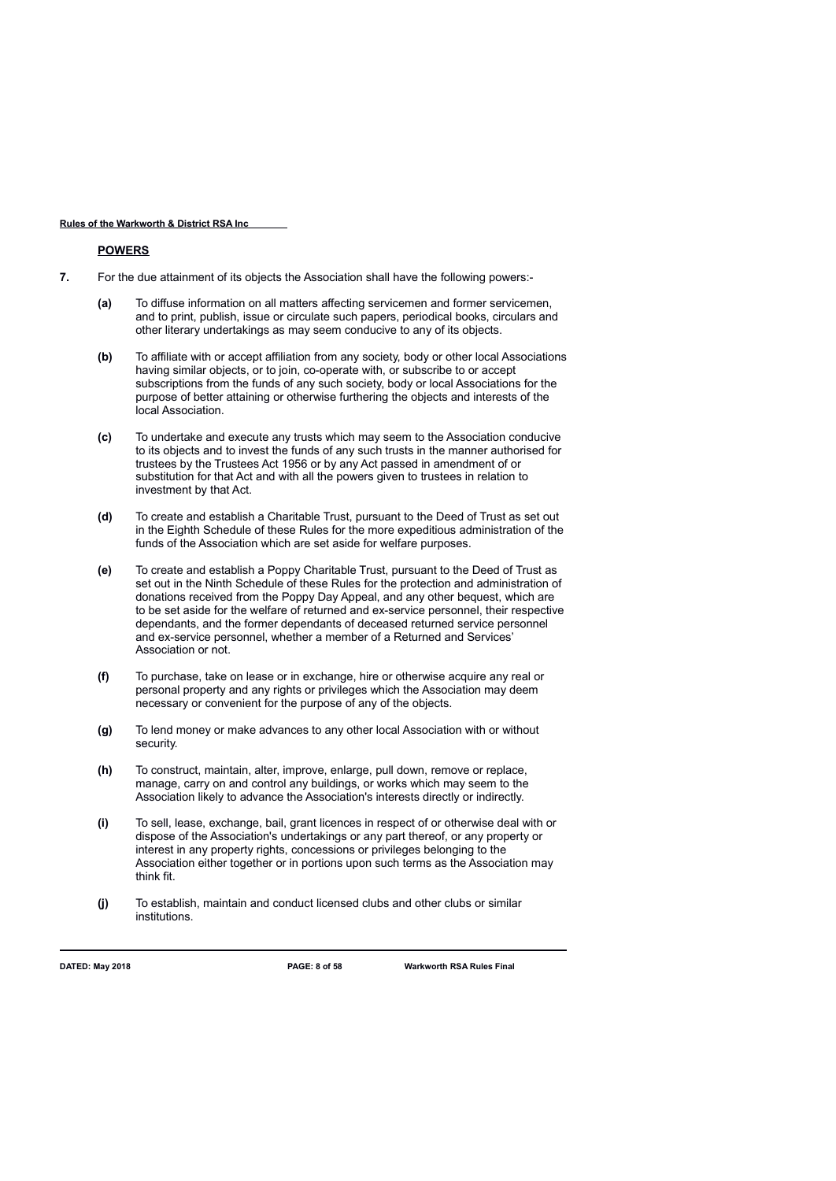## POWERS

**7.** For the due attainment of its objects the Association shall have the following powers:-

**(a)** To diffuse information on all matters affecting servicemen and former servicemen, and to print, publish, issue or circulate such papers, periodical books, circulars and other literary undertakings as may seem conducive to any of its objects.

**(b)** To affiliate with or accept affiliation from any society, body or other local Associations having similar objects, or to join, co-operate with, or subscribe to or accept subscriptions from the funds of any such society, body or local Associations for the purpose of better attaining or otherwise furthering the objects and interests of the local Association.

**(c)** To undertake and execute any trusts which may seem to the Association conducive to its objects and to invest the funds of any such trusts in the manner authorised for trustees by the Trustees Act 1956 or by any Act passed in amendment of or substitution for that Act and with all the powers given to trustees in relation to investment by that Act.

**(d)** To create and establish a Charitable Trust, pursuant to the Deed of Trust as set out in the Eighth Schedule of these Rules for the more expeditious administration of the funds of the Association which are set aside for welfare purposes.

**(e)** To create and establish a Poppy Charitable Trust, pursuant to the Deed of Trust as set out in the Ninth Schedule of these Rules for the protection and administration of donations received from the Poppy Day Appeal, and any other bequest, which are to be set aside for the welfare of returned and ex-service personnel, their respective dependants, and the former dependants of deceased returned service personnel and ex-service personnel, whether a member of a Returned and Services' Association or not.

**(f)** To purchase, take on lease or in exchange, hire or otherwise acquire any real or personal property and any rights or privileges which the Association may deem necessary or convenient for the purpose of any of the objects.

**(g)** To lend money or make advances to any other local Association with or without security.

**(h)** To construct, maintain, alter, improve, enlarge, pull down, remove or replace, manage, carry on and control any buildings, or works which may seem to the Association likely to advance the Association's interests directly or indirectly.

**(i)** To sell, lease, exchange, bail, grant licences in respect of or otherwise deal with or dispose of the Association's undertakings or any part thereof, or any property or interest in any property rights, concessions or privileges belonging to the Association either together or in portions upon such terms as the Association may think fit.

**(j)** To establish, maintain and conduct licensed clubs and other clubs or similar institutions.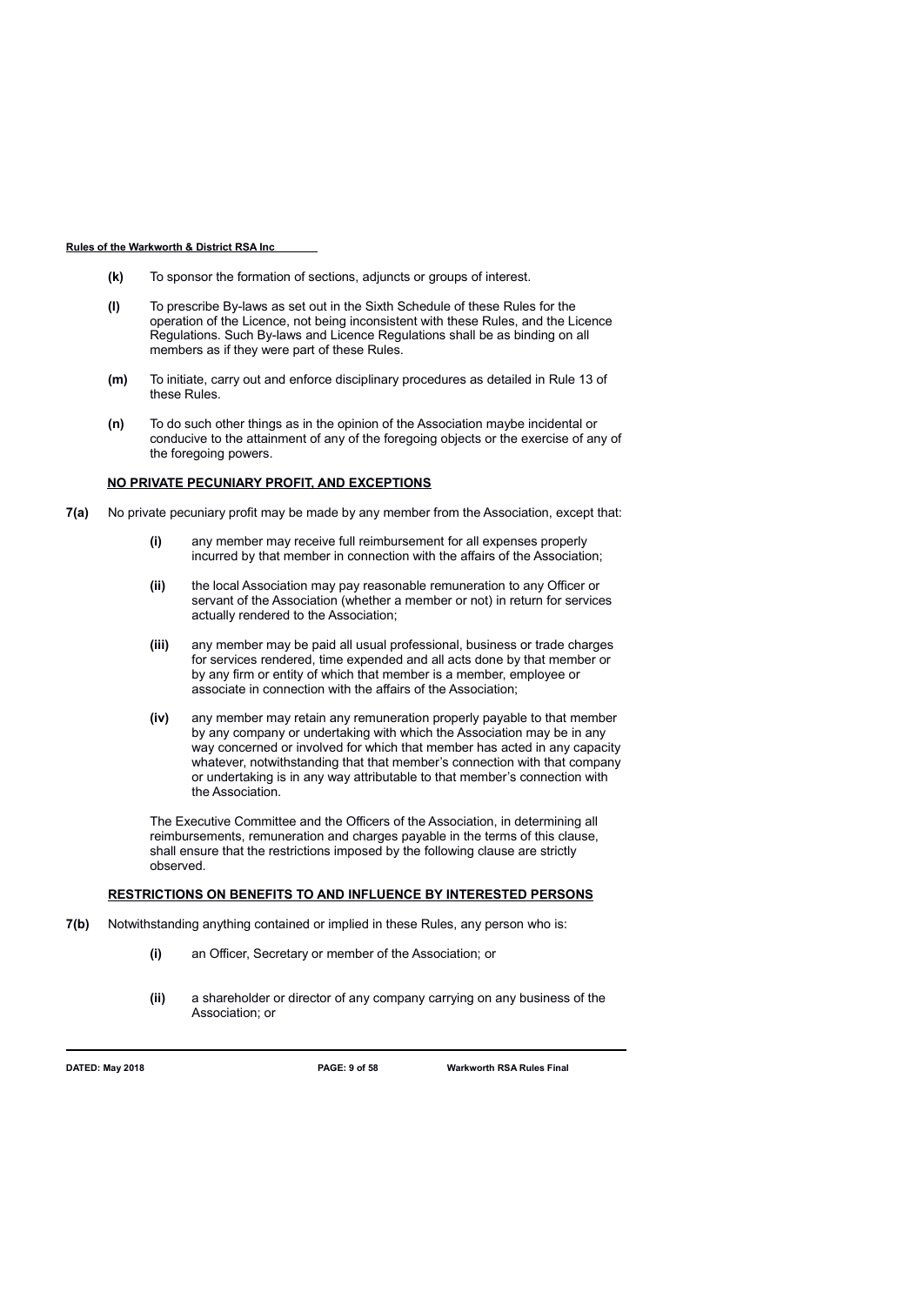**(k)** To sponsor the formation of sections, adjuncts or groups of interest.

**(l)** To prescribe By-laws as set out in the Sixth Schedule of these Rules for the operation of the Licence, not being inconsistent with these Rules, and the Licence Regulations. Such By-laws and Licence Regulations shall be as binding on all members as if they were part of these Rules.

**(m)** To initiate, carry out and enforce disciplinary procedures as detailed in Rule 13 of these Rules.

**(n)** To do such other things as in the opinion of the Association maybe incidental or conducive to the attainment of any of the foregoing objects or the exercise of any of the foregoing powers.

**NO PRIVATE PECUNIARY PROFIT, AND EXCEPTIONS**

**7(a)** No private pecuniary profit may be made by any member from the Association, except that:

**(i)** any member may receive full reimbursement for all expenses properly incurred by that member in connection with the affairs of the Association;

**(ii)** the local Association may pay reasonable remuneration to any Officer or servant of the Association (whether a member or not) in return for services actually rendered to the Association;

**(iii)** any member may be paid all usual professional, business or trade charges for services rendered, time expended and all acts done by that member or by any firm or entity of which that member is a member, employee or associate in connection with the affairs of the Association;

**(iv)** any member may retain any remuneration properly payable to that member by any company or undertaking with which the Association may be in any way concerned or involved for which that member has acted in any capacity whatever, notwithstanding that that member's connection with that company or undertaking is in any way attributable to that member's connection with the Association.

The Executive Committee and the Officers of the Association, in determining all reimbursements, remuneration and charges payable in the terms of this clause, shall ensure that the restrictions imposed by the following clause are strictly observed.

**RESTRICTIONS ON BENEFITS TO AND INFLUENCE BY INTERESTED PERSONS**

**7(b)** Notwithstanding anything contained or implied in these Rules, any person who is:

**(i)** an Officer, Secretary or member of the Association; or

**(ii)** a shareholder or director of any company carrying on any business of the Association; or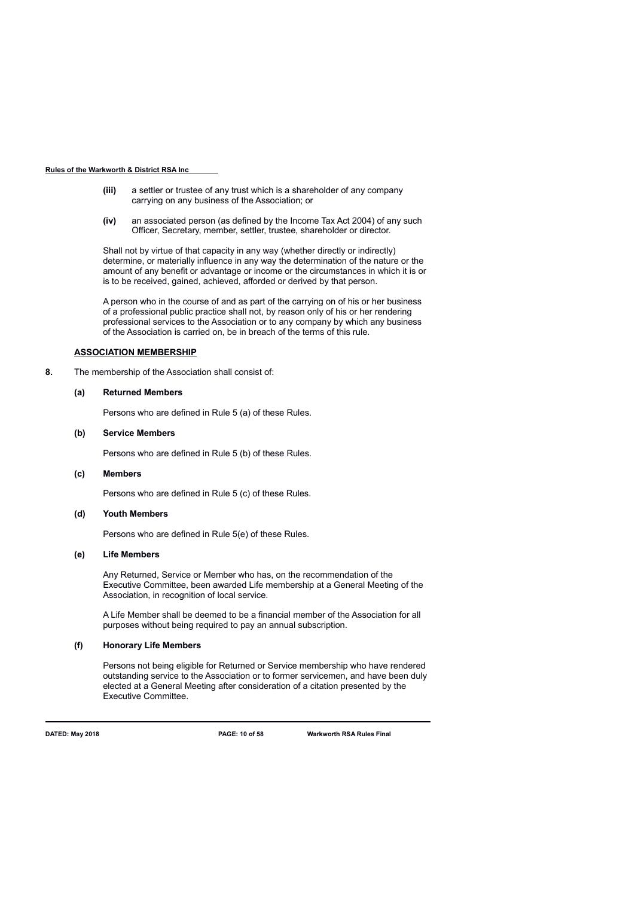**(iii)** a settler or trustee of any trust which is a shareholder of any company carrying on any business of the Association; or

**(iv)** an associated person (as defined by the Income Tax Act 2004) of any such Officer, Secretary, member, settler, trustee, shareholder or director.

Shall not by virtue of that capacity in any way (whether directly or indirectly) determine, or materially influence in any way the determination of the nature or the amount of any benefit or advantage or income or the circumstances in which it is or is to be received, gained, achieved, afforded or derived by that person.

A person who in the course of and as part of the carrying on of his or her business of a professional public practice shall not, by reason only of his or her rendering professional services to the Association or to any company by which any business of the Association is carried on, be in breach of the terms of this rule.

## ASSOCIATION MEMBERSHIP

**8.** The membership of the Association shall consist of:

**(a) Returned Members**

Persons who are defined in Rule 5 (a) of these Rules.

**(b) Service Members**

Persons who are defined in Rule 5 (b) of these Rules.

**(c) Members**

Persons who are defined in Rule 5 (c) of these Rules.

**(d) Youth Members**

Persons who are defined in Rule 5(e) of these Rules.

**(e) Life Members**

Any Returned, Service or Member who has, on the recommendation of the Executive Committee, been awarded Life membership at a General Meeting of the Association, in recognition of local service.

A Life Member shall be deemed to be a financial member of the Association for all purposes without being required to pay an annual subscription.

**(f) Honorary Life Members**

Persons not being eligible for Returned or Service membership who have rendered outstanding service to the Association or to former servicemen, and have been duly elected at a General Meeting after consideration of a citation presented by the Executive Committee.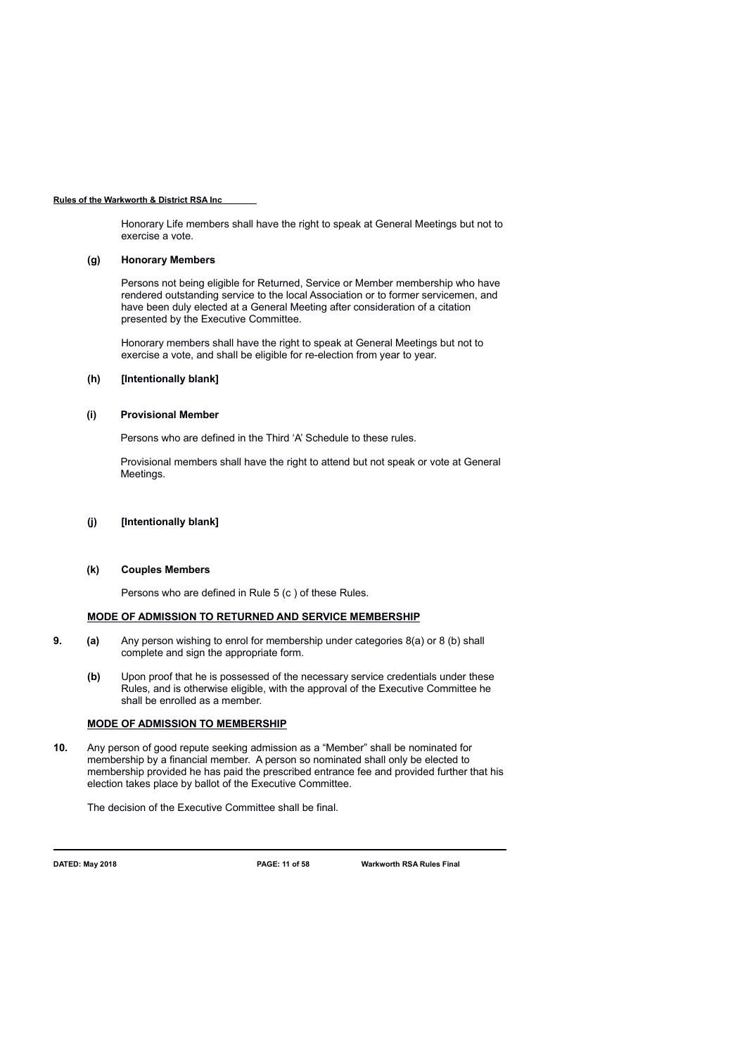Honorary Life members shall have the right to speak at General Meetings but not to exercise a vote.

**(g) Honorary Members**

Persons not being eligible for Returned, Service or Member membership who have rendered outstanding service to the local Association or to former servicemen, and have been duly elected at a General Meeting after consideration of a citation presented by the Executive Committee.

Honorary members shall have the right to speak at General Meetings but not to exercise a vote, and shall be eligible for re-election from year to year.

**(h) [Intentionally blank]**

**(i) Provisional Member**

Persons who are defined in the Third 'A' Schedule to these rules.

Provisional members shall have the right to attend but not speak or vote at General Meetings.

**(j) [Intentionally blank]**

**(k) Couples Members**

Persons who are defined in Rule 5 (c ) of these Rules.

**MODE OF ADMISSION TO RETURNED AND SERVICE MEMBERSHIP**

**9.** **(a)** Any person wishing to enrol for membership under categories 8(a) or 8 (b) shall complete and sign the appropriate form.

**(b)** Upon proof that he is possessed of the necessary service credentials under these Rules, and is otherwise eligible, with the approval of the Executive Committee he shall be enrolled as a member.

**MODE OF ADMISSION TO MEMBERSHIP**

**10.** Any person of good repute seeking admission as a "Member" shall be nominated for membership by a financial member. A person so nominated shall only be elected to membership provided he has paid the prescribed entrance fee and provided further that his election takes place by ballot of the Executive Committee.

The decision of the Executive Committee shall be final.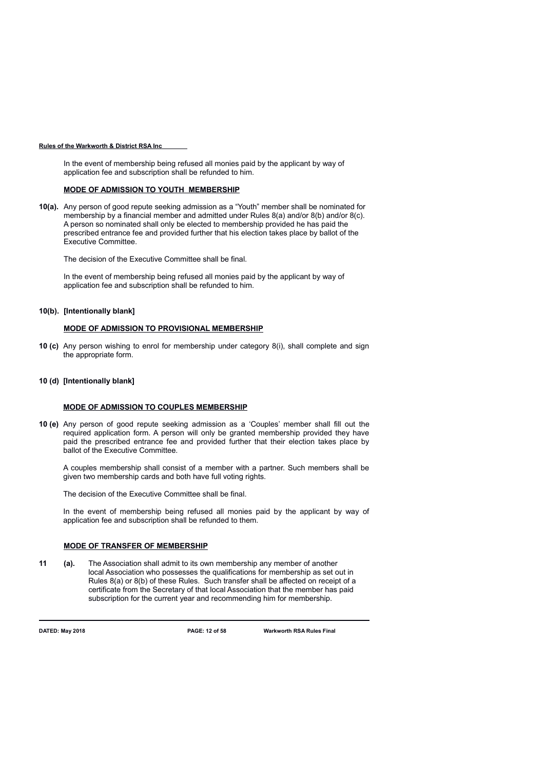In the event of membership being refused all monies paid by the applicant by way of application fee and subscription shall be refunded to him.

**MODE OF ADMISSION TO YOUTH MEMBERSHIP**

**10(a).** Any person of good repute seeking admission as a "Youth" member shall be nominated for membership by a financial member and admitted under Rules 8(a) and/or 8(b) and/or 8(c). A person so nominated shall only be elected to membership provided he has paid the prescribed entrance fee and provided further that his election takes place by ballot of the Executive Committee.

The decision of the Executive Committee shall be final.

In the event of membership being refused all monies paid by the applicant by way of application fee and subscription shall be refunded to him.

**10(b). [Intentionally blank]**

**MODE OF ADMISSION TO PROVISIONAL MEMBERSHIP**

**10 (c)** Any person wishing to enrol for membership under category 8(i), shall complete and sign the appropriate form.

**10 (d) [Intentionally blank]**

**MODE OF ADMISSION TO COUPLES MEMBERSHIP**

**10 (e)** Any person of good repute seeking admission as a 'Couples' member shall fill out the required application form. A person will only be granted membership provided they have paid the prescribed entrance fee and provided further that their election takes place by ballot of the Executive Committee.

A couples membership shall consist of a member with a partner. Such members shall be given two membership cards and both have full voting rights.

The decision of the Executive Committee shall be final.

In the event of membership being refused all monies paid by the applicant by way of application fee and subscription shall be refunded to them.

**MODE OF TRANSFER OF MEMBERSHIP**

**11 (a).** The Association shall admit to its own membership any member of another local Association who possesses the qualifications for membership as set out in Rules 8(a) or 8(b) of these Rules. Such transfer shall be affected on receipt of a certificate from the Secretary of that local Association that the member has paid subscription for the current year and recommending him for membership.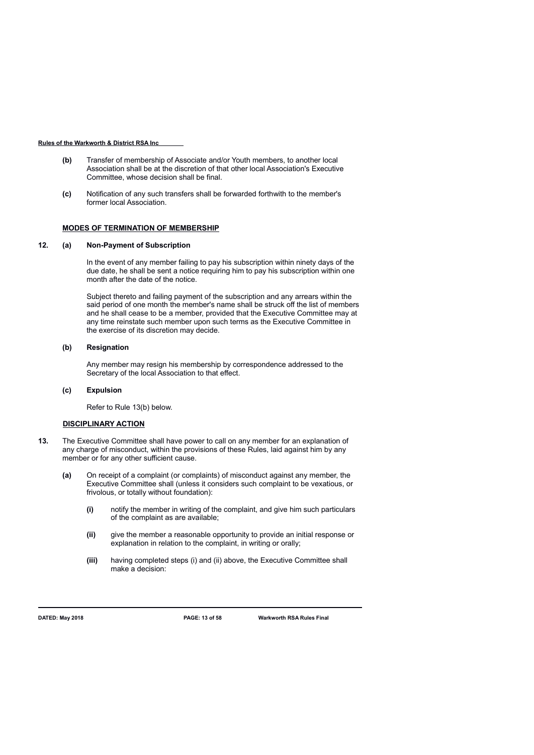**(b)** Transfer of membership of Associate and/or Youth members, to another local Association shall be at the discretion of that other local Association's Executive Committee, whose decision shall be final.

**(c)** Notification of any such transfers shall be forwarded forthwith to the member's former local Association.

## MODES OF TERMINATION OF MEMBERSHIP

**12. (a) Non-Payment of Subscription**

In the event of any member failing to pay his subscription within ninety days of the due date, he shall be sent a notice requiring him to pay his subscription within one month after the date of the notice.

Subject thereto and failing payment of the subscription and any arrears within the said period of one month the member's name shall be struck off the list of members and he shall cease to be a member, provided that the Executive Committee may at any time reinstate such member upon such terms as the Executive Committee in the exercise of its discretion may decide.

**(b) Resignation**

Any member may resign his membership by correspondence addressed to the Secretary of the local Association to that effect.

**(c) Expulsion**

Refer to Rule 13(b) below.

## DISCIPLINARY ACTION

**13.** The Executive Committee shall have power to call on any member for an explanation of any charge of misconduct, within the provisions of these Rules, laid against him by any member or for any other sufficient cause.

**(a)** On receipt of a complaint (or complaints) of misconduct against any member, the Executive Committee shall (unless it considers such complaint to be vexatious, or frivolous, or totally without foundation):

- **(i)** notify the member in writing of the complaint, and give him such particulars of the complaint as are available;
- **(ii)** give the member a reasonable opportunity to provide an initial response or explanation in relation to the complaint, in writing or orally;
- **(iii)** having completed steps (i) and (ii) above, the Executive Committee shall make a decision: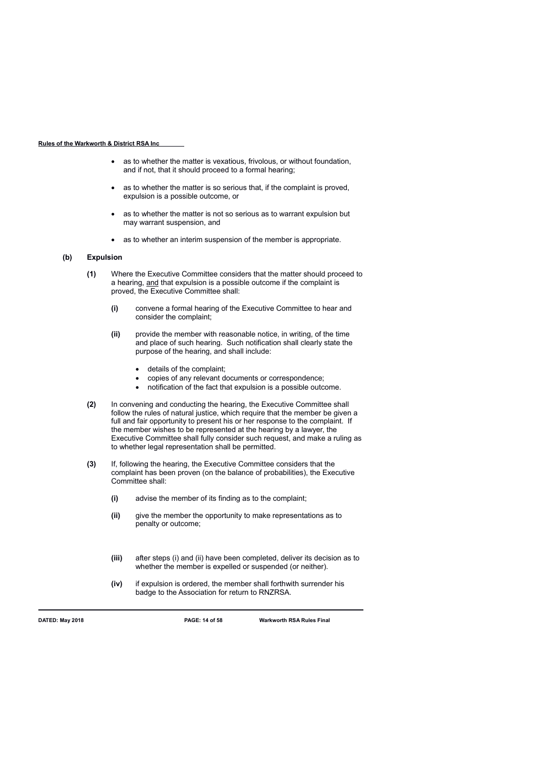- as to whether the matter is vexatious, frivolous, or without foundation, and if not, that it should proceed to a formal hearing;

- as to whether the matter is so serious that, if the complaint is proved, expulsion is a possible outcome, or

- as to whether the matter is not so serious as to warrant expulsion but may warrant suspension, and

- as to whether an interim suspension of the member is appropriate.

**(b) Expulsion**

**(1)** Where the Executive Committee considers that the matter should proceed to a hearing, and that expulsion is a possible outcome if the complaint is proved, the Executive Committee shall:

**(i)** convene a formal hearing of the Executive Committee to hear and consider the complaint;

**(ii)** provide the member with reasonable notice, in writing, of the time and place of such hearing. Such notification shall clearly state the purpose of the hearing, and shall include:

- details of the complaint;
- copies of any relevant documents or correspondence;
- notification of the fact that expulsion is a possible outcome.

**(2)** In convening and conducting the hearing, the Executive Committee shall follow the rules of natural justice, which require that the member be given a full and fair opportunity to present his or her response to the complaint. If the member wishes to be represented at the hearing by a lawyer, the Executive Committee shall fully consider such request, and make a ruling as to whether legal representation shall be permitted.

**(3)** If, following the hearing, the Executive Committee considers that the complaint has been proven (on the balance of probabilities), the Executive Committee shall:

**(i)** advise the member of its finding as to the complaint;

**(ii)** give the member the opportunity to make representations as to penalty or outcome;

**(iii)** after steps (i) and (ii) have been completed, deliver its decision as to whether the member is expelled or suspended (or neither).

**(iv)** if expulsion is ordered, the member shall forthwith surrender his badge to the Association for return to RNZRSA.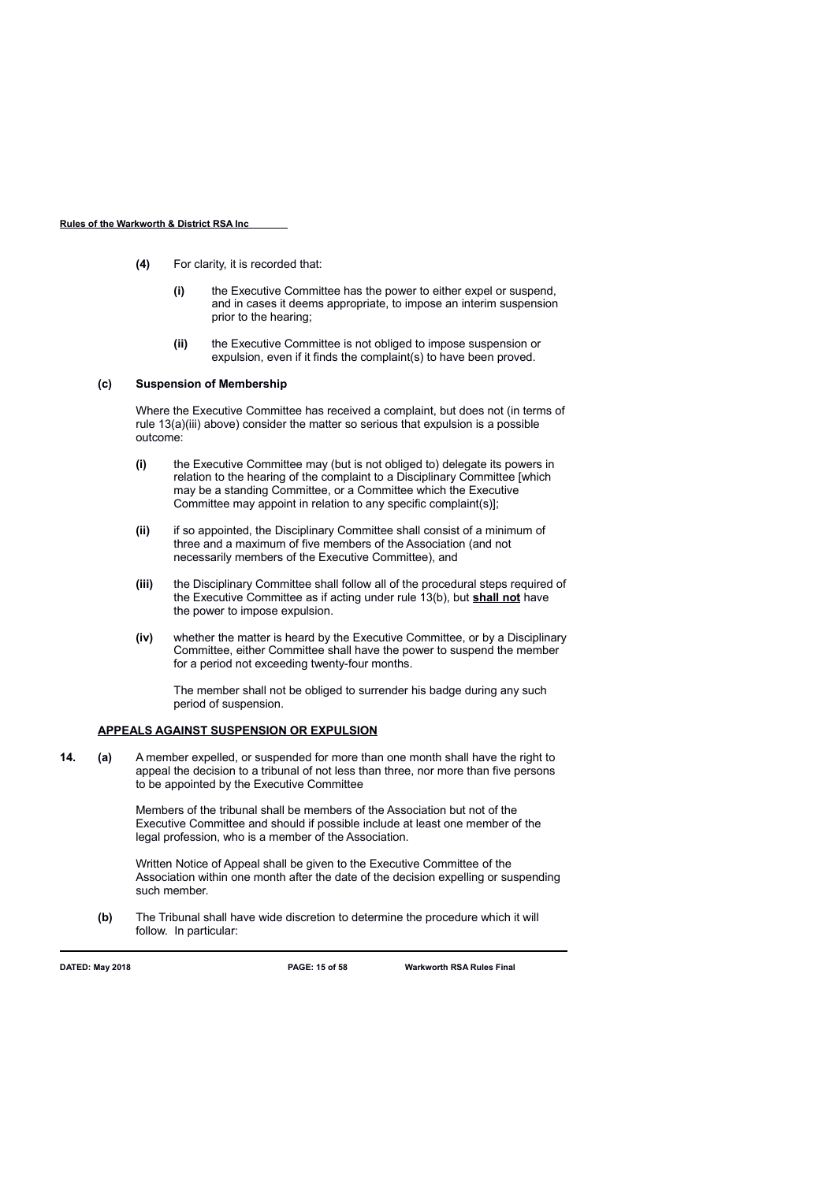**(4)** For clarity, it is recorded that:

**(i)** the Executive Committee has the power to either expel or suspend, and in cases it deems appropriate, to impose an interim suspension prior to the hearing;

**(ii)** the Executive Committee is not obliged to impose suspension or expulsion, even if it finds the complaint(s) to have been proved.

**(c) Suspension of Membership**

Where the Executive Committee has received a complaint, but does not (in terms of rule 13(a)(iii) above) consider the matter so serious that expulsion is a possible outcome:

**(i)** the Executive Committee may (but is not obliged to) delegate its powers in relation to the hearing of the complaint to a Disciplinary Committee [which may be a standing Committee, or a Committee which the Executive Committee may appoint in relation to any specific complaint(s)];

**(ii)** if so appointed, the Disciplinary Committee shall consist of a minimum of three and a maximum of five members of the Association (and not necessarily members of the Executive Committee), and

**(iii)** the Disciplinary Committee shall follow all of the procedural steps required of the Executive Committee as if acting under rule 13(b), but <u>**shall not**</u> have the power to impose expulsion.

**(iv)** whether the matter is heard by the Executive Committee, or by a Disciplinary Committee, either Committee shall have the power to suspend the member for a period not exceeding twenty-four months.

The member shall not be obliged to surrender his badge during any such period of suspension.

## <u>APPEALS AGAINST SUSPENSION OR EXPULSION</u>

**14. (a)** A member expelled, or suspended for more than one month shall have the right to appeal the decision to a tribunal of not less than three, nor more than five persons to be appointed by the Executive Committee

Members of the tribunal shall be members of the Association but not of the Executive Committee and should if possible include at least one member of the legal profession, who is a member of the Association.

Written Notice of Appeal shall be given to the Executive Committee of the Association within one month after the date of the decision expelling or suspending such member.

**(b)** The Tribunal shall have wide discretion to determine the procedure which it will follow. In particular: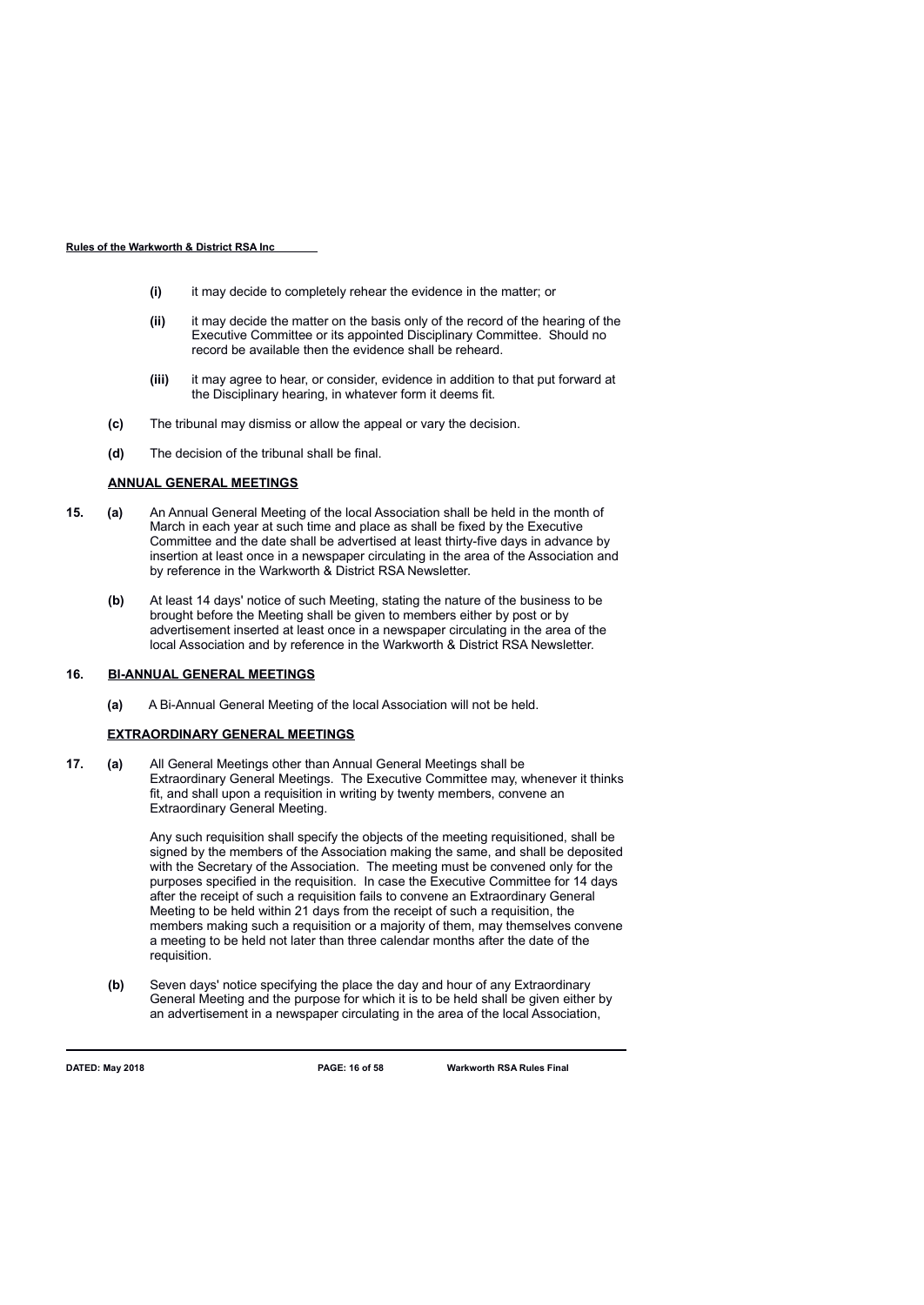- **(i)** it may decide to completely rehear the evidence in the matter; or

- **(ii)** it may decide the matter on the basis only of the record of the hearing of the Executive Committee or its appointed Disciplinary Committee. Should no record be available then the evidence shall be reheard.

- **(iii)** it may agree to hear, or consider, evidence in addition to that put forward at the Disciplinary hearing, in whatever form it deems fit.

**(c)** The tribunal may dismiss or allow the appeal or vary the decision.

**(d)** The decision of the tribunal shall be final.

## ANNUAL GENERAL MEETINGS

**15. (a)** An Annual General Meeting of the local Association shall be held in the month of March in each year at such time and place as shall be fixed by the Executive Committee and the date shall be advertised at least thirty-five days in advance by insertion at least once in a newspaper circulating in the area of the Association and by reference in the Warkworth & District RSA Newsletter.

**(b)** At least 14 days' notice of such Meeting, stating the nature of the business to be brought before the Meeting shall be given to members either by post or by advertisement inserted at least once in a newspaper circulating in the area of the local Association and by reference in the Warkworth & District RSA Newsletter.

## 16. BI-ANNUAL GENERAL MEETINGS

**(a)** A Bi-Annual General Meeting of the local Association will not be held.

## EXTRAORDINARY GENERAL MEETINGS

**17. (a)** All General Meetings other than Annual General Meetings shall be Extraordinary General Meetings. The Executive Committee may, whenever it thinks fit, and shall upon a requisition in writing by twenty members, convene an Extraordinary General Meeting.

Any such requisition shall specify the objects of the meeting requisitioned, shall be signed by the members of the Association making the same, and shall be deposited with the Secretary of the Association. The meeting must be convened only for the purposes specified in the requisition. In case the Executive Committee for 14 days after the receipt of such a requisition fails to convene an Extraordinary General Meeting to be held within 21 days from the receipt of such a requisition, the members making such a requisition or a majority of them, may themselves convene a meeting to be held not later than three calendar months after the date of the requisition.

**(b)** Seven days' notice specifying the place the day and hour of any Extraordinary General Meeting and the purpose for which it is to be held shall be given either by an advertisement in a newspaper circulating in the area of the local Association,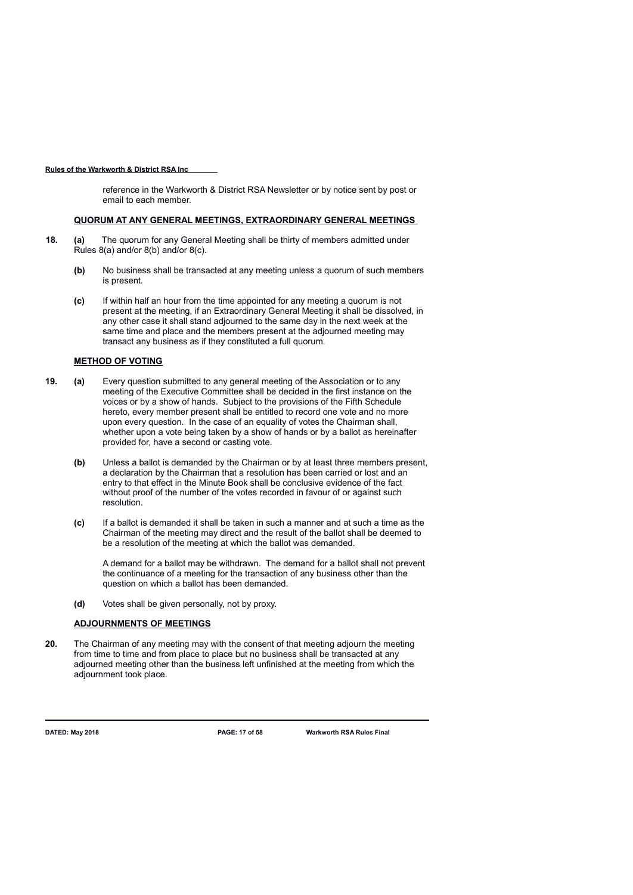reference in the Warkworth & District RSA Newsletter or by notice sent by post or email to each member.

**QUORUM AT ANY GENERAL MEETINGS, EXTRAORDINARY GENERAL MEETINGS**

**18.** **(a)** The quorum for any General Meeting shall be thirty of members admitted under Rules 8(a) and/or 8(b) and/or 8(c).

**(b)** No business shall be transacted at any meeting unless a quorum of such members is present.

**(c)** If within half an hour from the time appointed for any meeting a quorum is not present at the meeting, if an Extraordinary General Meeting it shall be dissolved, in any other case it shall stand adjourned to the same day in the next week at the same time and place and the members present at the adjourned meeting may transact any business as if they constituted a full quorum.

**METHOD OF VOTING**

**19.** **(a)** Every question submitted to any general meeting of the Association or to any meeting of the Executive Committee shall be decided in the first instance on the voices or by a show of hands. Subject to the provisions of the Fifth Schedule hereto, every member present shall be entitled to record one vote and no more upon every question. In the case of an equality of votes the Chairman shall, whether upon a vote being taken by a show of hands or by a ballot as hereinafter provided for, have a second or casting vote.

**(b)** Unless a ballot is demanded by the Chairman or by at least three members present, a declaration by the Chairman that a resolution has been carried or lost and an entry to that effect in the Minute Book shall be conclusive evidence of the fact without proof of the number of the votes recorded in favour of or against such resolution.

**(c)** If a ballot is demanded it shall be taken in such a manner and at such a time as the Chairman of the meeting may direct and the result of the ballot shall be deemed to be a resolution of the meeting at which the ballot was demanded.

A demand for a ballot may be withdrawn. The demand for a ballot shall not prevent the continuance of a meeting for the transaction of any business other than the question on which a ballot has been demanded.

**(d)** Votes shall be given personally, not by proxy.

**ADJOURNMENTS OF MEETINGS**

**20.** The Chairman of any meeting may with the consent of that meeting adjourn the meeting from time to time and from place to place but no business shall be transacted at any adjourned meeting other than the business left unfinished at the meeting from which the adjournment took place.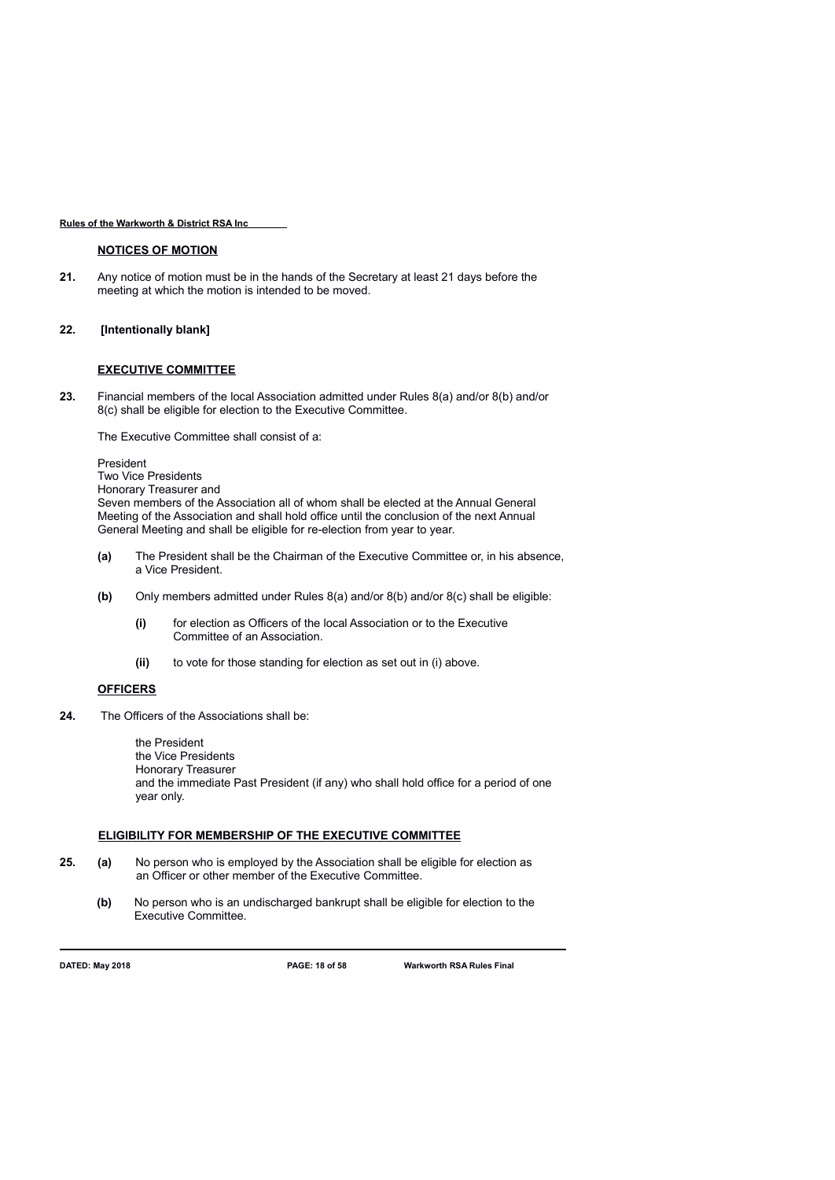## NOTICES OF MOTION

**21.** Any notice of motion must be in the hands of the Secretary at least 21 days before the meeting at which the motion is intended to be moved.

**22. [Intentionally blank]**

## EXECUTIVE COMMITTEE

**23.** Financial members of the local Association admitted under Rules 8(a) and/or 8(b) and/or 8(c) shall be eligible for election to the Executive Committee.

The Executive Committee shall consist of a:

President
Two Vice Presidents
Honorary Treasurer and
Seven members of the Association all of whom shall be elected at the Annual General Meeting of the Association and shall hold office until the conclusion of the next Annual General Meeting and shall be eligible for re-election from year to year.

- **(a)** The President shall be the Chairman of the Executive Committee or, in his absence, a Vice President.
- **(b)** Only members admitted under Rules 8(a) and/or 8(b) and/or 8(c) shall be eligible:
  - **(i)** for election as Officers of the local Association or to the Executive Committee of an Association.
  - **(ii)** to vote for those standing for election as set out in (i) above.

## OFFICERS

**24.** The Officers of the Associations shall be:

the President
the Vice Presidents
Honorary Treasurer
and the immediate Past President (if any) who shall hold office for a period of one year only.

## ELIGIBILITY FOR MEMBERSHIP OF THE EXECUTIVE COMMITTEE

**25.**
- **(a)** No person who is employed by the Association shall be eligible for election as an Officer or other member of the Executive Committee.
- **(b)** No person who is an undischarged bankrupt shall be eligible for election to the Executive Committee.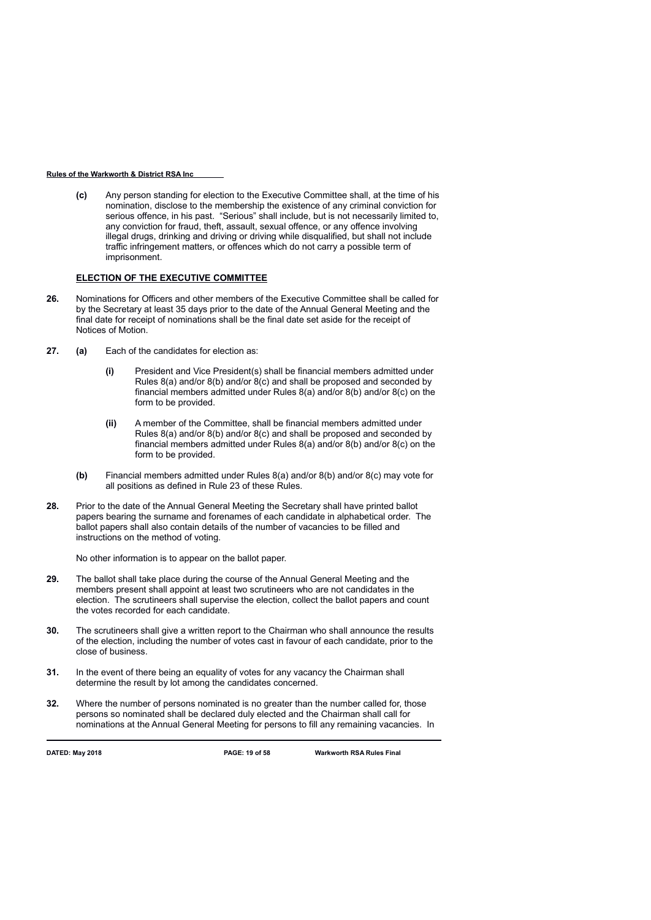**(c)** Any person standing for election to the Executive Committee shall, at the time of his nomination, disclose to the membership the existence of any criminal conviction for serious offence, in his past. "Serious" shall include, but is not necessarily limited to, any conviction for fraud, theft, assault, sexual offence, or any offence involving illegal drugs, drinking and driving or driving while disqualified, but shall not include traffic infringement matters, or offences which do not carry a possible term of imprisonment.

## ELECTION OF THE EXECUTIVE COMMITTEE

**26.** Nominations for Officers and other members of the Executive Committee shall be called for by the Secretary at least 35 days prior to the date of the Annual General Meeting and the final date for receipt of nominations shall be the final date set aside for the receipt of Notices of Motion.

**27.** **(a)** Each of the candidates for election as:

- **(i)** President and Vice President(s) shall be financial members admitted under Rules 8(a) and/or 8(b) and/or 8(c) and shall be proposed and seconded by financial members admitted under Rules 8(a) and/or 8(b) and/or 8(c) on the form to be provided.

- **(ii)** A member of the Committee, shall be financial members admitted under Rules 8(a) and/or 8(b) and/or 8(c) and shall be proposed and seconded by financial members admitted under Rules 8(a) and/or 8(b) and/or 8(c) on the form to be provided.

**(b)** Financial members admitted under Rules 8(a) and/or 8(b) and/or 8(c) may vote for all positions as defined in Rule 23 of these Rules.

**28.** Prior to the date of the Annual General Meeting the Secretary shall have printed ballot papers bearing the surname and forenames of each candidate in alphabetical order. The ballot papers shall also contain details of the number of vacancies to be filled and instructions on the method of voting.

No other information is to appear on the ballot paper.

**29.** The ballot shall take place during the course of the Annual General Meeting and the members present shall appoint at least two scrutineers who are not candidates in the election. The scrutineers shall supervise the election, collect the ballot papers and count the votes recorded for each candidate.

**30.** The scrutineers shall give a written report to the Chairman who shall announce the results of the election, including the number of votes cast in favour of each candidate, prior to the close of business.

**31.** In the event of there being an equality of votes for any vacancy the Chairman shall determine the result by lot among the candidates concerned.

**32.** Where the number of persons nominated is no greater than the number called for, those persons so nominated shall be declared duly elected and the Chairman shall call for nominations at the Annual General Meeting for persons to fill any remaining vacancies. In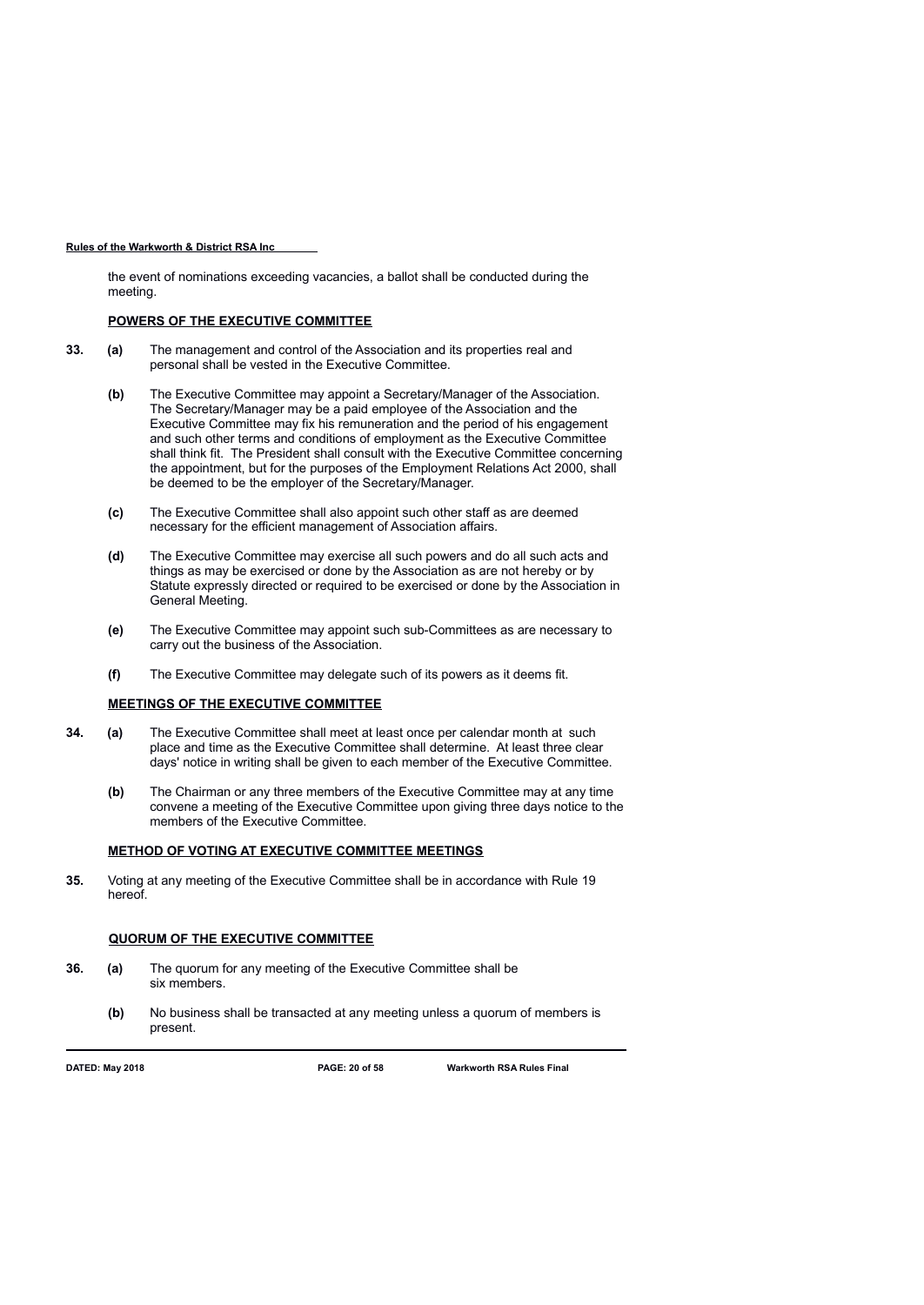the event of nominations exceeding vacancies, a ballot shall be conducted during the meeting.

## POWERS OF THE EXECUTIVE COMMITTEE

**33.** **(a)** The management and control of the Association and its properties real and personal shall be vested in the Executive Committee.

**(b)** The Executive Committee may appoint a Secretary/Manager of the Association. The Secretary/Manager may be a paid employee of the Association and the Executive Committee may fix his remuneration and the period of his engagement and such other terms and conditions of employment as the Executive Committee shall think fit. The President shall consult with the Executive Committee concerning the appointment, but for the purposes of the Employment Relations Act 2000, shall be deemed to be the employer of the Secretary/Manager.

**(c)** The Executive Committee shall also appoint such other staff as are deemed necessary for the efficient management of Association affairs.

**(d)** The Executive Committee may exercise all such powers and do all such acts and things as may be exercised or done by the Association as are not hereby or by Statute expressly directed or required to be exercised or done by the Association in General Meeting.

**(e)** The Executive Committee may appoint such sub-Committees as are necessary to carry out the business of the Association.

**(f)** The Executive Committee may delegate such of its powers as it deems fit.

## MEETINGS OF THE EXECUTIVE COMMITTEE

**34.** **(a)** The Executive Committee shall meet at least once per calendar month at such place and time as the Executive Committee shall determine. At least three clear days' notice in writing shall be given to each member of the Executive Committee.

**(b)** The Chairman or any three members of the Executive Committee may at any time convene a meeting of the Executive Committee upon giving three days notice to the members of the Executive Committee.

## METHOD OF VOTING AT EXECUTIVE COMMITTEE MEETINGS

**35.** Voting at any meeting of the Executive Committee shall be in accordance with Rule 19 hereof.

## QUORUM OF THE EXECUTIVE COMMITTEE

**36.** **(a)** The quorum for any meeting of the Executive Committee shall be six members.

**(b)** No business shall be transacted at any meeting unless a quorum of members is present.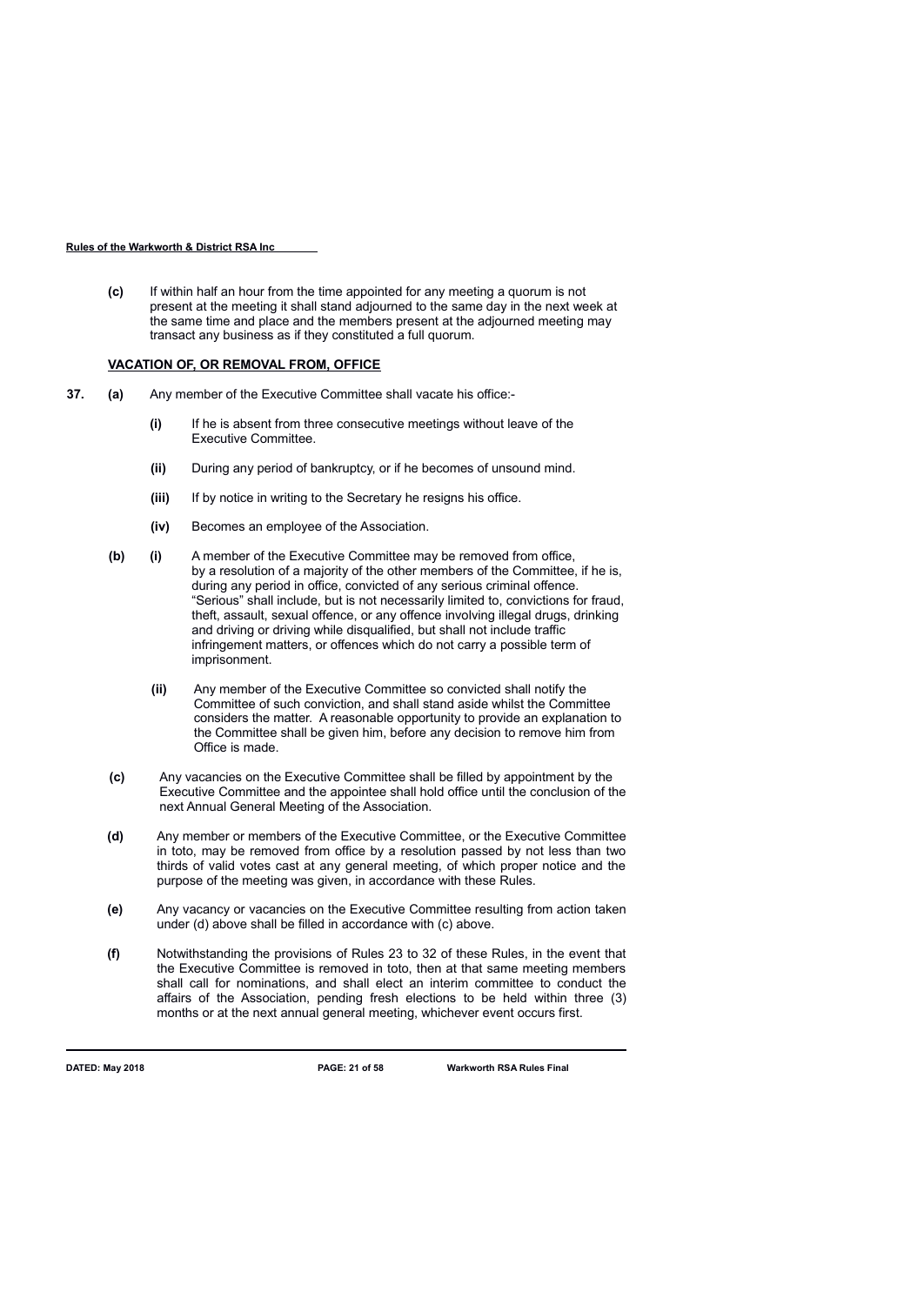**(c)** If within half an hour from the time appointed for any meeting a quorum is not present at the meeting it shall stand adjourned to the same day in the next week at the same time and place and the members present at the adjourned meeting may transact any business as if they constituted a full quorum.

## VACATION OF, OR REMOVAL FROM, OFFICE

**37.** **(a)** Any member of the Executive Committee shall vacate his office:-

- **(i)** If he is absent from three consecutive meetings without leave of the Executive Committee.
- **(ii)** During any period of bankruptcy, or if he becomes of unsound mind.
- **(iii)** If by notice in writing to the Secretary he resigns his office.
- **(iv)** Becomes an employee of the Association.

**(b)** **(i)** A member of the Executive Committee may be removed from office, by a resolution of a majority of the other members of the Committee, if he is, during any period in office, convicted of any serious criminal offence. "Serious" shall include, but is not necessarily limited to, convictions for fraud, theft, assault, sexual offence, or any offence involving illegal drugs, drinking and driving or driving while disqualified, but shall not include traffic infringement matters, or offences which do not carry a possible term of imprisonment.

**(ii)** Any member of the Executive Committee so convicted shall notify the Committee of such conviction, and shall stand aside whilst the Committee considers the matter. A reasonable opportunity to provide an explanation to the Committee shall be given him, before any decision to remove him from Office is made.

**(c)** Any vacancies on the Executive Committee shall be filled by appointment by the Executive Committee and the appointee shall hold office until the conclusion of the next Annual General Meeting of the Association.

**(d)** Any member or members of the Executive Committee, or the Executive Committee in toto, may be removed from office by a resolution passed by not less than two thirds of valid votes cast at any general meeting, of which proper notice and the purpose of the meeting was given, in accordance with these Rules.

**(e)** Any vacancy or vacancies on the Executive Committee resulting from action taken under (d) above shall be filled in accordance with (c) above.

**(f)** Notwithstanding the provisions of Rules 23 to 32 of these Rules, in the event that the Executive Committee is removed in toto, then at that same meeting members shall call for nominations, and shall elect an interim committee to conduct the affairs of the Association, pending fresh elections to be held within three (3) months or at the next annual general meeting, whichever event occurs first.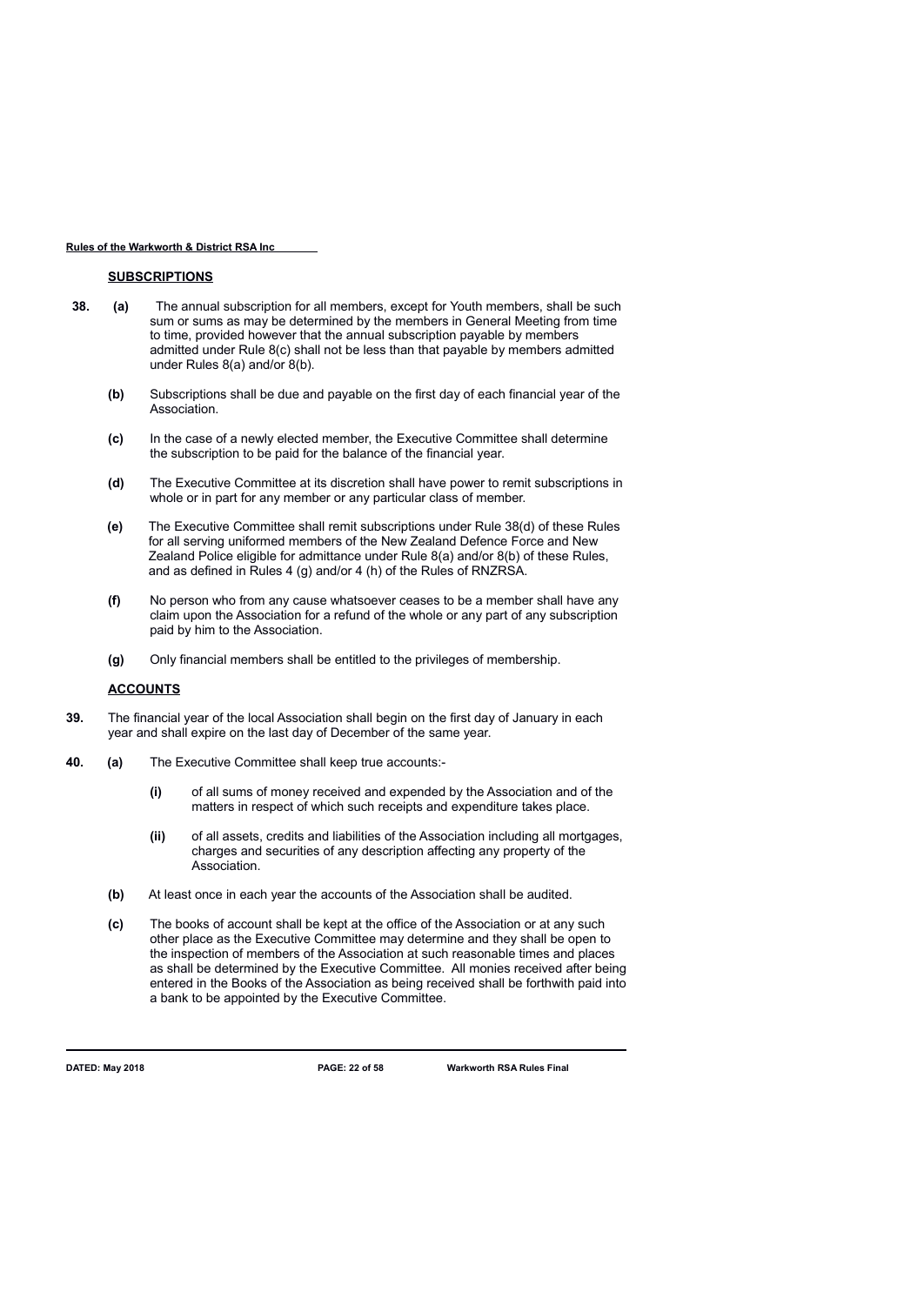## SUBSCRIPTIONS

**38.** **(a)** The annual subscription for all members, except for Youth members, shall be such sum or sums as may be determined by the members in General Meeting from time to time, provided however that the annual subscription payable by members admitted under Rule 8(c) shall not be less than that payable by members admitted under Rules 8(a) and/or 8(b).

**(b)** Subscriptions shall be due and payable on the first day of each financial year of the Association.

**(c)** In the case of a newly elected member, the Executive Committee shall determine the subscription to be paid for the balance of the financial year.

**(d)** The Executive Committee at its discretion shall have power to remit subscriptions in whole or in part for any member or any particular class of member.

**(e)** The Executive Committee shall remit subscriptions under Rule 38(d) of these Rules for all serving uniformed members of the New Zealand Defence Force and New Zealand Police eligible for admittance under Rule 8(a) and/or 8(b) of these Rules, and as defined in Rules 4 (g) and/or 4 (h) of the Rules of RNZRSA.

**(f)** No person who from any cause whatsoever ceases to be a member shall have any claim upon the Association for a refund of the whole or any part of any subscription paid by him to the Association.

**(g)** Only financial members shall be entitled to the privileges of membership.

## ACCOUNTS

**39.** The financial year of the local Association shall begin on the first day of January in each year and shall expire on the last day of December of the same year.

**40.** **(a)** The Executive Committee shall keep true accounts:-

**(i)** of all sums of money received and expended by the Association and of the matters in respect of which such receipts and expenditure takes place.

**(ii)** of all assets, credits and liabilities of the Association including all mortgages, charges and securities of any description affecting any property of the Association.

**(b)** At least once in each year the accounts of the Association shall be audited.

**(c)** The books of account shall be kept at the office of the Association or at any such other place as the Executive Committee may determine and they shall be open to the inspection of members of the Association at such reasonable times and places as shall be determined by the Executive Committee. All monies received after being entered in the Books of the Association as being received shall be forthwith paid into a bank to be appointed by the Executive Committee.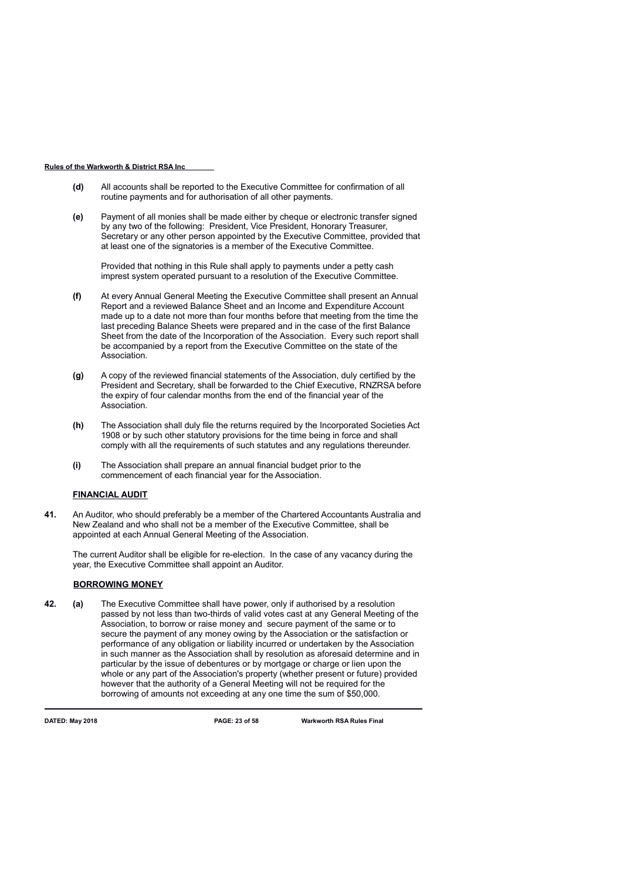**(d)** All accounts shall be reported to the Executive Committee for confirmation of all routine payments and for authorisation of all other payments.

**(e)** Payment of all monies shall be made either by cheque or electronic transfer signed by any two of the following: President, Vice President, Honorary Treasurer, Secretary or any other person appointed by the Executive Committee, provided that at least one of the signatories is a member of the Executive Committee.

Provided that nothing in this Rule shall apply to payments under a petty cash imprest system operated pursuant to a resolution of the Executive Committee.

**(f)** At every Annual General Meeting the Executive Committee shall present an Annual Report and a reviewed Balance Sheet and an Income and Expenditure Account made up to a date not more than four months before that meeting from the time the last preceding Balance Sheets were prepared and in the case of the first Balance Sheet from the date of the Incorporation of the Association. Every such report shall be accompanied by a report from the Executive Committee on the state of the Association.

**(g)** A copy of the reviewed financial statements of the Association, duly certified by the President and Secretary, shall be forwarded to the Chief Executive, RNZRSA before the expiry of four calendar months from the end of the financial year of the Association.

**(h)** The Association shall duly file the returns required by the Incorporated Societies Act 1908 or by such other statutory provisions for the time being in force and shall comply with all the requirements of such statutes and any regulations thereunder.

**(i)** The Association shall prepare an annual financial budget prior to the commencement of each financial year for the Association.

## FINANCIAL AUDIT

**41.** An Auditor, who should preferably be a member of the Chartered Accountants Australia and New Zealand and who shall not be a member of the Executive Committee, shall be appointed at each Annual General Meeting of the Association.

The current Auditor shall be eligible for re-election. In the case of any vacancy during the year, the Executive Committee shall appoint an Auditor.

## BORROWING MONEY

**42. (a)** The Executive Committee shall have power, only if authorised by a resolution passed by not less than two-thirds of valid votes cast at any General Meeting of the Association, to borrow or raise money and secure payment of the same or to secure the payment of any money owing by the Association or the satisfaction or performance of any obligation or liability incurred or undertaken by the Association in such manner as the Association shall by resolution as aforesaid determine and in particular by the issue of debentures or by mortgage or charge or lien upon the whole or any part of the Association's property (whether present or future) provided however that the authority of a General Meeting will not be required for the borrowing of amounts not exceeding at any one time the sum of $50,000.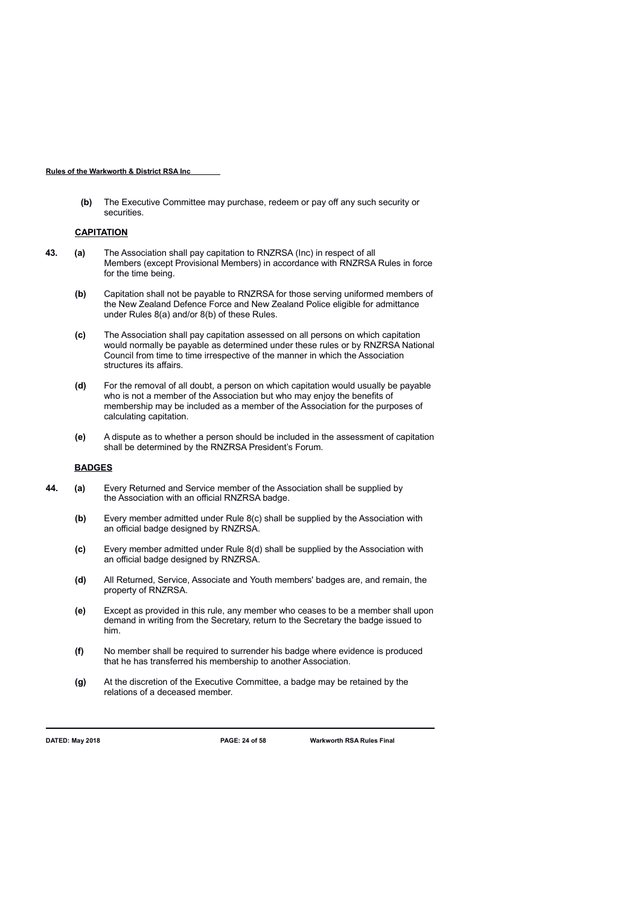**(b)** The Executive Committee may purchase, redeem or pay off any such security or securities.

## CAPITATION

**43. (a)** The Association shall pay capitation to RNZRSA (Inc) in respect of all Members (except Provisional Members) in accordance with RNZRSA Rules in force for the time being.

**(b)** Capitation shall not be payable to RNZRSA for those serving uniformed members of the New Zealand Defence Force and New Zealand Police eligible for admittance under Rules 8(a) and/or 8(b) of these Rules.

**(c)** The Association shall pay capitation assessed on all persons on which capitation would normally be payable as determined under these rules or by RNZRSA National Council from time to time irrespective of the manner in which the Association structures its affairs.

**(d)** For the removal of all doubt, a person on which capitation would usually be payable who is not a member of the Association but who may enjoy the benefits of membership may be included as a member of the Association for the purposes of calculating capitation.

**(e)** A dispute as to whether a person should be included in the assessment of capitation shall be determined by the RNZRSA President's Forum.

## BADGES

**44. (a)** Every Returned and Service member of the Association shall be supplied by the Association with an official RNZRSA badge.

**(b)** Every member admitted under Rule 8(c) shall be supplied by the Association with an official badge designed by RNZRSA.

**(c)** Every member admitted under Rule 8(d) shall be supplied by the Association with an official badge designed by RNZRSA.

**(d)** All Returned, Service, Associate and Youth members' badges are, and remain, the property of RNZRSA.

**(e)** Except as provided in this rule, any member who ceases to be a member shall upon demand in writing from the Secretary, return to the Secretary the badge issued to him.

**(f)** No member shall be required to surrender his badge where evidence is produced that he has transferred his membership to another Association.

**(g)** At the discretion of the Executive Committee, a badge may be retained by the relations of a deceased member.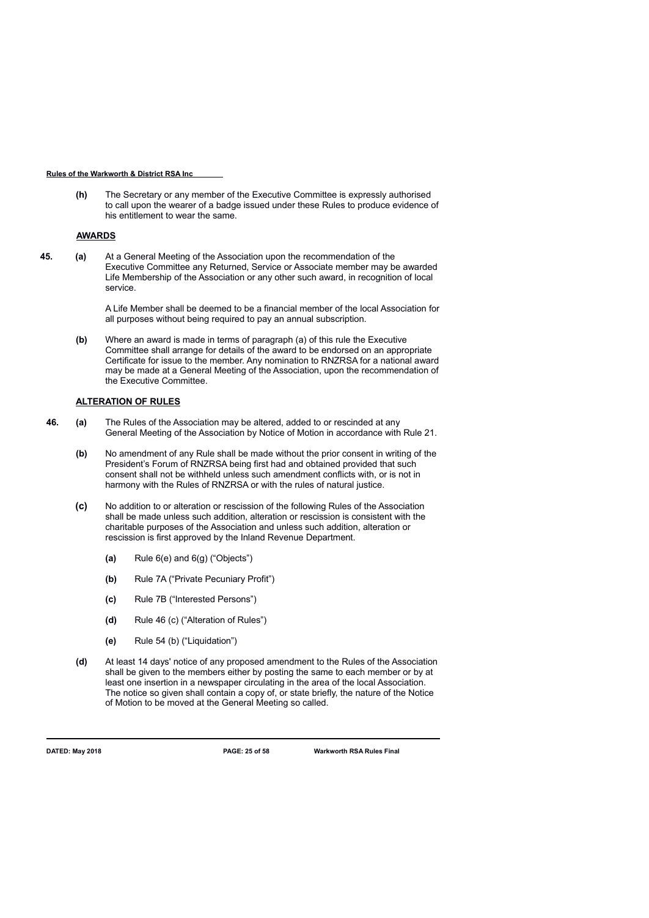**(h)** The Secretary or any member of the Executive Committee is expressly authorised to call upon the wearer of a badge issued under these Rules to produce evidence of his entitlement to wear the same.

## AWARDS

**45.** **(a)** At a General Meeting of the Association upon the recommendation of the Executive Committee any Returned, Service or Associate member may be awarded Life Membership of the Association or any other such award, in recognition of local service.

A Life Member shall be deemed to be a financial member of the local Association for all purposes without being required to pay an annual subscription.

**(b)** Where an award is made in terms of paragraph (a) of this rule the Executive Committee shall arrange for details of the award to be endorsed on an appropriate Certificate for issue to the member. Any nomination to RNZRSA for a national award may be made at a General Meeting of the Association, upon the recommendation of the Executive Committee.

## ALTERATION OF RULES

**46.** **(a)** The Rules of the Association may be altered, added to or rescinded at any General Meeting of the Association by Notice of Motion in accordance with Rule 21.

**(b)** No amendment of any Rule shall be made without the prior consent in writing of the President's Forum of RNZRSA being first had and obtained provided that such consent shall not be withheld unless such amendment conflicts with, or is not in harmony with the Rules of RNZRSA or with the rules of natural justice.

**(c)** No addition to or alteration or rescission of the following Rules of the Association shall be made unless such addition, alteration or rescission is consistent with the charitable purposes of the Association and unless such addition, alteration or rescission is first approved by the Inland Revenue Department.

- **(a)** Rule 6(e) and 6(g) ("Objects")
- **(b)** Rule 7A ("Private Pecuniary Profit")
- **(c)** Rule 7B ("Interested Persons")
- **(d)** Rule 46 (c) ("Alteration of Rules")
- **(e)** Rule 54 (b) ("Liquidation")

**(d)** At least 14 days' notice of any proposed amendment to the Rules of the Association shall be given to the members either by posting the same to each member or by at least one insertion in a newspaper circulating in the area of the local Association. The notice so given shall contain a copy of, or state briefly, the nature of the Notice of Motion to be moved at the General Meeting so called.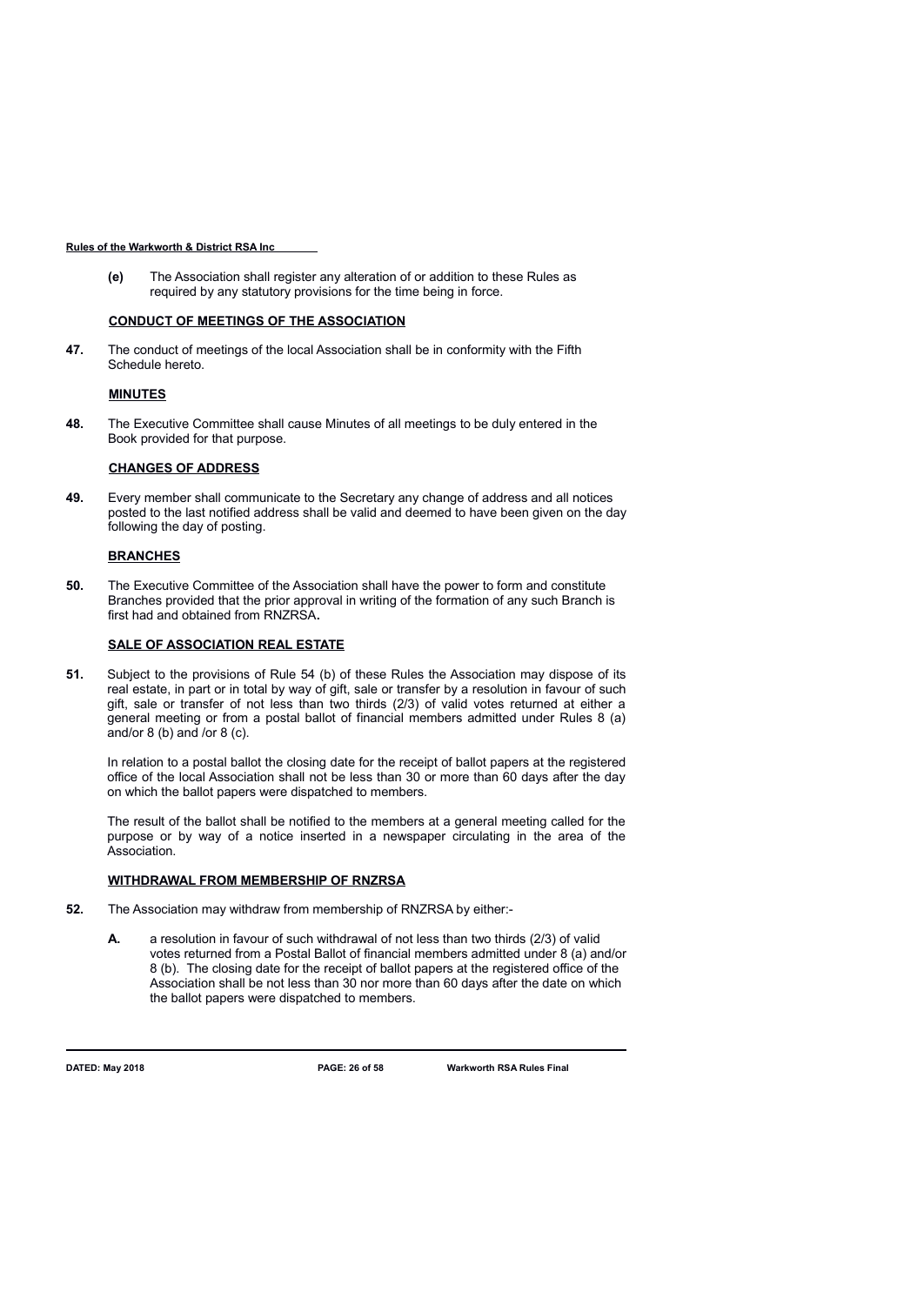**(e)** The Association shall register any alteration of or addition to these Rules as required by any statutory provisions for the time being in force.

## CONDUCT OF MEETINGS OF THE ASSOCIATION

**47.** The conduct of meetings of the local Association shall be in conformity with the Fifth Schedule hereto.

## MINUTES

**48.** The Executive Committee shall cause Minutes of all meetings to be duly entered in the Book provided for that purpose.

## CHANGES OF ADDRESS

**49.** Every member shall communicate to the Secretary any change of address and all notices posted to the last notified address shall be valid and deemed to have been given on the day following the day of posting.

## BRANCHES

**50.** The Executive Committee of the Association shall have the power to form and constitute Branches provided that the prior approval in writing of the formation of any such Branch is first had and obtained from RNZRSA**.**

## SALE OF ASSOCIATION REAL ESTATE

**51.** Subject to the provisions of Rule 54 (b) of these Rules the Association may dispose of its real estate, in part or in total by way of gift, sale or transfer by a resolution in favour of such gift, sale or transfer of not less than two thirds (2/3) of valid votes returned at either a general meeting or from a postal ballot of financial members admitted under Rules 8 (a) and/or 8 (b) and /or 8 (c).

In relation to a postal ballot the closing date for the receipt of ballot papers at the registered office of the local Association shall not be less than 30 or more than 60 days after the day on which the ballot papers were dispatched to members.

The result of the ballot shall be notified to the members at a general meeting called for the purpose or by way of a notice inserted in a newspaper circulating in the area of the Association.

## WITHDRAWAL FROM MEMBERSHIP OF RNZRSA

**52.** The Association may withdraw from membership of RNZRSA by either:-

**A.** a resolution in favour of such withdrawal of not less than two thirds (2/3) of valid votes returned from a Postal Ballot of financial members admitted under 8 (a) and/or 8 (b). The closing date for the receipt of ballot papers at the registered office of the Association shall be not less than 30 nor more than 60 days after the date on which the ballot papers were dispatched to members.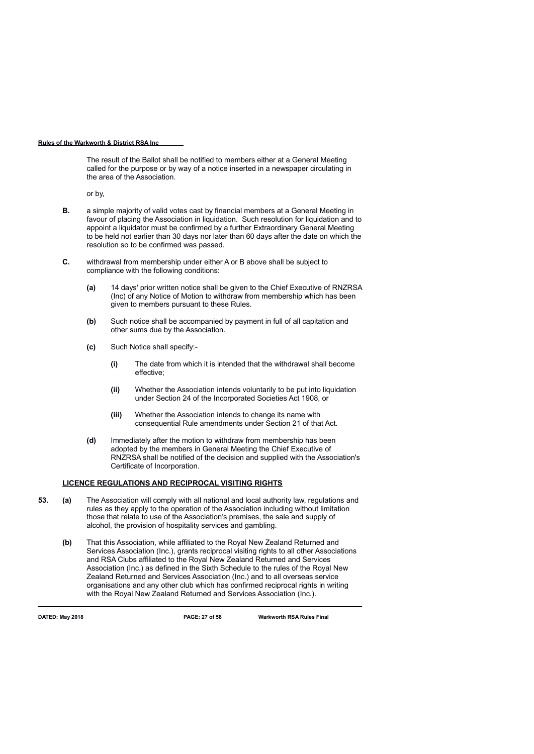The result of the Ballot shall be notified to members either at a General Meeting called for the purpose or by way of a notice inserted in a newspaper circulating in the area of the Association.

or by,

**B.** a simple majority of valid votes cast by financial members at a General Meeting in favour of placing the Association in liquidation. Such resolution for liquidation and to appoint a liquidator must be confirmed by a further Extraordinary General Meeting to be held not earlier than 30 days nor later than 60 days after the date on which the resolution so to be confirmed was passed.

**C.** withdrawal from membership under either A or B above shall be subject to compliance with the following conditions:

- **(a)** 14 days' prior written notice shall be given to the Chief Executive of RNZRSA (Inc) of any Notice of Motion to withdraw from membership which has been given to members pursuant to these Rules.
- **(b)** Such notice shall be accompanied by payment in full of all capitation and other sums due by the Association.
- **(c)** Such Notice shall specify:-
  - **(i)** The date from which it is intended that the withdrawal shall become effective;
  - **(ii)** Whether the Association intends voluntarily to be put into liquidation under Section 24 of the Incorporated Societies Act 1908, or
  - **(iii)** Whether the Association intends to change its name with consequential Rule amendments under Section 21 of that Act.
- **(d)** Immediately after the motion to withdraw from membership has been adopted by the members in General Meeting the Chief Executive of RNZRSA shall be notified of the decision and supplied with the Association's Certificate of Incorporation.

## LICENCE REGULATIONS AND RECIPROCAL VISITING RIGHTS

**53.** **(a)** The Association will comply with all national and local authority law, regulations and rules as they apply to the operation of the Association including without limitation those that relate to use of the Association's premises, the sale and supply of alcohol, the provision of hospitality services and gambling.

**(b)** That this Association, while affiliated to the Royal New Zealand Returned and Services Association (Inc.), grants reciprocal visiting rights to all other Associations and RSA Clubs affiliated to the Royal New Zealand Returned and Services Association (Inc.) as defined in the Sixth Schedule to the rules of the Royal New Zealand Returned and Services Association (Inc.) and to all overseas service organisations and any other club which has confirmed reciprocal rights in writing with the Royal New Zealand Returned and Services Association (Inc.).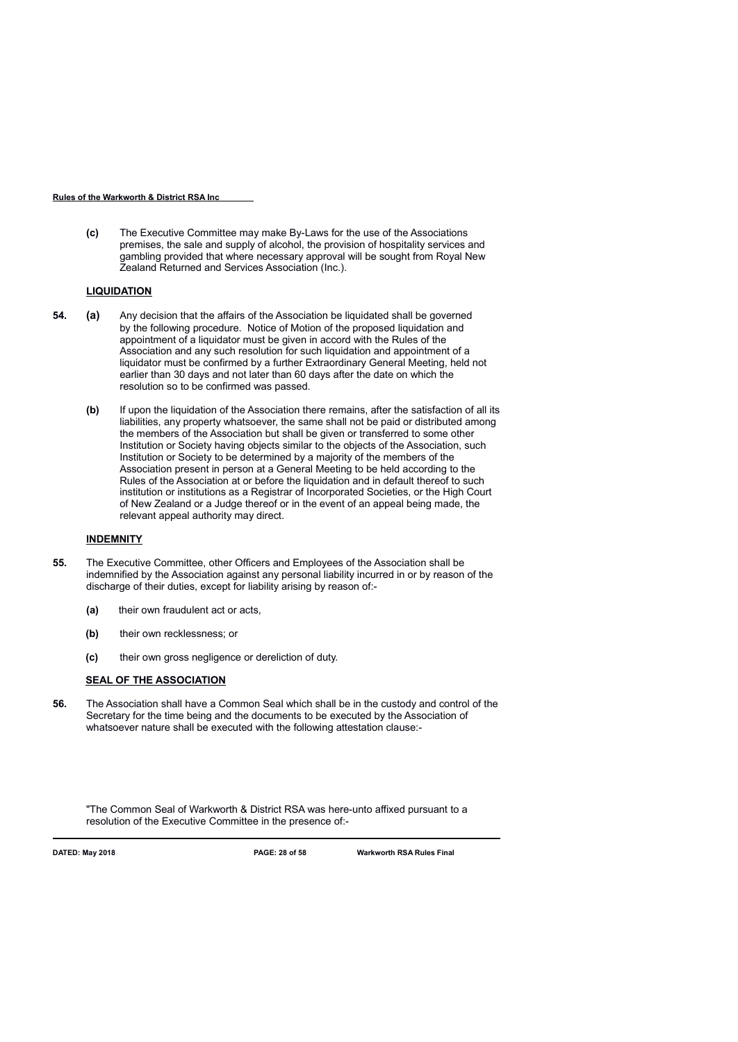**(c)** The Executive Committee may make By-Laws for the use of the Associations premises, the sale and supply of alcohol, the provision of hospitality services and gambling provided that where necessary approval will be sought from Royal New Zealand Returned and Services Association (Inc.).

## LIQUIDATION

**54. (a)** Any decision that the affairs of the Association be liquidated shall be governed by the following procedure. Notice of Motion of the proposed liquidation and appointment of a liquidator must be given in accord with the Rules of the Association and any such resolution for such liquidation and appointment of a liquidator must be confirmed by a further Extraordinary General Meeting, held not earlier than 30 days and not later than 60 days after the date on which the resolution so to be confirmed was passed.

**(b)** If upon the liquidation of the Association there remains, after the satisfaction of all its liabilities, any property whatsoever, the same shall not be paid or distributed among the members of the Association but shall be given or transferred to some other Institution or Society having objects similar to the objects of the Association, such Institution or Society to be determined by a majority of the members of the Association present in person at a General Meeting to be held according to the Rules of the Association at or before the liquidation and in default thereof to such institution or institutions as a Registrar of Incorporated Societies, or the High Court of New Zealand or a Judge thereof or in the event of an appeal being made, the relevant appeal authority may direct.

## INDEMNITY

**55.** The Executive Committee, other Officers and Employees of the Association shall be indemnified by the Association against any personal liability incurred in or by reason of the discharge of their duties, except for liability arising by reason of:-

**(a)** their own fraudulent act or acts,

**(b)** their own recklessness; or

**(c)** their own gross negligence or dereliction of duty.

## SEAL OF THE ASSOCIATION

**56.** The Association shall have a Common Seal which shall be in the custody and control of the Secretary for the time being and the documents to be executed by the Association of whatsoever nature shall be executed with the following attestation clause:-

"The Common Seal of Warkworth & District RSA was here-unto affixed pursuant to a resolution of the Executive Committee in the presence of:-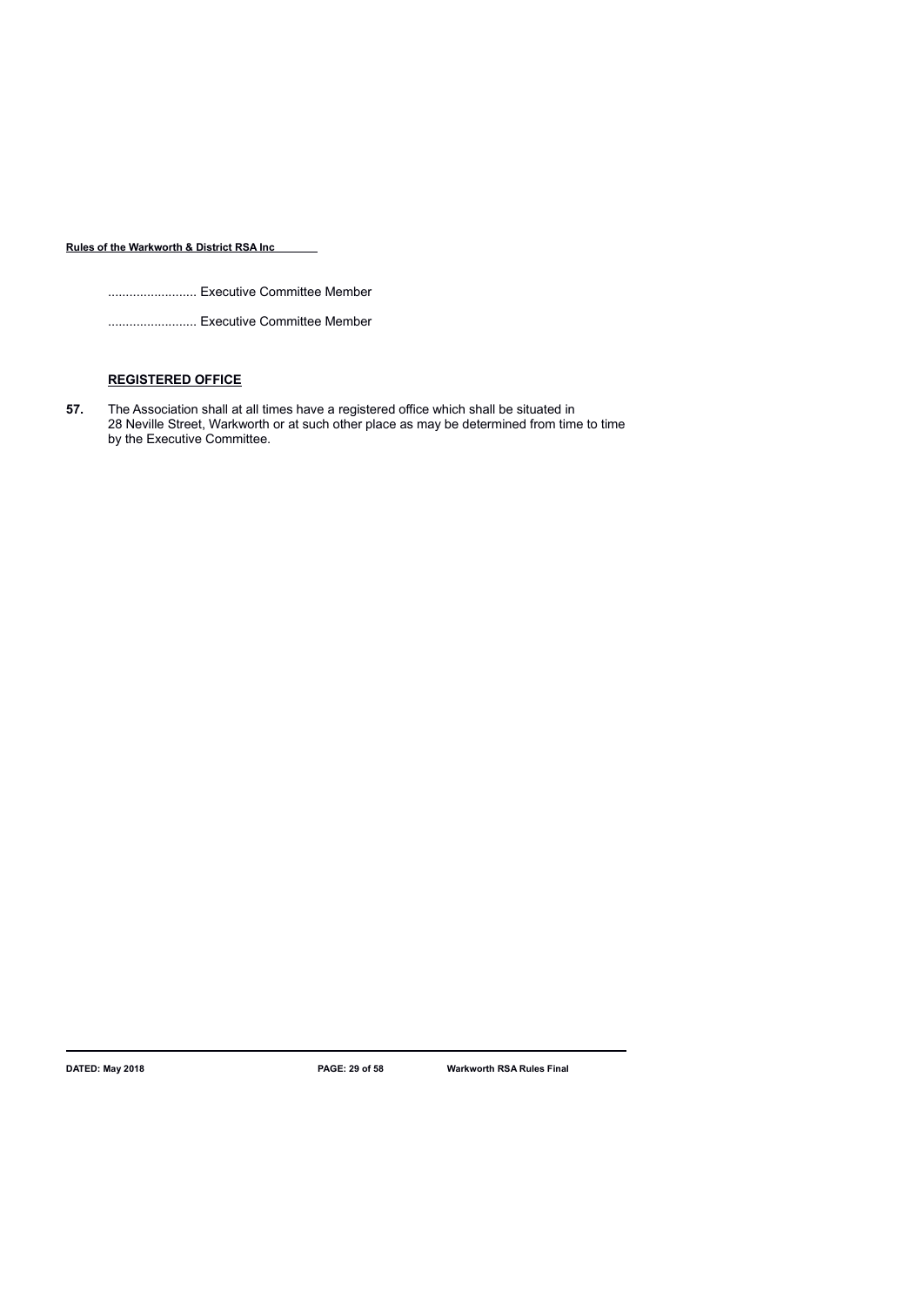......................... Executive Committee Member

......................... Executive Committee Member

**REGISTERED OFFICE**

**57.** The Association shall at all times have a registered office which shall be situated in 28 Neville Street, Warkworth or at such other place as may be determined from time to time by the Executive Committee.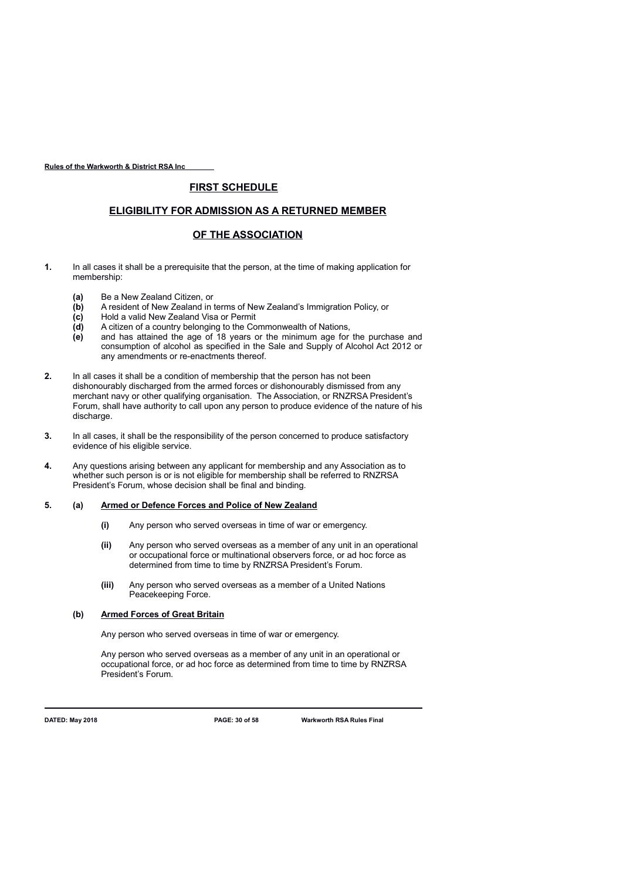## FIRST SCHEDULE

## ELIGIBILITY FOR ADMISSION AS A RETURNED MEMBER OF THE ASSOCIATION

**1.** In all cases it shall be a prerequisite that the person, at the time of making application for membership:

- **(a)** Be a New Zealand Citizen, or
- **(b)** A resident of New Zealand in terms of New Zealand's Immigration Policy, or
- **(c)** Hold a valid New Zealand Visa or Permit
- **(d)** A citizen of a country belonging to the Commonwealth of Nations,
- **(e)** and has attained the age of 18 years or the minimum age for the purchase and consumption of alcohol as specified in the Sale and Supply of Alcohol Act 2012 or any amendments or re-enactments thereof.

**2.** In all cases it shall be a condition of membership that the person has not been dishonourably discharged from the armed forces or dishonourably dismissed from any merchant navy or other qualifying organisation. The Association, or RNZRSA President's Forum, shall have authority to call upon any person to produce evidence of the nature of his discharge.

**3.** In all cases, it shall be the responsibility of the person concerned to produce satisfactory evidence of his eligible service.

**4.** Any questions arising between any applicant for membership and any Association as to whether such person is or is not eligible for membership shall be referred to RNZRSA President's Forum, whose decision shall be final and binding.

**5.** **(a)** **Armed or Defence Forces and Police of New Zealand**

- **(i)** Any person who served overseas in time of war or emergency.
- **(ii)** Any person who served overseas as a member of any unit in an operational or occupational force or multinational observers force, or ad hoc force as determined from time to time by RNZRSA President's Forum.
- **(iii)** Any person who served overseas as a member of a United Nations Peacekeeping Force.

**(b)** **Armed Forces of Great Britain**

Any person who served overseas in time of war or emergency.

Any person who served overseas as a member of any unit in an operational or occupational force, or ad hoc force as determined from time to time by RNZRSA President's Forum.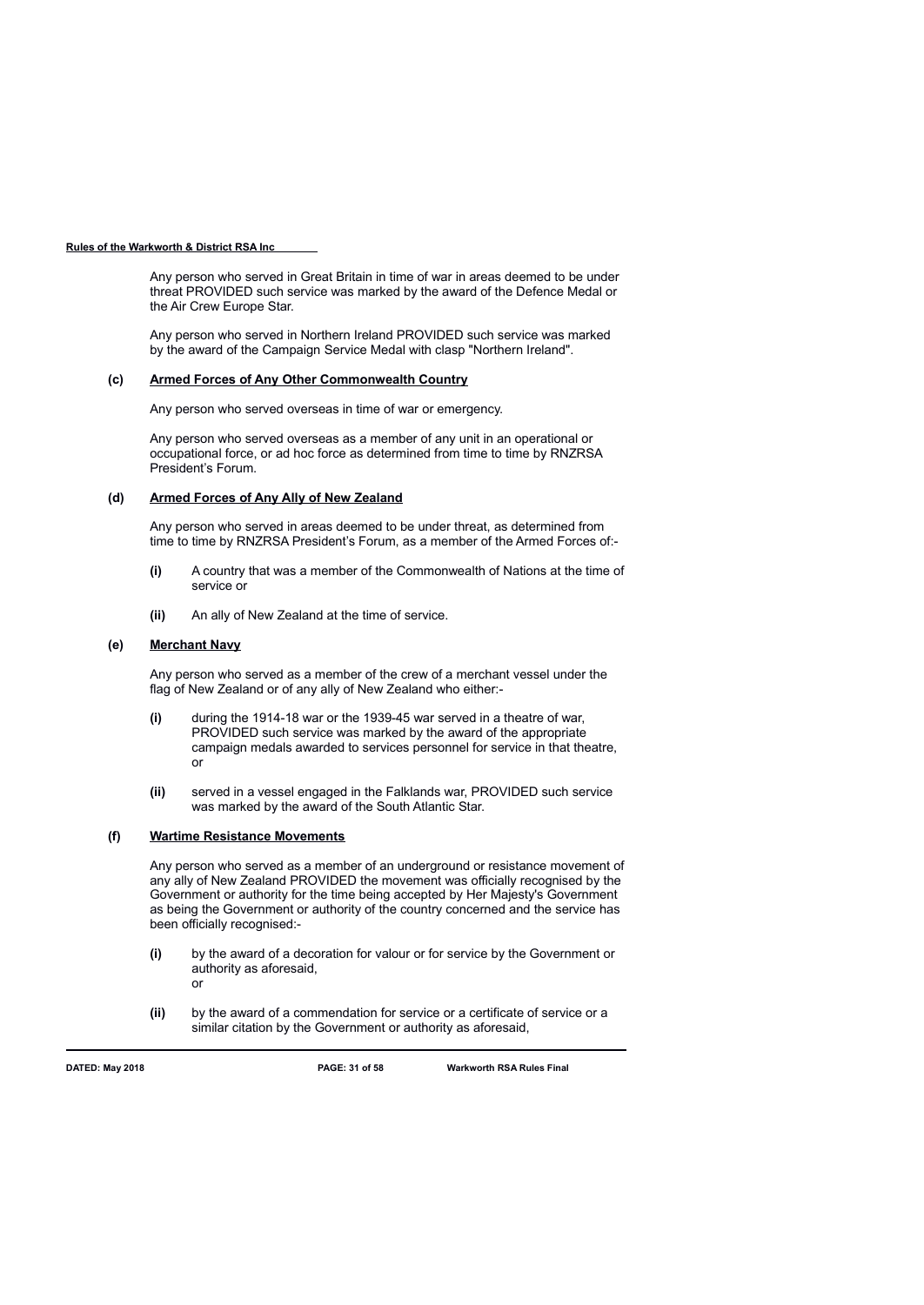Any person who served in Great Britain in time of war in areas deemed to be under threat PROVIDED such service was marked by the award of the Defence Medal or the Air Crew Europe Star.

Any person who served in Northern Ireland PROVIDED such service was marked by the award of the Campaign Service Medal with clasp "Northern Ireland".

**(c) Armed Forces of Any Other Commonwealth Country**

Any person who served overseas in time of war or emergency.

Any person who served overseas as a member of any unit in an operational or occupational force, or ad hoc force as determined from time to time by RNZRSA President's Forum.

**(d) Armed Forces of Any Ally of New Zealand**

Any person who served in areas deemed to be under threat, as determined from time to time by RNZRSA President's Forum, as a member of the Armed Forces of:-

**(i)** A country that was a member of the Commonwealth of Nations at the time of service or

**(ii)** An ally of New Zealand at the time of service.

**(e) Merchant Navy**

Any person who served as a member of the crew of a merchant vessel under the flag of New Zealand or of any ally of New Zealand who either:-

**(i)** during the 1914-18 war or the 1939-45 war served in a theatre of war, PROVIDED such service was marked by the award of the appropriate campaign medals awarded to services personnel for service in that theatre, or

**(ii)** served in a vessel engaged in the Falklands war, PROVIDED such service was marked by the award of the South Atlantic Star.

**(f) Wartime Resistance Movements**

Any person who served as a member of an underground or resistance movement of any ally of New Zealand PROVIDED the movement was officially recognised by the Government or authority for the time being accepted by Her Majesty's Government as being the Government or authority of the country concerned and the service has been officially recognised:-

**(i)** by the award of a decoration for valour or for service by the Government or authority as aforesaid,
or

**(ii)** by the award of a commendation for service or a certificate of service or a similar citation by the Government or authority as aforesaid,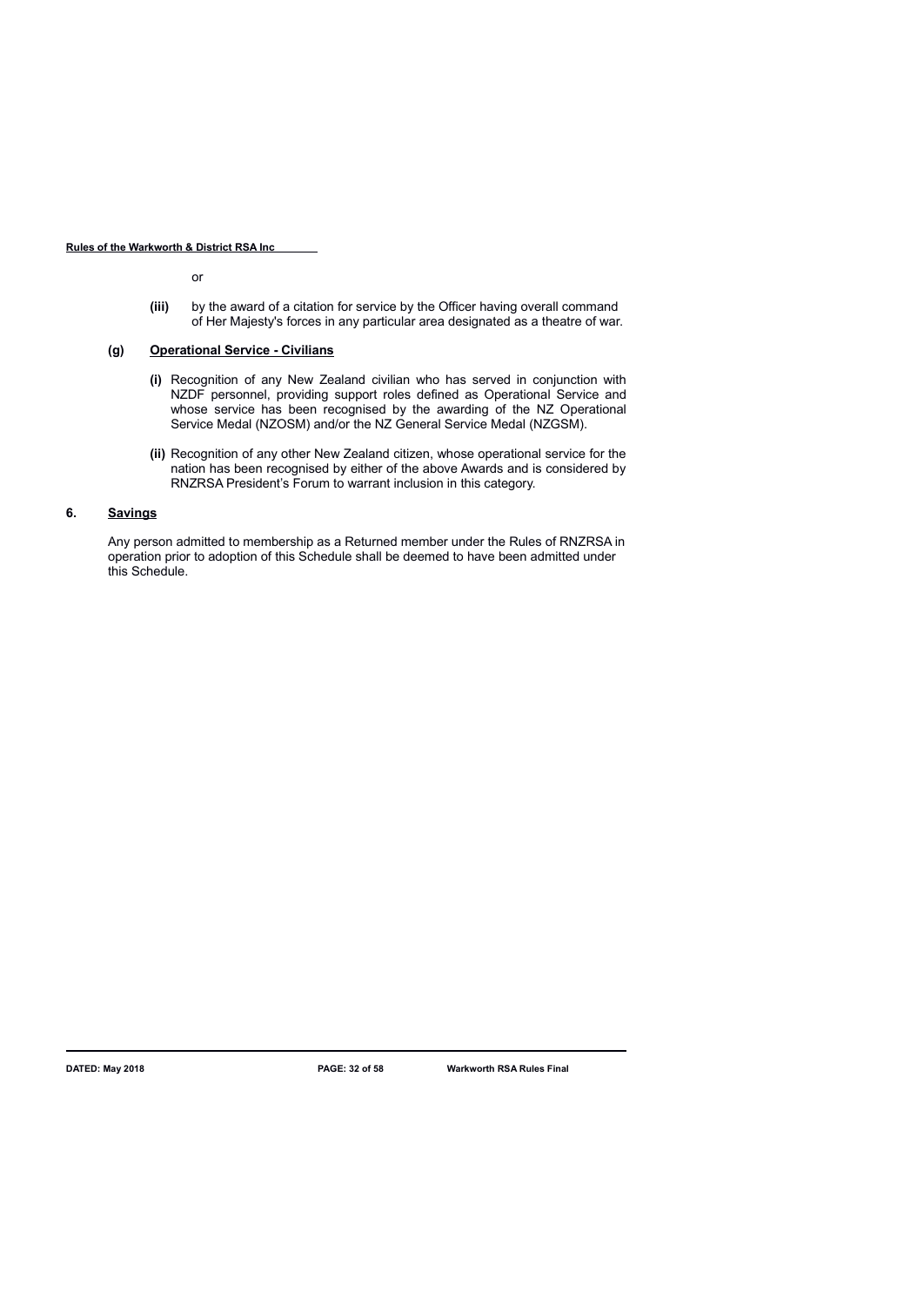or

**(iii)** by the award of a citation for service by the Officer having overall command of Her Majesty's forces in any particular area designated as a theatre of war.

**(g) Operational Service - Civilians**

**(i)** Recognition of any New Zealand civilian who has served in conjunction with NZDF personnel, providing support roles defined as Operational Service and whose service has been recognised by the awarding of the NZ Operational Service Medal (NZOSM) and/or the NZ General Service Medal (NZGSM).

**(ii)** Recognition of any other New Zealand citizen, whose operational service for the nation has been recognised by either of the above Awards and is considered by RNZRSA President's Forum to warrant inclusion in this category.

## 6. Savings

Any person admitted to membership as a Returned member under the Rules of RNZRSA in operation prior to adoption of this Schedule shall be deemed to have been admitted under this Schedule.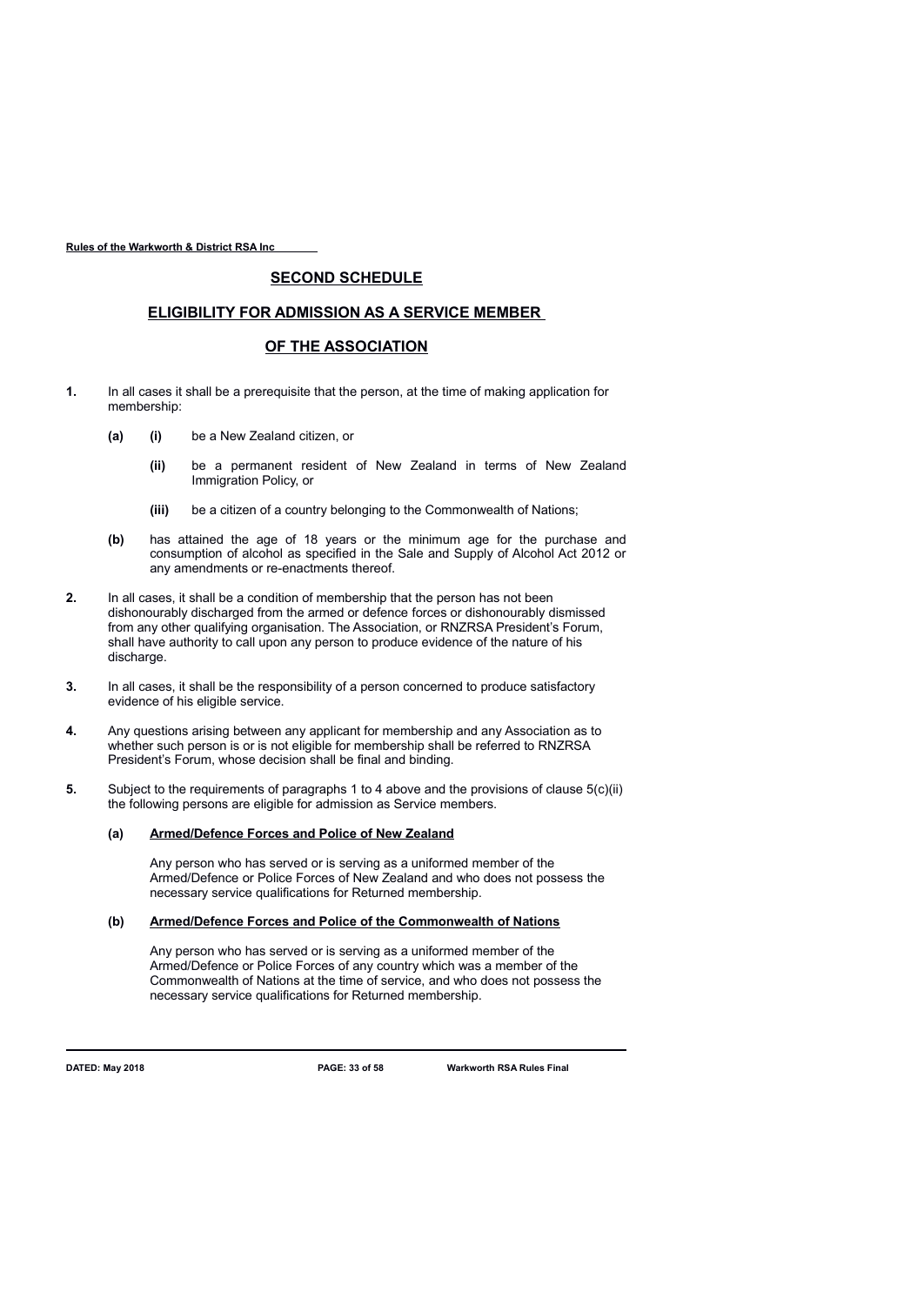## SECOND SCHEDULE

## ELIGIBILITY FOR ADMISSION AS A SERVICE MEMBER OF THE ASSOCIATION

**1.** In all cases it shall be a prerequisite that the person, at the time of making application for membership:

- **(a)** **(i)** be a New Zealand citizen, or
  - **(ii)** be a permanent resident of New Zealand in terms of New Zealand Immigration Policy, or
  - **(iii)** be a citizen of a country belonging to the Commonwealth of Nations;
- **(b)** has attained the age of 18 years or the minimum age for the purchase and consumption of alcohol as specified in the Sale and Supply of Alcohol Act 2012 or any amendments or re-enactments thereof.

**2.** In all cases, it shall be a condition of membership that the person has not been dishonourably discharged from the armed or defence forces or dishonourably dismissed from any other qualifying organisation. The Association, or RNZRSA President's Forum, shall have authority to call upon any person to produce evidence of the nature of his discharge.

**3.** In all cases, it shall be the responsibility of a person concerned to produce satisfactory evidence of his eligible service.

**4.** Any questions arising between any applicant for membership and any Association as to whether such person is or is not eligible for membership shall be referred to RNZRSA President's Forum, whose decision shall be final and binding.

**5.** Subject to the requirements of paragraphs 1 to 4 above and the provisions of clause 5(c)(ii) the following persons are eligible for admission as Service members.

**(a)** **Armed/Defence Forces and Police of New Zealand**

Any person who has served or is serving as a uniformed member of the Armed/Defence or Police Forces of New Zealand and who does not possess the necessary service qualifications for Returned membership.

**(b)** **Armed/Defence Forces and Police of the Commonwealth of Nations**

Any person who has served or is serving as a uniformed member of the Armed/Defence or Police Forces of any country which was a member of the Commonwealth of Nations at the time of service, and who does not possess the necessary service qualifications for Returned membership.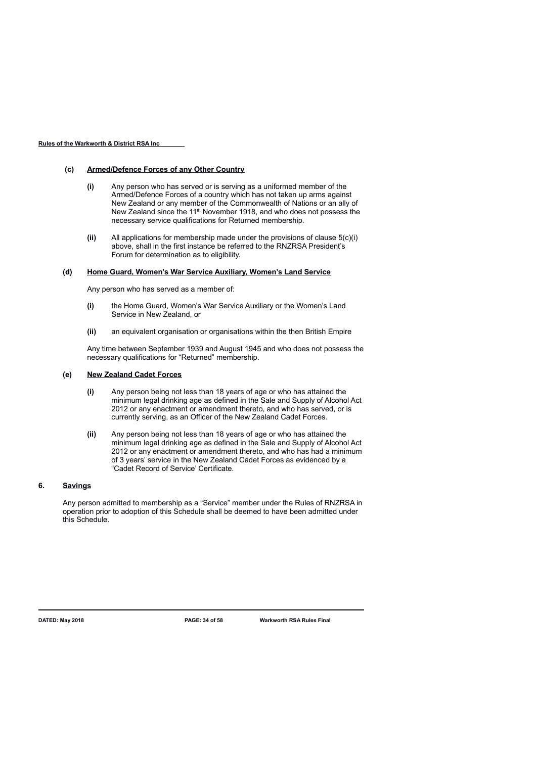**(c) Armed/Defence Forces of any Other Country**

**(i)** Any person who has served or is serving as a uniformed member of the Armed/Defence Forces of a country which has not taken up arms against New Zealand or any member of the Commonwealth of Nations or an ally of New Zealand since the 11th November 1918, and who does not possess the necessary service qualifications for Returned membership.

**(ii)** All applications for membership made under the provisions of clause 5(c)(i) above, shall in the first instance be referred to the RNZRSA President's Forum for determination as to eligibility.

**(d) Home Guard, Women's War Service Auxiliary, Women's Land Service**

Any person who has served as a member of:

**(i)** the Home Guard, Women's War Service Auxiliary or the Women's Land Service in New Zealand, or

**(ii)** an equivalent organisation or organisations within the then British Empire

Any time between September 1939 and August 1945 and who does not possess the necessary qualifications for "Returned" membership.

**(e) New Zealand Cadet Forces**

**(i)** Any person being not less than 18 years of age or who has attained the minimum legal drinking age as defined in the Sale and Supply of Alcohol Act 2012 or any enactment or amendment thereto, and who has served, or is currently serving, as an Officer of the New Zealand Cadet Forces.

**(ii)** Any person being not less than 18 years of age or who has attained the minimum legal drinking age as defined in the Sale and Supply of Alcohol Act 2012 or any enactment or amendment thereto, and who has had a minimum of 3 years' service in the New Zealand Cadet Forces as evidenced by a "Cadet Record of Service' Certificate.

## 6. Savings

Any person admitted to membership as a "Service" member under the Rules of RNZRSA in operation prior to adoption of this Schedule shall be deemed to have been admitted under this Schedule.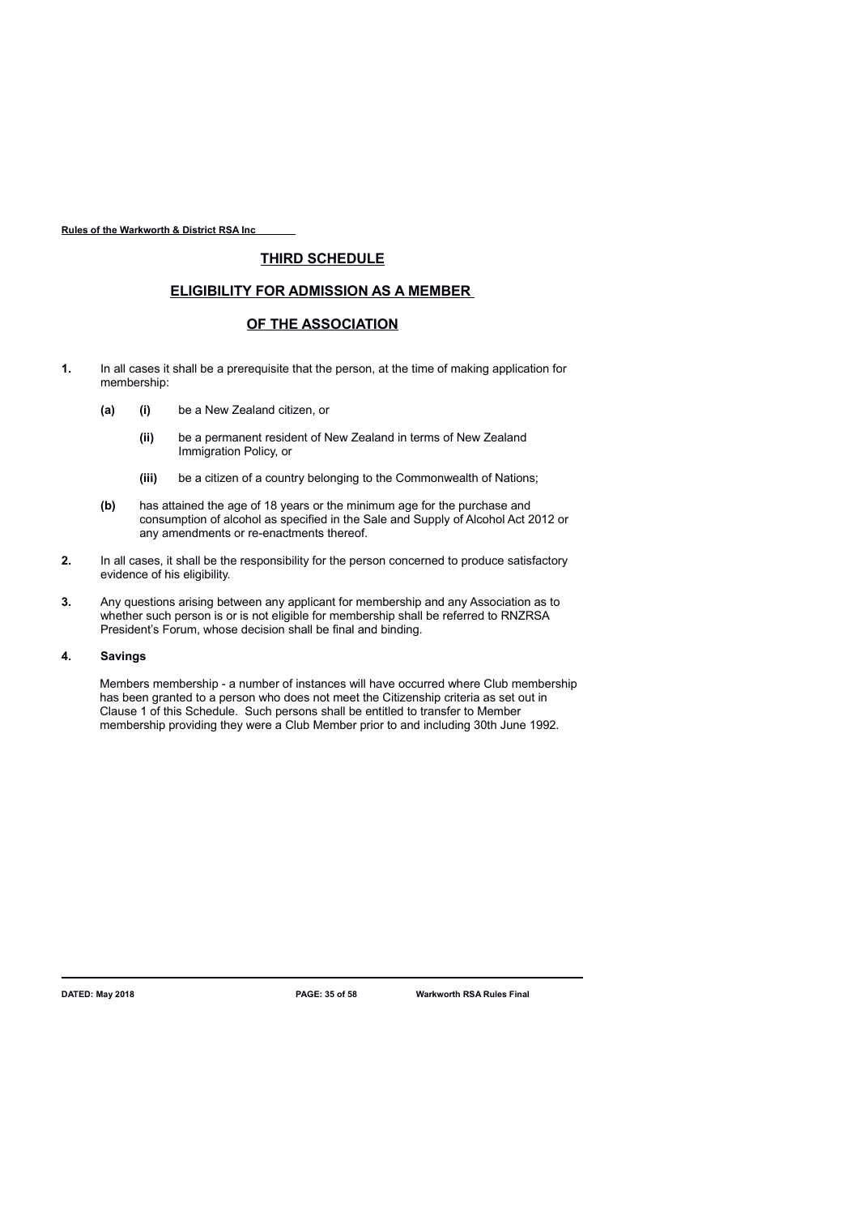## THIRD SCHEDULE

## ELIGIBILITY FOR ADMISSION AS A MEMBER OF THE ASSOCIATION

**1.** In all cases it shall be a prerequisite that the person, at the time of making application for membership:

- **(a)** **(i)** be a New Zealand citizen, or
  - **(ii)** be a permanent resident of New Zealand in terms of New Zealand Immigration Policy, or
  - **(iii)** be a citizen of a country belonging to the Commonwealth of Nations;
- **(b)** has attained the age of 18 years or the minimum age for the purchase and consumption of alcohol as specified in the Sale and Supply of Alcohol Act 2012 or any amendments or re-enactments thereof.

**2.** In all cases, it shall be the responsibility for the person concerned to produce satisfactory evidence of his eligibility.

**3.** Any questions arising between any applicant for membership and any Association as to whether such person is or is not eligible for membership shall be referred to RNZRSA President's Forum, whose decision shall be final and binding.

**4. Savings**

Members membership - a number of instances will have occurred where Club membership has been granted to a person who does not meet the Citizenship criteria as set out in Clause 1 of this Schedule. Such persons shall be entitled to transfer to Member membership providing they were a Club Member prior to and including 30th June 1992.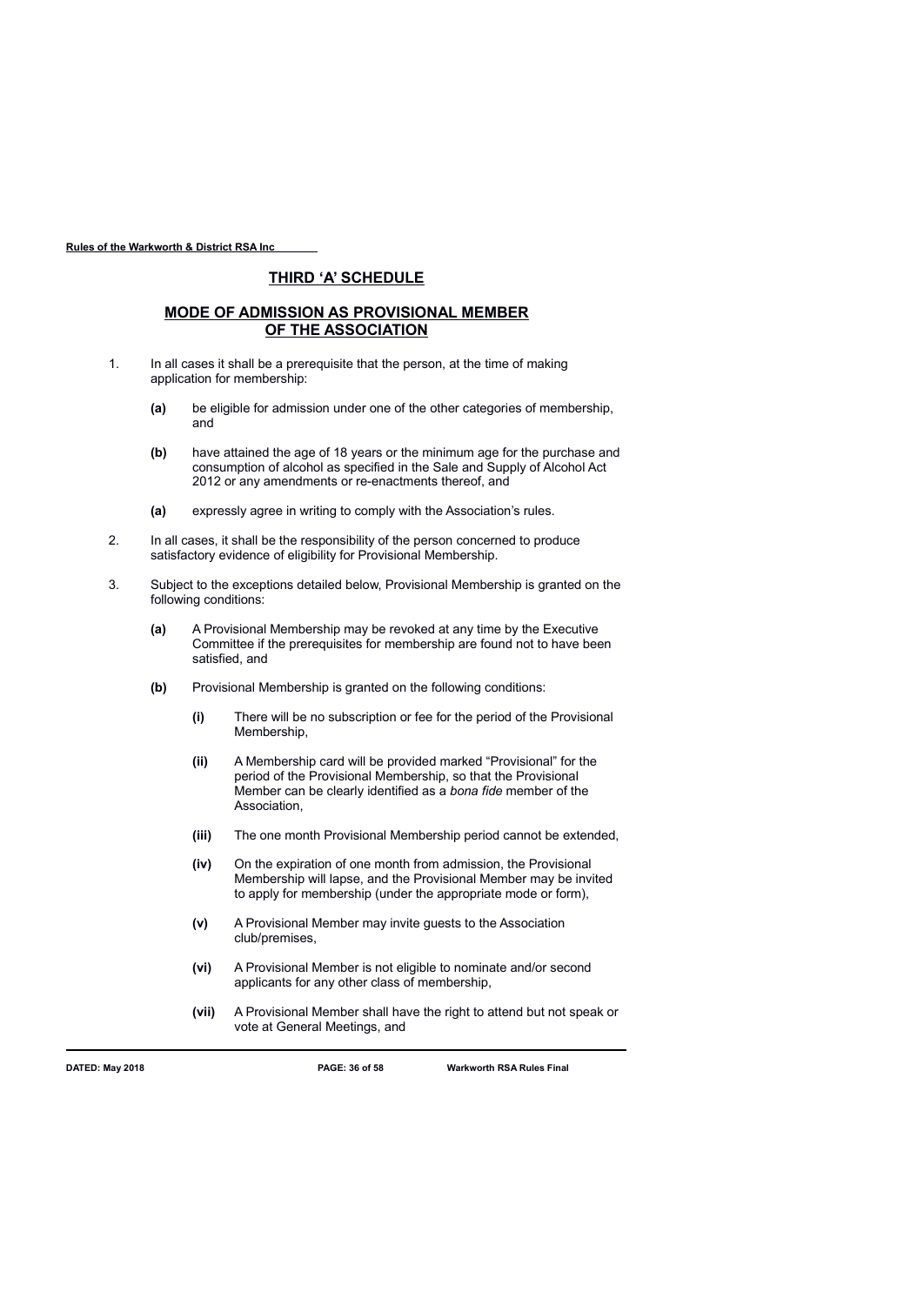## THIRD 'A' SCHEDULE

## MODE OF ADMISSION AS PROVISIONAL MEMBER OF THE ASSOCIATION

1. In all cases it shall be a prerequisite that the person, at the time of making application for membership:

   **(a)** be eligible for admission under one of the other categories of membership, and

   **(b)** have attained the age of 18 years or the minimum age for the purchase and consumption of alcohol as specified in the Sale and Supply of Alcohol Act 2012 or any amendments or re-enactments thereof, and

   **(a)** expressly agree in writing to comply with the Association's rules.

2. In all cases, it shall be the responsibility of the person concerned to produce satisfactory evidence of eligibility for Provisional Membership.

3. Subject to the exceptions detailed below, Provisional Membership is granted on the following conditions:

   **(a)** A Provisional Membership may be revoked at any time by the Executive Committee if the prerequisites for membership are found not to have been satisfied, and

   **(b)** Provisional Membership is granted on the following conditions:

      **(i)** There will be no subscription or fee for the period of the Provisional Membership,

      **(ii)** A Membership card will be provided marked "Provisional" for the period of the Provisional Membership, so that the Provisional Member can be clearly identified as a *bona fide* member of the Association,

      **(iii)** The one month Provisional Membership period cannot be extended,

      **(iv)** On the expiration of one month from admission, the Provisional Membership will lapse, and the Provisional Member may be invited to apply for membership (under the appropriate mode or form),

      **(v)** A Provisional Member may invite guests to the Association club/premises,

      **(vi)** A Provisional Member is not eligible to nominate and/or second applicants for any other class of membership,

      **(vii)** A Provisional Member shall have the right to attend but not speak or vote at General Meetings, and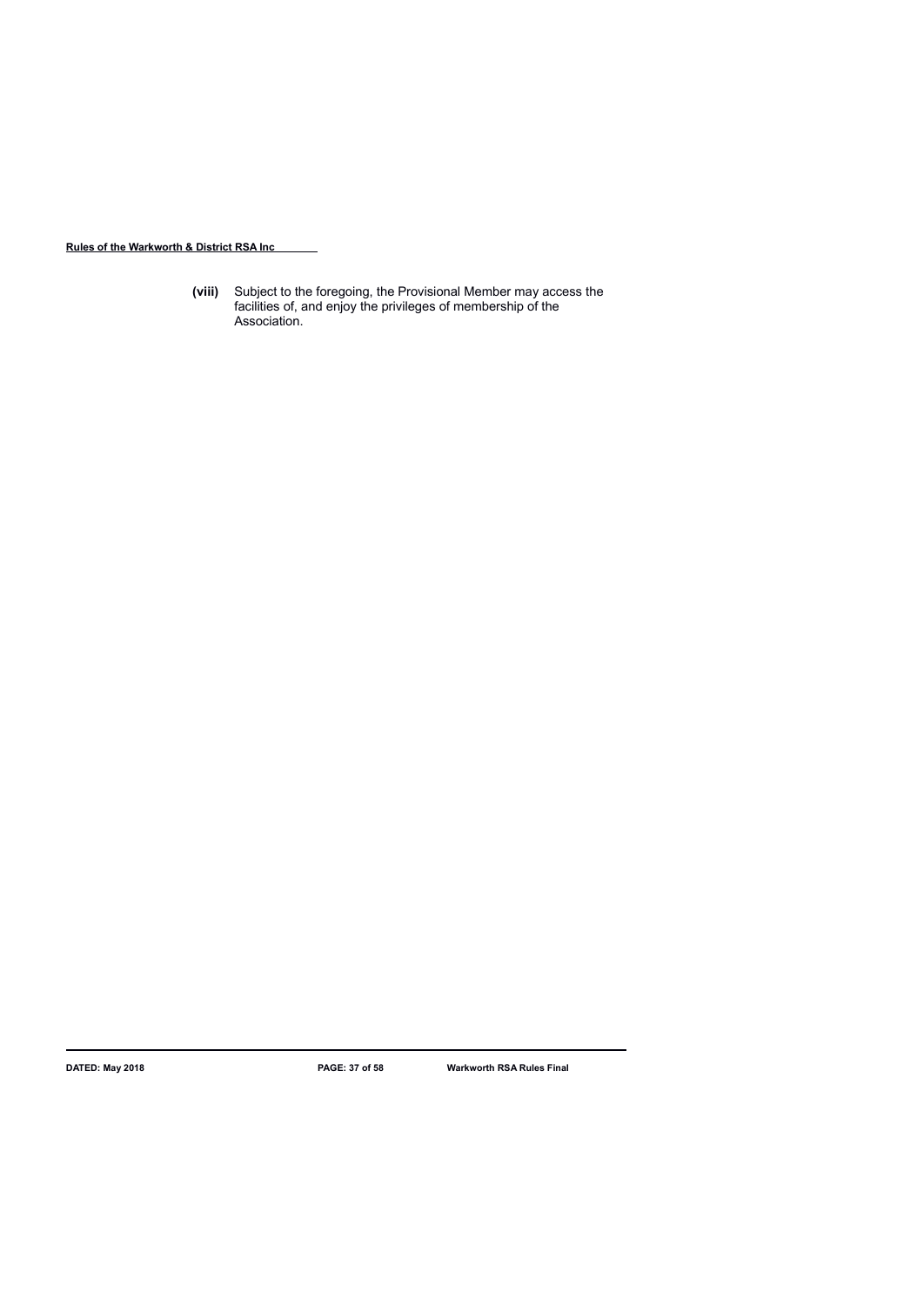**(viii)** Subject to the foregoing, the Provisional Member may access the facilities of, and enjoy the privileges of membership of the Association.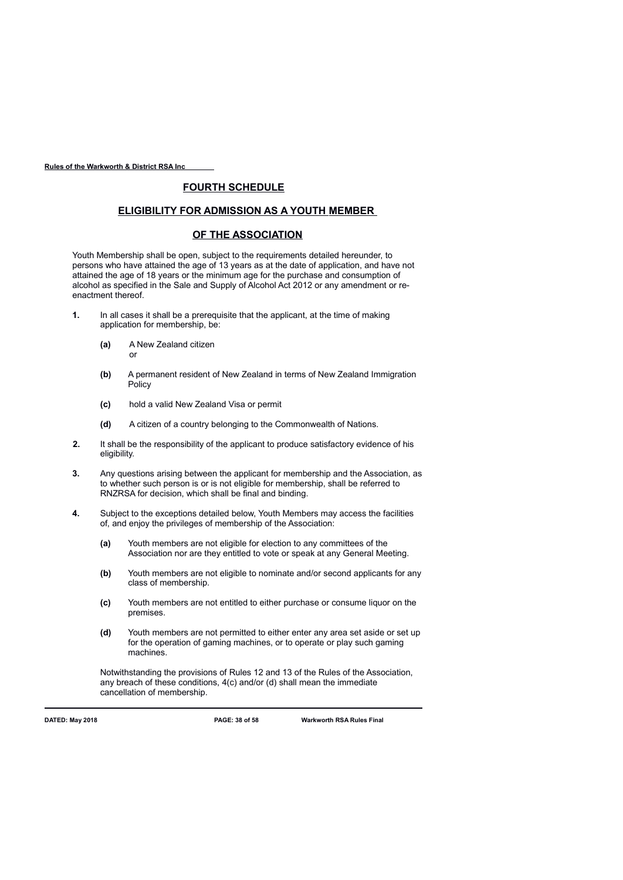# FOURTH SCHEDULE

## ELIGIBILITY FOR ADMISSION AS A YOUTH MEMBER OF THE ASSOCIATION

Youth Membership shall be open, subject to the requirements detailed hereunder, to persons who have attained the age of 13 years as at the date of application, and have not attained the age of 18 years or the minimum age for the purchase and consumption of alcohol as specified in the Sale and Supply of Alcohol Act 2012 or any amendment or re-enactment thereof.

**1.** In all cases it shall be a prerequisite that the applicant, at the time of making application for membership, be:

- **(a)** A New Zealand citizen
  or
- **(b)** A permanent resident of New Zealand in terms of New Zealand Immigration Policy
- **(c)** hold a valid New Zealand Visa or permit
- **(d)** A citizen of a country belonging to the Commonwealth of Nations.

**2.** It shall be the responsibility of the applicant to produce satisfactory evidence of his eligibility.

**3.** Any questions arising between the applicant for membership and the Association, as to whether such person is or is not eligible for membership, shall be referred to RNZRSA for decision, which shall be final and binding.

**4.** Subject to the exceptions detailed below, Youth Members may access the facilities of, and enjoy the privileges of membership of the Association:

- **(a)** Youth members are not eligible for election to any committees of the Association nor are they entitled to vote or speak at any General Meeting.
- **(b)** Youth members are not eligible to nominate and/or second applicants for any class of membership.
- **(c)** Youth members are not entitled to either purchase or consume liquor on the premises.
- **(d)** Youth members are not permitted to either enter any area set aside or set up for the operation of gaming machines, or to operate or play such gaming machines.

Notwithstanding the provisions of Rules 12 and 13 of the Rules of the Association, any breach of these conditions, 4(c) and/or (d) shall mean the immediate cancellation of membership.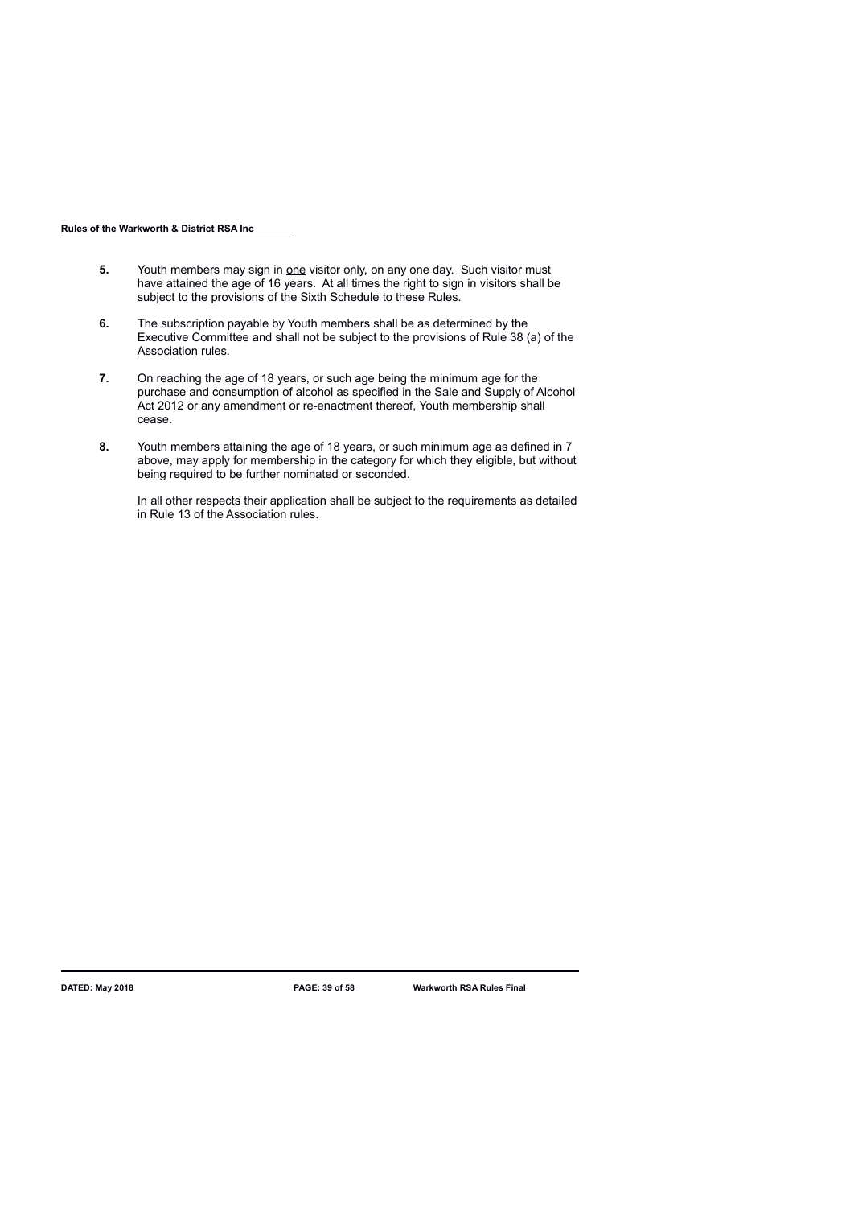**5.** Youth members may sign in <u>one</u> visitor only, on any one day. Such visitor must have attained the age of 16 years. At all times the right to sign in visitors shall be subject to the provisions of the Sixth Schedule to these Rules.

**6.** The subscription payable by Youth members shall be as determined by the Executive Committee and shall not be subject to the provisions of Rule 38 (a) of the Association rules.

**7.** On reaching the age of 18 years, or such age being the minimum age for the purchase and consumption of alcohol as specified in the Sale and Supply of Alcohol Act 2012 or any amendment or re-enactment thereof, Youth membership shall cease.

**8.** Youth members attaining the age of 18 years, or such minimum age as defined in 7 above, may apply for membership in the category for which they eligible, but without being required to be further nominated or seconded.

In all other respects their application shall be subject to the requirements as detailed in Rule 13 of the Association rules.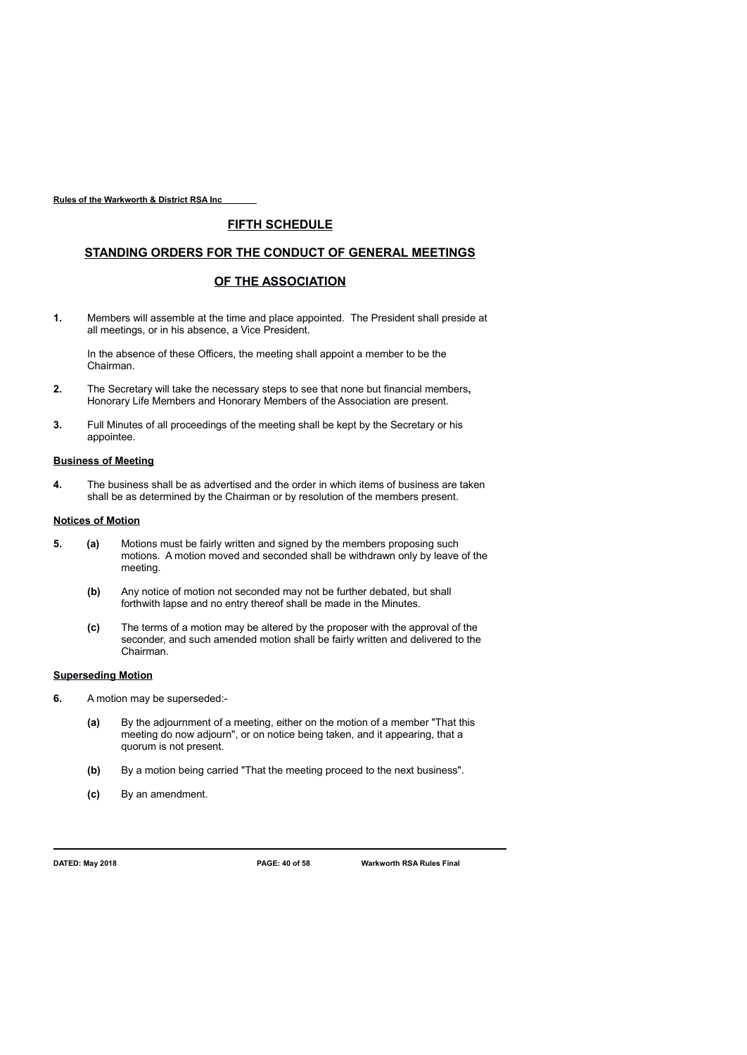## FIFTH SCHEDULE

## STANDING ORDERS FOR THE CONDUCT OF GENERAL MEETINGS OF THE ASSOCIATION

**1.** Members will assemble at the time and place appointed. The President shall preside at all meetings, or in his absence, a Vice President.

In the absence of these Officers, the meeting shall appoint a member to be the Chairman.

**2.** The Secretary will take the necessary steps to see that none but financial members**,** Honorary Life Members and Honorary Members of the Association are present.

**3.** Full Minutes of all proceedings of the meeting shall be kept by the Secretary or his appointee.

**Business of Meeting**

**4.** The business shall be as advertised and the order in which items of business are taken shall be as determined by the Chairman or by resolution of the members present.

**Notices of Motion**

**5.** **(a)** Motions must be fairly written and signed by the members proposing such motions. A motion moved and seconded shall be withdrawn only by leave of the meeting.

**(b)** Any notice of motion not seconded may not be further debated, but shall forthwith lapse and no entry thereof shall be made in the Minutes.

**(c)** The terms of a motion may be altered by the proposer with the approval of the seconder, and such amended motion shall be fairly written and delivered to the Chairman.

**Superseding Motion**

**6.** A motion may be superseded:-

**(a)** By the adjournment of a meeting, either on the motion of a member "That this meeting do now adjourn", or on notice being taken, and it appearing, that a quorum is not present.

**(b)** By a motion being carried "That the meeting proceed to the next business".

**(c)** By an amendment.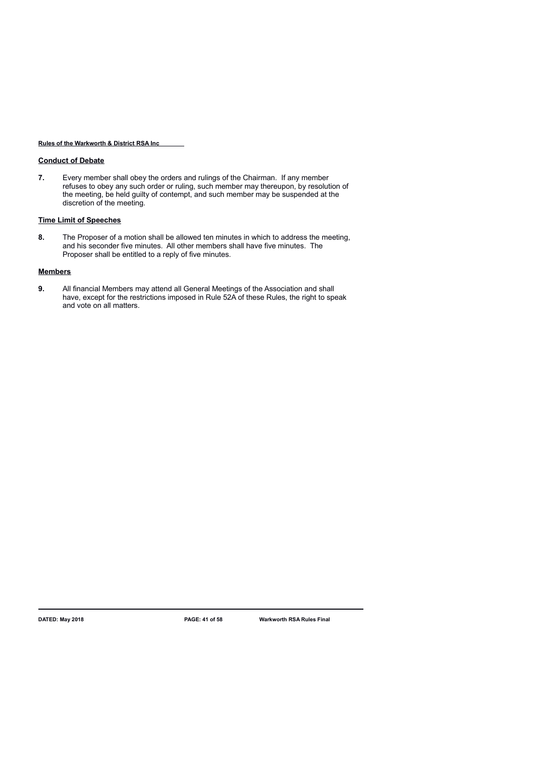## Conduct of Debate

**7.** Every member shall obey the orders and rulings of the Chairman. If any member refuses to obey any such order or ruling, such member may thereupon, by resolution of the meeting, be held guilty of contempt, and such member may be suspended at the discretion of the meeting.

## Time Limit of Speeches

**8.** The Proposer of a motion shall be allowed ten minutes in which to address the meeting, and his seconder five minutes. All other members shall have five minutes. The Proposer shall be entitled to a reply of five minutes.

## Members

**9.** All financial Members may attend all General Meetings of the Association and shall have, except for the restrictions imposed in Rule 52A of these Rules, the right to speak and vote on all matters.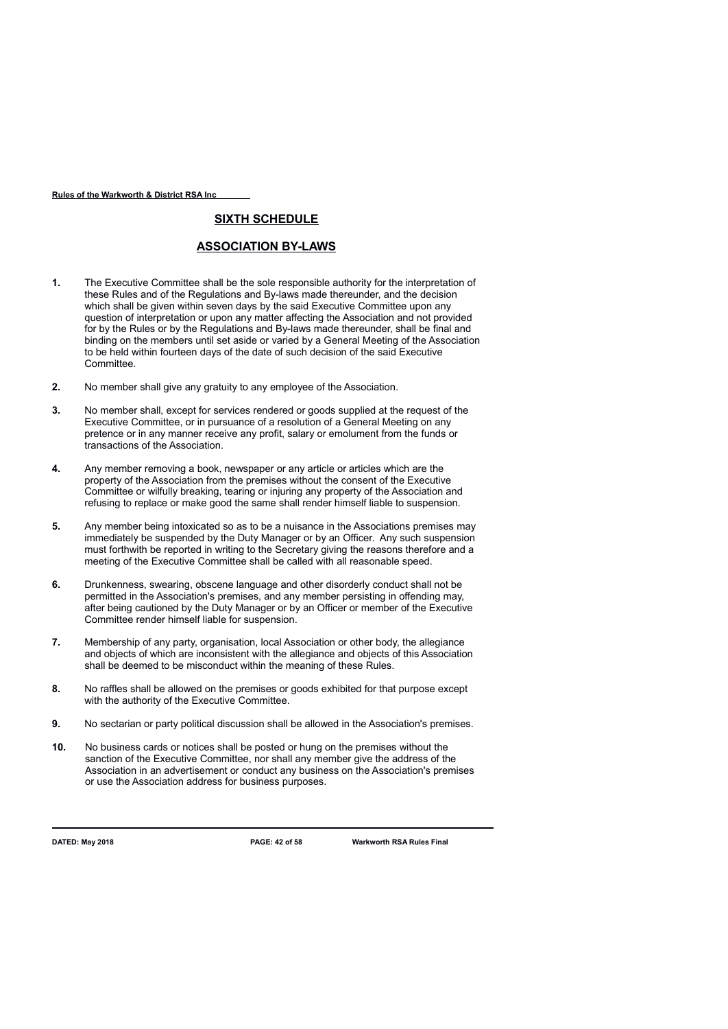## SIXTH SCHEDULE

## ASSOCIATION BY-LAWS

**1.** The Executive Committee shall be the sole responsible authority for the interpretation of these Rules and of the Regulations and By-laws made thereunder, and the decision which shall be given within seven days by the said Executive Committee upon any question of interpretation or upon any matter affecting the Association and not provided for by the Rules or by the Regulations and By-laws made thereunder, shall be final and binding on the members until set aside or varied by a General Meeting of the Association to be held within fourteen days of the date of such decision of the said Executive Committee.

**2.** No member shall give any gratuity to any employee of the Association.

**3.** No member shall, except for services rendered or goods supplied at the request of the Executive Committee, or in pursuance of a resolution of a General Meeting on any pretence or in any manner receive any profit, salary or emolument from the funds or transactions of the Association.

**4.** Any member removing a book, newspaper or any article or articles which are the property of the Association from the premises without the consent of the Executive Committee or wilfully breaking, tearing or injuring any property of the Association and refusing to replace or make good the same shall render himself liable to suspension.

**5.** Any member being intoxicated so as to be a nuisance in the Associations premises may immediately be suspended by the Duty Manager or by an Officer. Any such suspension must forthwith be reported in writing to the Secretary giving the reasons therefore and a meeting of the Executive Committee shall be called with all reasonable speed.

**6.** Drunkenness, swearing, obscene language and other disorderly conduct shall not be permitted in the Association's premises, and any member persisting in offending may, after being cautioned by the Duty Manager or by an Officer or member of the Executive Committee render himself liable for suspension.

**7.** Membership of any party, organisation, local Association or other body, the allegiance and objects of which are inconsistent with the allegiance and objects of this Association shall be deemed to be misconduct within the meaning of these Rules.

**8.** No raffles shall be allowed on the premises or goods exhibited for that purpose except with the authority of the Executive Committee.

**9.** No sectarian or party political discussion shall be allowed in the Association's premises.

**10.** No business cards or notices shall be posted or hung on the premises without the sanction of the Executive Committee, nor shall any member give the address of the Association in an advertisement or conduct any business on the Association's premises or use the Association address for business purposes.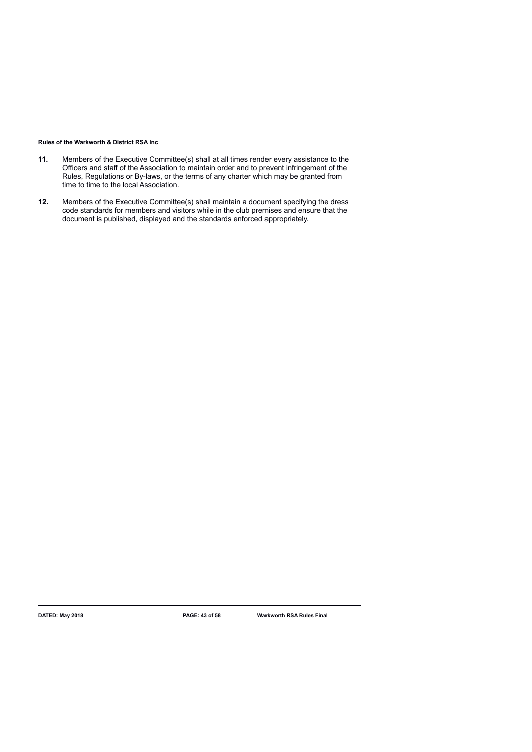**11.** Members of the Executive Committee(s) shall at all times render every assistance to the Officers and staff of the Association to maintain order and to prevent infringement of the Rules, Regulations or By-laws, or the terms of any charter which may be granted from time to time to the local Association.

**12.** Members of the Executive Committee(s) shall maintain a document specifying the dress code standards for members and visitors while in the club premises and ensure that the document is published, displayed and the standards enforced appropriately.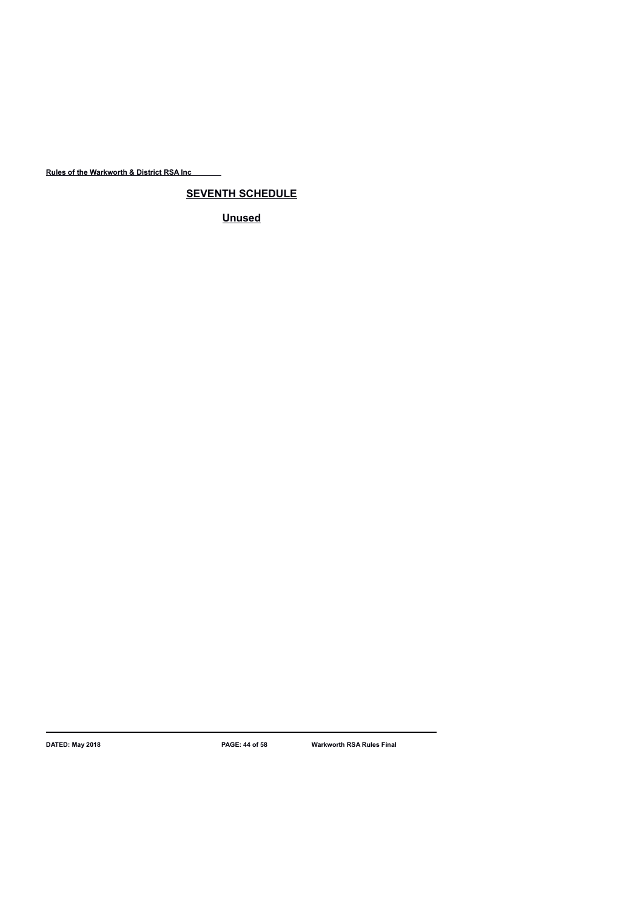## SEVENTH SCHEDULE

**Unused**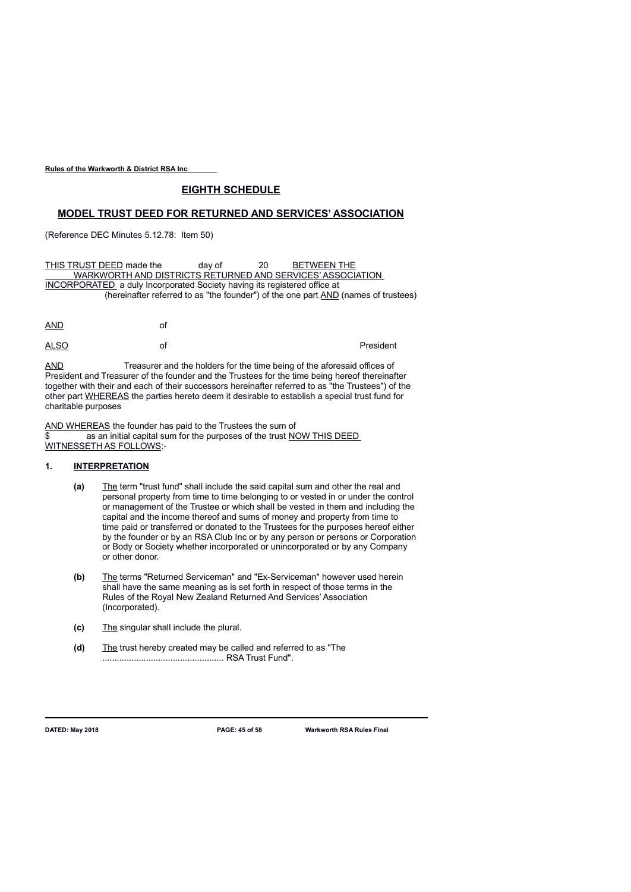## EIGHTH SCHEDULE

## MODEL TRUST DEED FOR RETURNED AND SERVICES' ASSOCIATION

(Reference DEC Minutes 5.12.78: Item 50)

THIS TRUST DEED made the day of 20 BETWEEN THE WARKWORTH AND DISTRICTS RETURNED AND SERVICES' ASSOCIATION INCORPORATED a duly Incorporated Society having its registered office at (hereinafter referred to as "the founder") of the one part AND (names of trustees)

AND of

ALSO of President

AND Treasurer and the holders for the time being of the aforesaid offices of President and Treasurer of the founder and the Trustees for the time being hereof thereinafter together with their and each of their successors hereinafter referred to as "the Trustees") of the other part WHEREAS the parties hereto deem it desirable to establish a special trust fund for charitable purposes

AND WHEREAS the founder has paid to the Trustees the sum of $ as an initial capital sum for the purposes of the trust NOW THIS DEED WITNESSETH AS FOLLOWS:-

### 1. INTERPRETATION

**(a)** The term "trust fund" shall include the said capital sum and other the real and personal property from time to time belonging to or vested in or under the control or management of the Trustee or which shall be vested in them and including the capital and the income thereof and sums of money and property from time to time paid or transferred or donated to the Trustees for the purposes hereof either by the founder or by an RSA Club Inc or by any person or persons or Corporation or Body or Society whether incorporated or unincorporated or by any Company or other donor.

**(b)** The terms "Returned Serviceman" and "Ex-Serviceman" however used herein shall have the same meaning as is set forth in respect of those terms in the Rules of the Royal New Zealand Returned And Services' Association (Incorporated).

**(c)** The singular shall include the plural.

**(d)** The trust hereby created may be called and referred to as "The .................................................. RSA Trust Fund".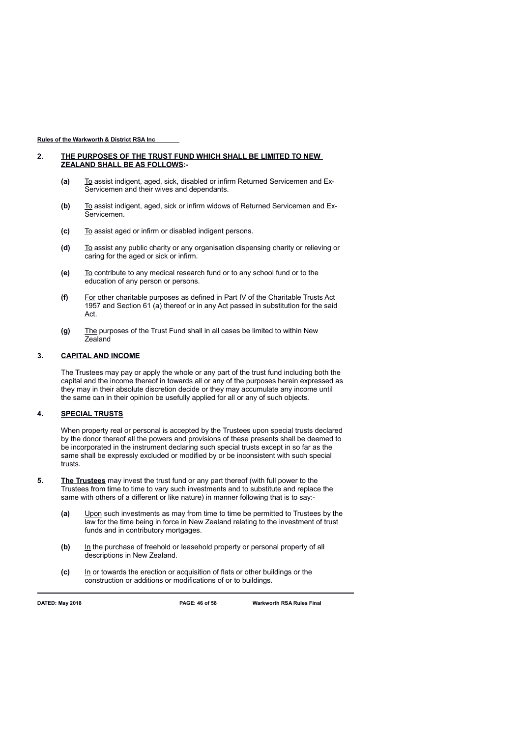## 2. THE PURPOSES OF THE TRUST FUND WHICH SHALL BE LIMITED TO NEW ZEALAND SHALL BE AS FOLLOWS:-

**(a)** To assist indigent, aged, sick, disabled or infirm Returned Servicemen and Ex-Servicemen and their wives and dependants.

**(b)** To assist indigent, aged, sick or infirm widows of Returned Servicemen and Ex-Servicemen.

**(c)** To assist aged or infirm or disabled indigent persons.

**(d)** To assist any public charity or any organisation dispensing charity or relieving or caring for the aged or sick or infirm.

**(e)** To contribute to any medical research fund or to any school fund or to the education of any person or persons.

**(f)** For other charitable purposes as defined in Part IV of the Charitable Trusts Act 1957 and Section 61 (a) thereof or in any Act passed in substitution for the said Act.

**(g)** The purposes of the Trust Fund shall in all cases be limited to within New Zealand

## 3. CAPITAL AND INCOME

The Trustees may pay or apply the whole or any part of the trust fund including both the capital and the income thereof in towards all or any of the purposes herein expressed as they may in their absolute discretion decide or they may accumulate any income until the same can in their opinion be usefully applied for all or any of such objects.

## 4. SPECIAL TRUSTS

When property real or personal is accepted by the Trustees upon special trusts declared by the donor thereof all the powers and provisions of these presents shall be deemed to be incorporated in the instrument declaring such special trusts except in so far as the same shall be expressly excluded or modified by or be inconsistent with such special trusts.

**5. The Trustees** may invest the trust fund or any part thereof (with full power to the Trustees from time to time to vary such investments and to substitute and replace the same with others of a different or like nature) in manner following that is to say:-

**(a)** Upon such investments as may from time to time be permitted to Trustees by the law for the time being in force in New Zealand relating to the investment of trust funds and in contributory mortgages.

**(b)** In the purchase of freehold or leasehold property or personal property of all descriptions in New Zealand.

**(c)** In or towards the erection or acquisition of flats or other buildings or the construction or additions or modifications of or to buildings.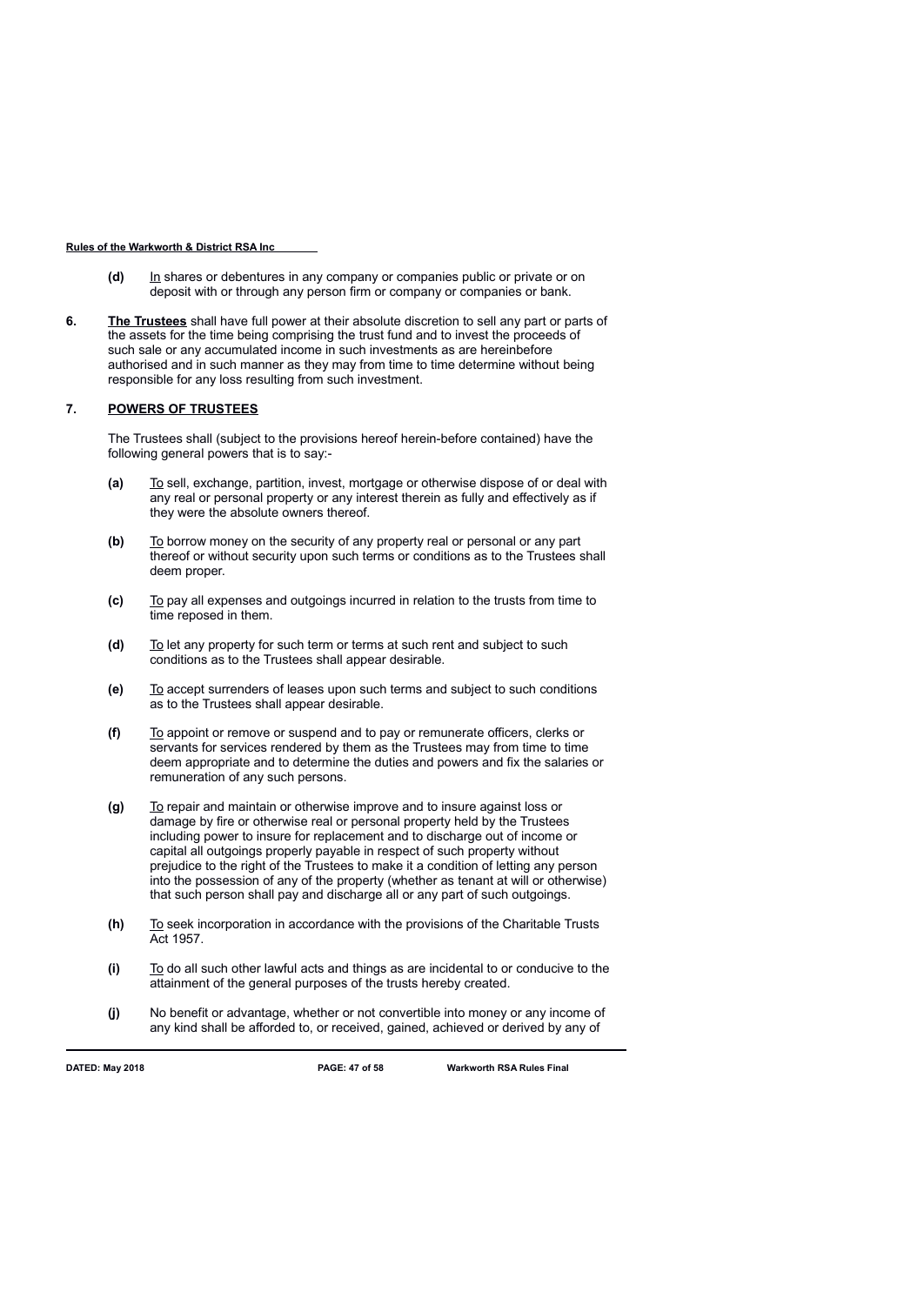**(d)** In shares or debentures in any company or companies public or private or on deposit with or through any person firm or company or companies or bank.

**6.** **The Trustees** shall have full power at their absolute discretion to sell any part or parts of the assets for the time being comprising the trust fund and to invest the proceeds of such sale or any accumulated income in such investments as are hereinbefore authorised and in such manner as they may from time to time determine without being responsible for any loss resulting from such investment.

**7.** **POWERS OF TRUSTEES**

The Trustees shall (subject to the provisions hereof herein-before contained) have the following general powers that is to say:-

**(a)** To sell, exchange, partition, invest, mortgage or otherwise dispose of or deal with any real or personal property or any interest therein as fully and effectively as if they were the absolute owners thereof.

**(b)** To borrow money on the security of any property real or personal or any part thereof or without security upon such terms or conditions as to the Trustees shall deem proper.

**(c)** To pay all expenses and outgoings incurred in relation to the trusts from time to time reposed in them.

**(d)** To let any property for such term or terms at such rent and subject to such conditions as to the Trustees shall appear desirable.

**(e)** To accept surrenders of leases upon such terms and subject to such conditions as to the Trustees shall appear desirable.

**(f)** To appoint or remove or suspend and to pay or remunerate officers, clerks or servants for services rendered by them as the Trustees may from time to time deem appropriate and to determine the duties and powers and fix the salaries or remuneration of any such persons.

**(g)** To repair and maintain or otherwise improve and to insure against loss or damage by fire or otherwise real or personal property held by the Trustees including power to insure for replacement and to discharge out of income or capital all outgoings properly payable in respect of such property without prejudice to the right of the Trustees to make it a condition of letting any person into the possession of any of the property (whether as tenant at will or otherwise) that such person shall pay and discharge all or any part of such outgoings.

**(h)** To seek incorporation in accordance with the provisions of the Charitable Trusts Act 1957.

**(i)** To do all such other lawful acts and things as are incidental to or conducive to the attainment of the general purposes of the trusts hereby created.

**(j)** No benefit or advantage, whether or not convertible into money or any income of any kind shall be afforded to, or received, gained, achieved or derived by any of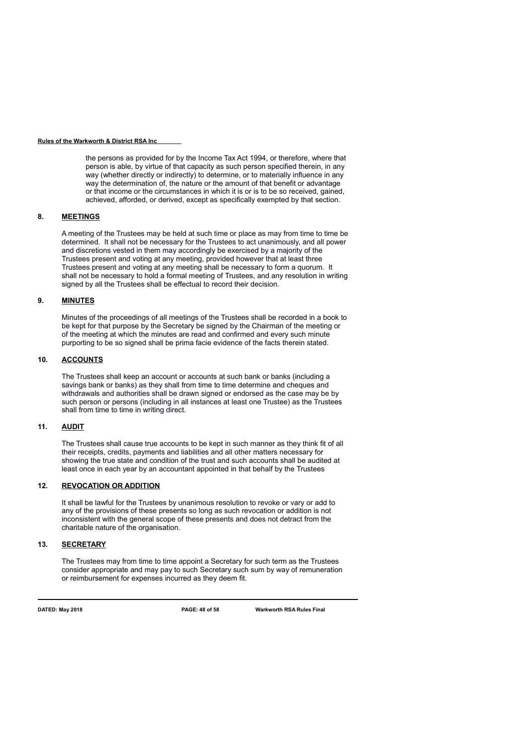the persons as provided for by the Income Tax Act 1994, or therefore, where that person is able, by virtue of that capacity as such person specified therein, in any way (whether directly or indirectly) to determine, or to materially influence in any way the determination of, the nature or the amount of that benefit or advantage or that income or the circumstances in which it is or is to be so received, gained, achieved, afforded, or derived, except as specifically exempted by that section.

## 8. MEETINGS

A meeting of the Trustees may be held at such time or place as may from time to time be determined. It shall not be necessary for the Trustees to act unanimously, and all power and discretions vested in them may accordingly be exercised by a majority of the Trustees present and voting at any meeting, provided however that at least three Trustees present and voting at any meeting shall be necessary to form a quorum. It shall not be necessary to hold a formal meeting of Trustees, and any resolution in writing signed by all the Trustees shall be effectual to record their decision.

## 9. MINUTES

Minutes of the proceedings of all meetings of the Trustees shall be recorded in a book to be kept for that purpose by the Secretary be signed by the Chairman of the meeting or of the meeting at which the minutes are read and confirmed and every such minute purporting to be so signed shall be prima facie evidence of the facts therein stated.

## 10. ACCOUNTS

The Trustees shall keep an account or accounts at such bank or banks (including a savings bank or banks) as they shall from time to time determine and cheques and withdrawals and authorities shall be drawn signed or endorsed as the case may be by such person or persons (including in all instances at least one Trustee) as the Trustees shall from time to time in writing direct.

## 11. AUDIT

The Trustees shall cause true accounts to be kept in such manner as they think fit of all their receipts, credits, payments and liabilities and all other matters necessary for showing the true state and condition of the trust and such accounts shall be audited at least once in each year by an accountant appointed in that behalf by the Trustees

## 12. REVOCATION OR ADDITION

It shall be lawful for the Trustees by unanimous resolution to revoke or vary or add to any of the provisions of these presents so long as such revocation or addition is not inconsistent with the general scope of these presents and does not detract from the charitable nature of the organisation.

## 13. SECRETARY

The Trustees may from time to time appoint a Secretary for such term as the Trustees consider appropriate and may pay to such Secretary such sum by way of remuneration or reimbursement for expenses incurred as they deem fit.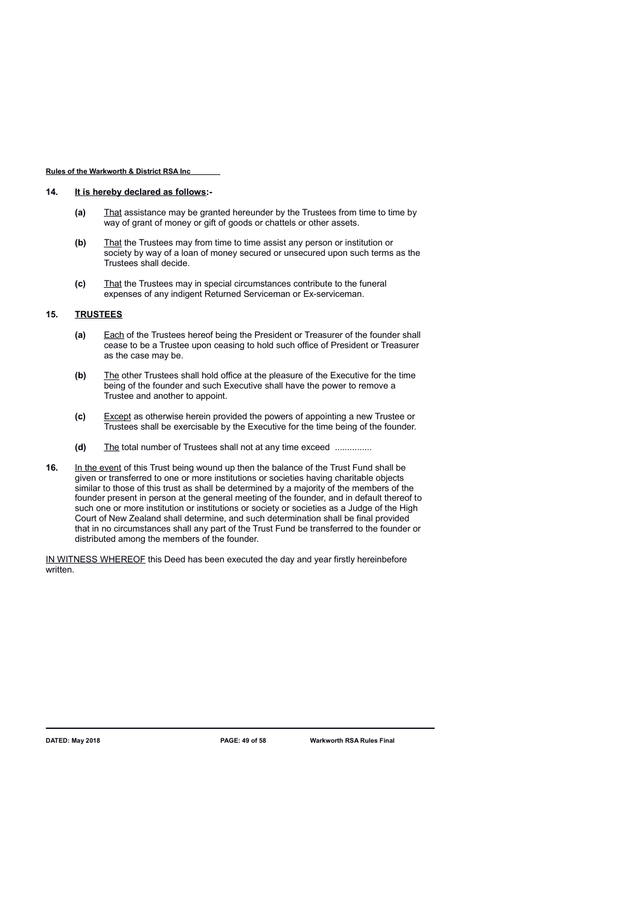**14. It is hereby declared as follows:-**

- **(a)** That assistance may be granted hereunder by the Trustees from time to time by way of grant of money or gift of goods or chattels or other assets.

- **(b)** That the Trustees may from time to time assist any person or institution or society by way of a loan of money secured or unsecured upon such terms as the Trustees shall decide.

- **(c)** That the Trustees may in special circumstances contribute to the funeral expenses of any indigent Returned Serviceman or Ex-serviceman.

**15. TRUSTEES**

- **(a)** Each of the Trustees hereof being the President or Treasurer of the founder shall cease to be a Trustee upon ceasing to hold such office of President or Treasurer as the case may be.

- **(b)** The other Trustees shall hold office at the pleasure of the Executive for the time being of the founder and such Executive shall have the power to remove a Trustee and another to appoint.

- **(c)** Except as otherwise herein provided the powers of appointing a new Trustee or Trustees shall be exercisable by the Executive for the time being of the founder.

- **(d)** The total number of Trustees shall not at any time exceed ...............

**16.** In the event of this Trust being wound up then the balance of the Trust Fund shall be given or transferred to one or more institutions or societies having charitable objects similar to those of this trust as shall be determined by a majority of the members of the founder present in person at the general meeting of the founder, and in default thereof to such one or more institution or institutions or society or societies as a Judge of the High Court of New Zealand shall determine, and such determination shall be final provided that in no circumstances shall any part of the Trust Fund be transferred to the founder or distributed among the members of the founder.

IN WITNESS WHEREOF this Deed has been executed the day and year firstly hereinbefore written.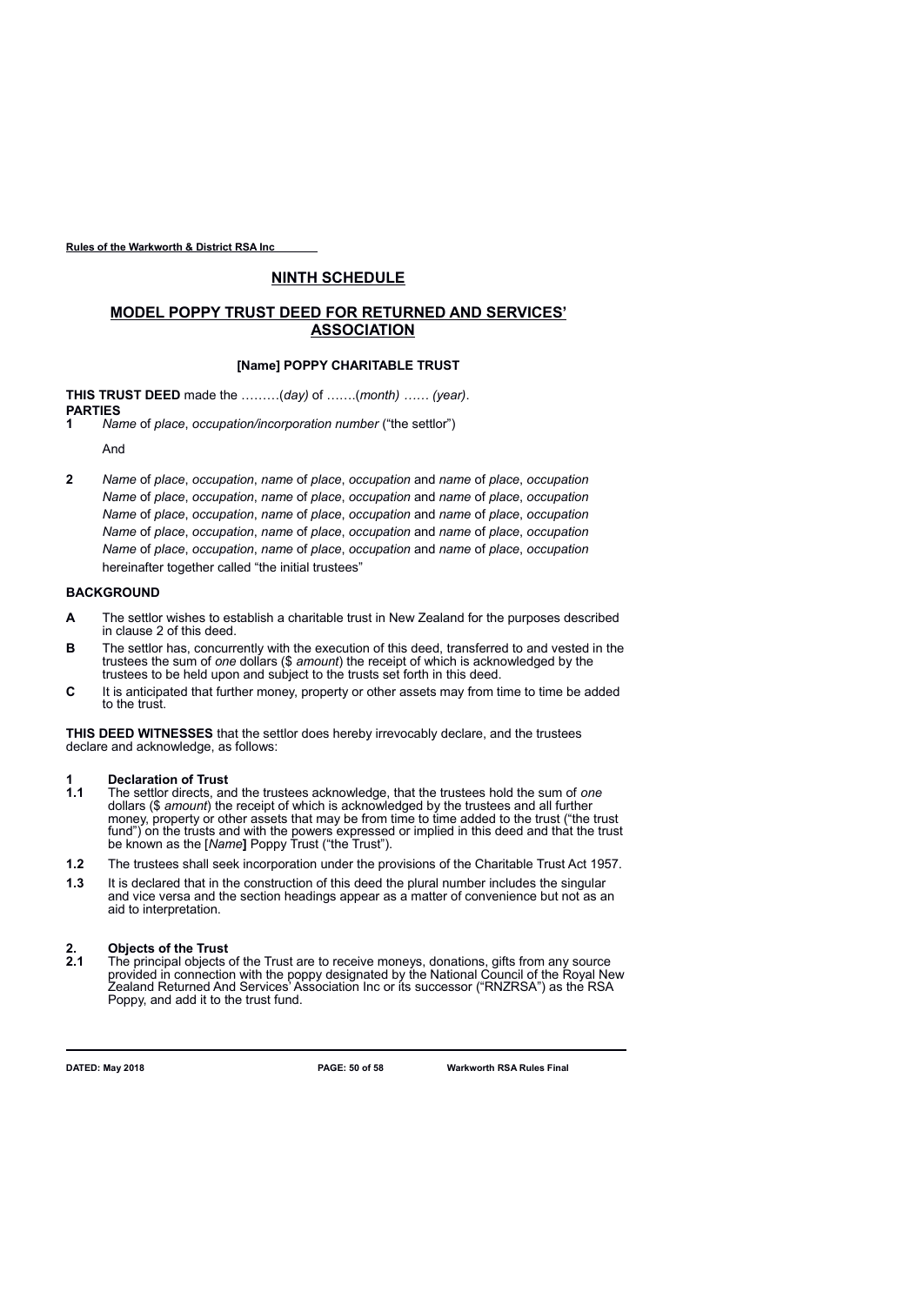## NINTH SCHEDULE

## MODEL POPPY TRUST DEED FOR RETURNED AND SERVICES' ASSOCIATION

### [Name] POPPY CHARITABLE TRUST

**THIS TRUST DEED** made the ………(*day)* of …….(*month) …… (year)*.

**PARTIES**

**1** *Name* of *place*, *occupation/incorporation number* ("the settlor")

And

**2** *Name* of *place*, *occupation*, *name* of *place*, *occupation* and *name* of *place*, *occupation*
*Name* of *place*, *occupation*, *name* of *place*, *occupation* and *name* of *place*, *occupation*
*Name* of *place*, *occupation*, *name* of *place*, *occupation* and *name* of *place*, *occupation*
*Name* of *place*, *occupation*, *name* of *place*, *occupation* and *name* of *place*, *occupation*
*Name* of *place*, *occupation*, *name* of *place*, *occupation* and *name* of *place*, *occupation*
hereinafter together called "the initial trustees"

**BACKGROUND**

**A** The settlor wishes to establish a charitable trust in New Zealand for the purposes described in clause 2 of this deed.

**B** The settlor has, concurrently with the execution of this deed, transferred to and vested in the trustees the sum of *one* dollars ($ *amount*) the receipt of which is acknowledged by the trustees to be held upon and subject to the trusts set forth in this deed.

**C** It is anticipated that further money, property or other assets may from time to time be added to the trust.

**THIS DEED WITNESSES** that the settlor does hereby irrevocably declare, and the trustees declare and acknowledge, as follows:

**1 Declaration of Trust**

**1.1** The settlor directs, and the trustees acknowledge, that the trustees hold the sum of *one* dollars ($ *amount*) the receipt of which is acknowledged by the trustees and all further money, property or other assets that may be from time to time added to the trust ("the trust fund") on the trusts and with the powers expressed or implied in this deed and that the trust be known as the [*Name*] Poppy Trust ("the Trust").

**1.2** The trustees shall seek incorporation under the provisions of the Charitable Trust Act 1957.

**1.3** It is declared that in the construction of this deed the plural number includes the singular and vice versa and the section headings appear as a matter of convenience but not as an aid to interpretation.

**2. Objects of the Trust**

**2.1** The principal objects of the Trust are to receive moneys, donations, gifts from any source provided in connection with the poppy designated by the National Council of the Royal New Zealand Returned And Services' Association Inc or its successor ("RNZRSA") as the RSA Poppy, and add it to the trust fund.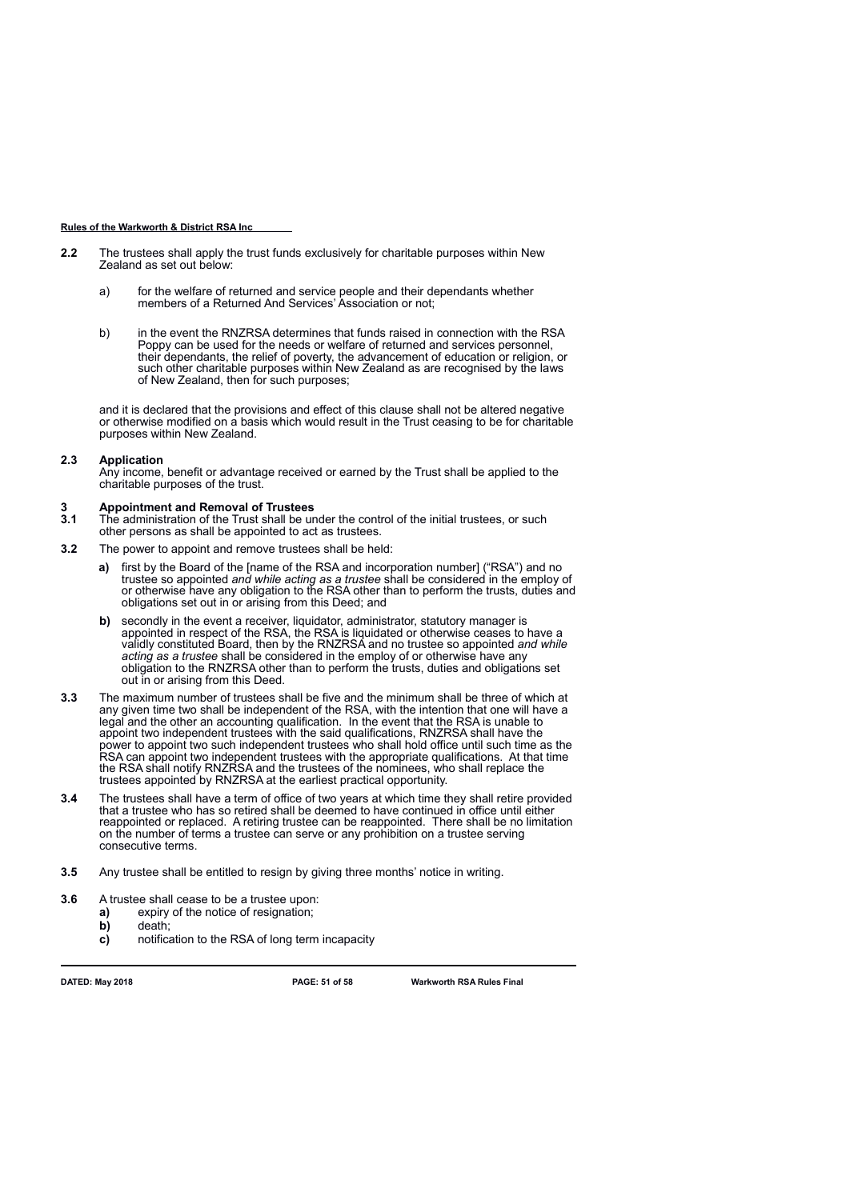**2.2** The trustees shall apply the trust funds exclusively for charitable purposes within New Zealand as set out below:

a) for the welfare of returned and service people and their dependants whether members of a Returned And Services' Association or not;

b) in the event the RNZRSA determines that funds raised in connection with the RSA Poppy can be used for the needs or welfare of returned and services personnel, their dependants, the relief of poverty, the advancement of education or religion, or such other charitable purposes within New Zealand as are recognised by the laws of New Zealand, then for such purposes;

and it is declared that the provisions and effect of this clause shall not be altered negative or otherwise modified on a basis which would result in the Trust ceasing to be for charitable purposes within New Zealand.

**2.3 Application**
Any income, benefit or advantage received or earned by the Trust shall be applied to the charitable purposes of the trust.

**3 Appointment and Removal of Trustees**

**3.1** The administration of the Trust shall be under the control of the initial trustees, or such other persons as shall be appointed to act as trustees.

**3.2** The power to appoint and remove trustees shall be held:

**a)** first by the Board of the [name of the RSA and incorporation number] ("RSA") and no trustee so appointed *and while acting as a trustee* shall be considered in the employ of or otherwise have any obligation to the RSA other than to perform the trusts, duties and obligations set out in or arising from this Deed; and

**b)** secondly in the event a receiver, liquidator, administrator, statutory manager is appointed in respect of the RSA, the RSA is liquidated or otherwise ceases to have a validly constituted Board, then by the RNZRSA and no trustee so appointed *and while acting as a trustee* shall be considered in the employ of or otherwise have any obligation to the RNZRSA other than to perform the trusts, duties and obligations set out in or arising from this Deed.

**3.3** The maximum number of trustees shall be five and the minimum shall be three of which at any given time two shall be independent of the RSA, with the intention that one will have a legal and the other an accounting qualification. In the event that the RSA is unable to appoint two independent trustees with the said qualifications, RNZRSA shall have the power to appoint two such independent trustees who shall hold office until such time as the RSA can appoint two independent trustees with the appropriate qualifications. At that time the RSA shall notify RNZRSA and the trustees of the nominees, who shall replace the trustees appointed by RNZRSA at the earliest practical opportunity.

**3.4** The trustees shall have a term of office of two years at which time they shall retire provided that a trustee who has so retired shall be deemed to have continued in office until either reappointed or replaced. A retiring trustee can be reappointed. There shall be no limitation on the number of terms a trustee can serve or any prohibition on a trustee serving consecutive terms.

**3.5** Any trustee shall be entitled to resign by giving three months' notice in writing.

**3.6** A trustee shall cease to be a trustee upon:

**a)** expiry of the notice of resignation;
**b)** death;
**c)** notification to the RSA of long term incapacity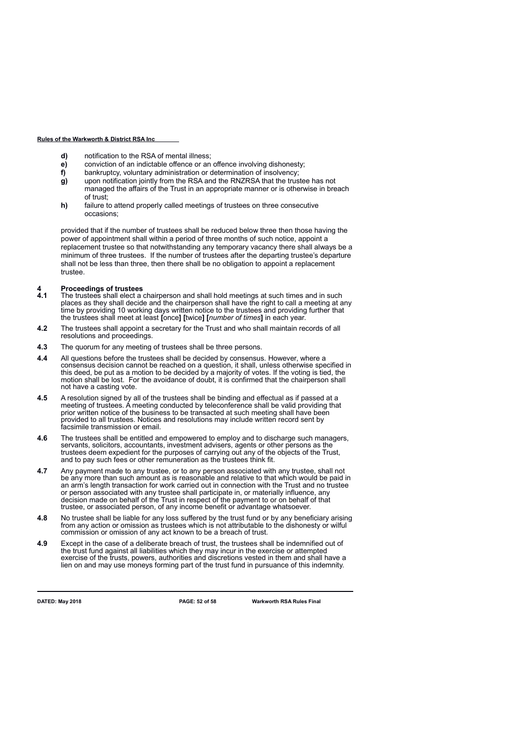- **d)** notification to the RSA of mental illness;
- **e)** conviction of an indictable offence or an offence involving dishonesty;
- **f)** bankruptcy, voluntary administration or determination of insolvency;
- **g)** upon notification jointly from the RSA and the RNZRSA that the trustee has not managed the affairs of the Trust in an appropriate manner or is otherwise in breach of trust;
- **h)** failure to attend properly called meetings of trustees on three consecutive occasions;

provided that if the number of trustees shall be reduced below three then those having the power of appointment shall within a period of three months of such notice, appoint a replacement trustee so that notwithstanding any temporary vacancy there shall always be a minimum of three trustees. If the number of trustees after the departing trustee's departure shall not be less than three, then there shall be no obligation to appoint a replacement trustee.

## 4 Proceedings of trustees

**4.1** The trustees shall elect a chairperson and shall hold meetings at such times and in such places as they shall decide and the chairperson shall have the right to call a meeting at any time by providing 10 working days written notice to the trustees and providing further that the trustees shall meet at least **[**once**] [**twice**] [***number of times***]** in each year.

**4.2** The trustees shall appoint a secretary for the Trust and who shall maintain records of all resolutions and proceedings.

**4.3** The quorum for any meeting of trustees shall be three persons.

**4.4** All questions before the trustees shall be decided by consensus. However, where a consensus decision cannot be reached on a question, it shall, unless otherwise specified in this deed, be put as a motion to be decided by a majority of votes. If the voting is tied, the motion shall be lost. For the avoidance of doubt, it is confirmed that the chairperson shall not have a casting vote.

**4.5** A resolution signed by all of the trustees shall be binding and effectual as if passed at a meeting of trustees. A meeting conducted by teleconference shall be valid providing that prior written notice of the business to be transacted at such meeting shall have been provided to all trustees. Notices and resolutions may include written record sent by facsimile transmission or email.

**4.6** The trustees shall be entitled and empowered to employ and to discharge such managers, servants, solicitors, accountants, investment advisers, agents or other persons as the trustees deem expedient for the purposes of carrying out any of the objects of the Trust, and to pay such fees or other remuneration as the trustees think fit.

**4.7** Any payment made to any trustee, or to any person associated with any trustee, shall not be any more than such amount as is reasonable and relative to that which would be paid in an arm's length transaction for work carried out in connection with the Trust and no trustee or person associated with any trustee shall participate in, or materially influence, any decision made on behalf of the Trust in respect of the payment to or on behalf of that trustee, or associated person, of any income benefit or advantage whatsoever.

**4.8** No trustee shall be liable for any loss suffered by the trust fund or by any beneficiary arising from any action or omission as trustees which is not attributable to the dishonesty or wilful commission or omission of any act known to be a breach of trust.

**4.9** Except in the case of a deliberate breach of trust, the trustees shall be indemnified out of the trust fund against all liabilities which they may incur in the exercise or attempted exercise of the trusts, powers, authorities and discretions vested in them and shall have a lien on and may use moneys forming part of the trust fund in pursuance of this indemnity.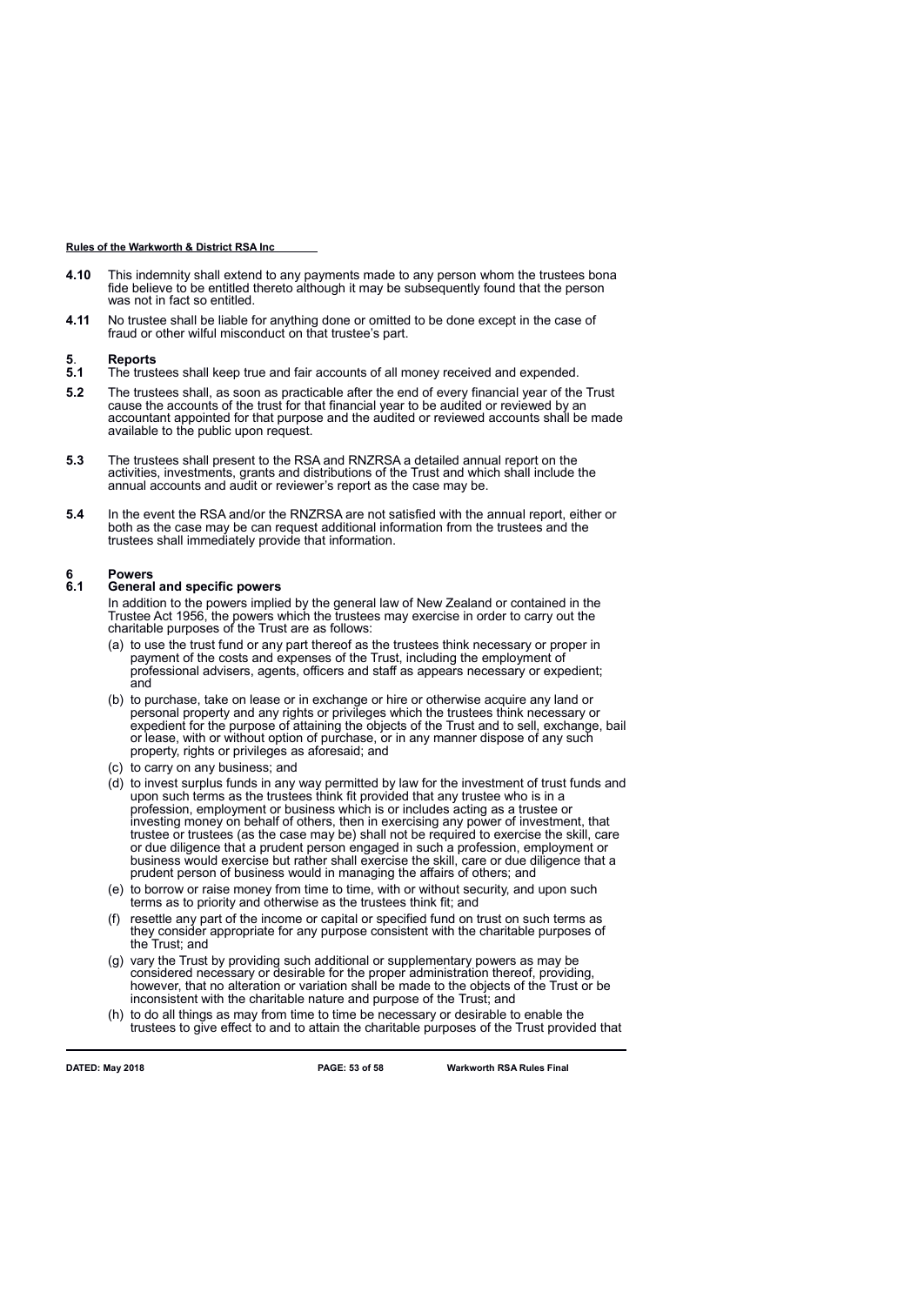**4.10** This indemnity shall extend to any payments made to any person whom the trustees bona fide believe to be entitled thereto although it may be subsequently found that the person was not in fact so entitled.

**4.11** No trustee shall be liable for anything done or omitted to be done except in the case of fraud or other wilful misconduct on that trustee's part.

## 5. Reports

**5.1** The trustees shall keep true and fair accounts of all money received and expended.

**5.2** The trustees shall, as soon as practicable after the end of every financial year of the Trust cause the accounts of the trust for that financial year to be audited or reviewed by an accountant appointed for that purpose and the audited or reviewed accounts shall be made available to the public upon request.

**5.3** The trustees shall present to the RSA and RNZRSA a detailed annual report on the activities, investments, grants and distributions of the Trust and which shall include the annual accounts and audit or reviewer's report as the case may be.

**5.4** In the event the RSA and/or the RNZRSA are not satisfied with the annual report, either or both as the case may be can request additional information from the trustees and the trustees shall immediately provide that information.

## 6 Powers

### 6.1 General and specific powers

In addition to the powers implied by the general law of New Zealand or contained in the Trustee Act 1956, the powers which the trustees may exercise in order to carry out the charitable purposes of the Trust are as follows:

(a) to use the trust fund or any part thereof as the trustees think necessary or proper in payment of the costs and expenses of the Trust, including the employment of professional advisers, agents, officers and staff as appears necessary or expedient; and

(b) to purchase, take on lease or in exchange or hire or otherwise acquire any land or personal property and any rights or privileges which the trustees think necessary or expedient for the purpose of attaining the objects of the Trust and to sell, exchange, bail or lease, with or without option of purchase, or in any manner dispose of any such property, rights or privileges as aforesaid; and

(c) to carry on any business; and

(d) to invest surplus funds in any way permitted by law for the investment of trust funds and upon such terms as the trustees think fit provided that any trustee who is in a profession, employment or business which is or includes acting as a trustee or investing money on behalf of others, then in exercising any power of investment, that trustee or trustees (as the case may be) shall not be required to exercise the skill, care or due diligence that a prudent person engaged in such a profession, employment or business would exercise but rather shall exercise the skill, care or due diligence that a prudent person of business would in managing the affairs of others; and

(e) to borrow or raise money from time to time, with or without security, and upon such terms as to priority and otherwise as the trustees think fit; and

(f) resettle any part of the income or capital or specified fund on trust on such terms as they consider appropriate for any purpose consistent with the charitable purposes of the Trust; and

(g) vary the Trust by providing such additional or supplementary powers as may be considered necessary or desirable for the proper administration thereof, providing, however, that no alteration or variation shall be made to the objects of the Trust or be inconsistent with the charitable nature and purpose of the Trust; and

(h) to do all things as may from time to time be necessary or desirable to enable the trustees to give effect to and to attain the charitable purposes of the Trust provided that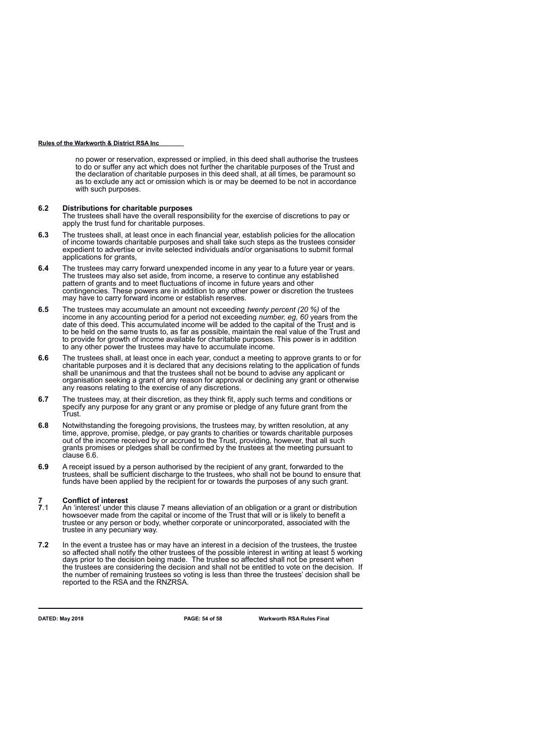no power or reservation, expressed or implied, in this deed shall authorise the trustees to do or suffer any act which does not further the charitable purposes of the Trust and the declaration of charitable purposes in this deed shall, at all times, be paramount so as to exclude any act or omission which is or may be deemed to be not in accordance with such purposes.

**6.2 Distributions for charitable purposes**
The trustees shall have the overall responsibility for the exercise of discretions to pay or apply the trust fund for charitable purposes.

**6.3** The trustees shall, at least once in each financial year, establish policies for the allocation of income towards charitable purposes and shall take such steps as the trustees consider expedient to advertise or invite selected individuals and/or organisations to submit formal applications for grants,

**6.4** The trustees may carry forward unexpended income in any year to a future year or years. The trustees may also set aside, from income, a reserve to continue any established pattern of grants and to meet fluctuations of income in future years and other contingencies. These powers are in addition to any other power or discretion the trustees may have to carry forward income or establish reserves.

**6.5** The trustees may accumulate an amount not exceeding *twenty percent (20 %)* of the income in any accounting period for a period not exceeding *number, eg, 60* years from the date of this deed. This accumulated income will be added to the capital of the Trust and is to be held on the same trusts to, as far as possible, maintain the real value of the Trust and to provide for growth of income available for charitable purposes. This power is in addition to any other power the trustees may have to accumulate income.

**6.6** The trustees shall, at least once in each year, conduct a meeting to approve grants to or for charitable purposes and it is declared that any decisions relating to the application of funds shall be unanimous and that the trustees shall not be bound to advise any applicant or organisation seeking a grant of any reason for approval or declining any grant or otherwise any reasons relating to the exercise of any discretions.

**6.7** The trustees may, at their discretion, as they think fit, apply such terms and conditions or specify any purpose for any grant or any promise or pledge of any future grant from the Trust.

**6.8** Notwithstanding the foregoing provisions, the trustees may, by written resolution, at any time, approve, promise, pledge, or pay grants to charities or towards charitable purposes out of the income received by or accrued to the Trust, providing, however, that all such grants promises or pledges shall be confirmed by the trustees at the meeting pursuant to clause 6.6.

**6.9** A receipt issued by a person authorised by the recipient of any grant, forwarded to the trustees, shall be sufficient discharge to the trustees, who shall not be bound to ensure that funds have been applied by the recipient for or towards the purposes of any such grant.

**7 Conflict of interest**

**7**.1 An 'interest' under this clause 7 means alleviation of an obligation or a grant or distribution howsoever made from the capital or income of the Trust that will or is likely to benefit a trustee or any person or body, whether corporate or unincorporated, associated with the trustee in any pecuniary way.

**7.2** In the event a trustee has or may have an interest in a decision of the trustees, the trustee so affected shall notify the other trustees of the possible interest in writing at least 5 working days prior to the decision being made. The trustee so affected shall not be present when the trustees are considering the decision and shall not be entitled to vote on the decision. If the number of remaining trustees so voting is less than three the trustees' decision shall be reported to the RSA and the RNZRSA.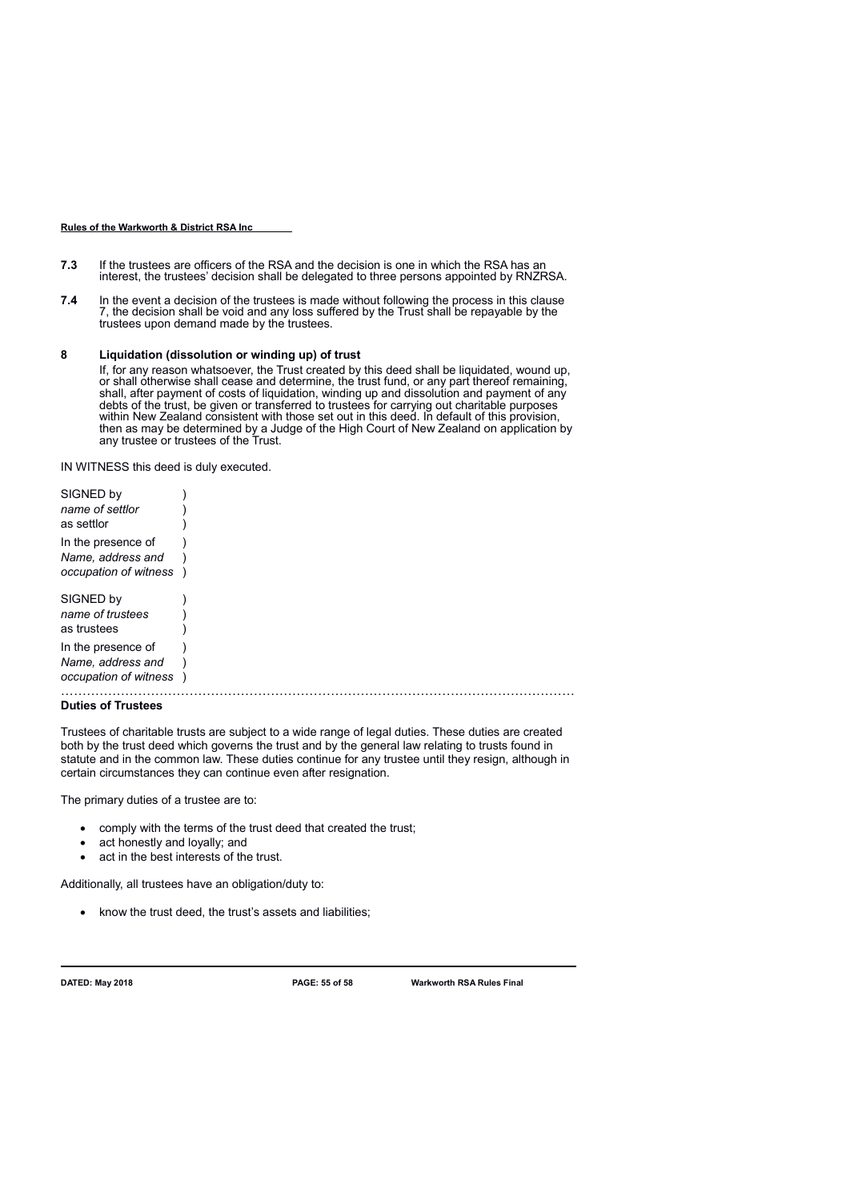**7.3** If the trustees are officers of the RSA and the decision is one in which the RSA has an interest, the trustees' decision shall be delegated to three persons appointed by RNZRSA.

**7.4** In the event a decision of the trustees is made without following the process in this clause 7, the decision shall be void and any loss suffered by the Trust shall be repayable by the trustees upon demand made by the trustees.

**8 Liquidation (dissolution or winding up) of trust**

If, for any reason whatsoever, the Trust created by this deed shall be liquidated, wound up, or shall otherwise shall cease and determine, the trust fund, or any part thereof remaining, shall, after payment of costs of liquidation, winding up and dissolution and payment of any debts of the trust, be given or transferred to trustees for carrying out charitable purposes within New Zealand consistent with those set out in this deed. In default of this provision, then as may be determined by a Judge of the High Court of New Zealand on application by any trustee or trustees of the Trust.

IN WITNESS this deed is duly executed.

SIGNED by )
*name of settlor* )
as settlor )
In the presence of )
*Name, address and* )
*occupation of witness* )

SIGNED by )
*name of trustees* )
as trustees )
In the presence of )
*Name, address and* )
*occupation of witness* )

……………………………………………………………………………………………………

**Duties of Trustees**

Trustees of charitable trusts are subject to a wide range of legal duties. These duties are created both by the trust deed which governs the trust and by the general law relating to trusts found in statute and in the common law. These duties continue for any trustee until they resign, although in certain circumstances they can continue even after resignation.

The primary duties of a trustee are to:

- comply with the terms of the trust deed that created the trust;
- act honestly and loyally; and
- act in the best interests of the trust.

Additionally, all trustees have an obligation/duty to:

- know the trust deed, the trust's assets and liabilities;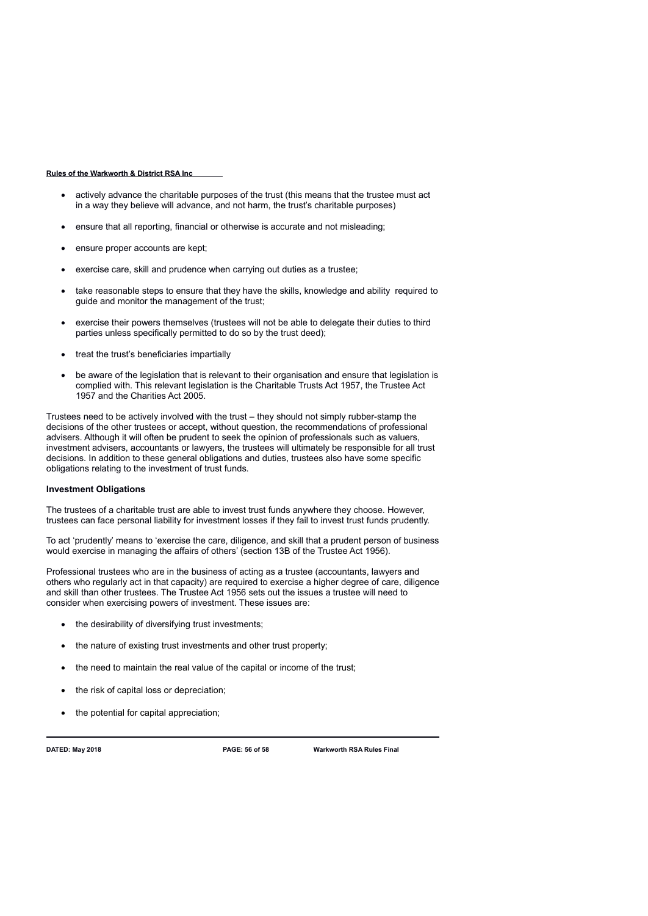- actively advance the charitable purposes of the trust (this means that the trustee must act in a way they believe will advance, and not harm, the trust's charitable purposes)
- ensure that all reporting, financial or otherwise is accurate and not misleading;
- ensure proper accounts are kept;
- exercise care, skill and prudence when carrying out duties as a trustee;
- take reasonable steps to ensure that they have the skills, knowledge and ability required to guide and monitor the management of the trust;
- exercise their powers themselves (trustees will not be able to delegate their duties to third parties unless specifically permitted to do so by the trust deed);
- treat the trust's beneficiaries impartially
- be aware of the legislation that is relevant to their organisation and ensure that legislation is complied with. This relevant legislation is the Charitable Trusts Act 1957, the Trustee Act 1957 and the Charities Act 2005.

Trustees need to be actively involved with the trust – they should not simply rubber-stamp the decisions of the other trustees or accept, without question, the recommendations of professional advisers. Although it will often be prudent to seek the opinion of professionals such as valuers, investment advisers, accountants or lawyers, the trustees will ultimately be responsible for all trust decisions. In addition to these general obligations and duties, trustees also have some specific obligations relating to the investment of trust funds.

**Investment Obligations**

The trustees of a charitable trust are able to invest trust funds anywhere they choose. However, trustees can face personal liability for investment losses if they fail to invest trust funds prudently.

To act 'prudently' means to 'exercise the care, diligence, and skill that a prudent person of business would exercise in managing the affairs of others' (section 13B of the Trustee Act 1956).

Professional trustees who are in the business of acting as a trustee (accountants, lawyers and others who regularly act in that capacity) are required to exercise a higher degree of care, diligence and skill than other trustees. The Trustee Act 1956 sets out the issues a trustee will need to consider when exercising powers of investment. These issues are:

- the desirability of diversifying trust investments;
- the nature of existing trust investments and other trust property;
- the need to maintain the real value of the capital or income of the trust;
- the risk of capital loss or depreciation;
- the potential for capital appreciation;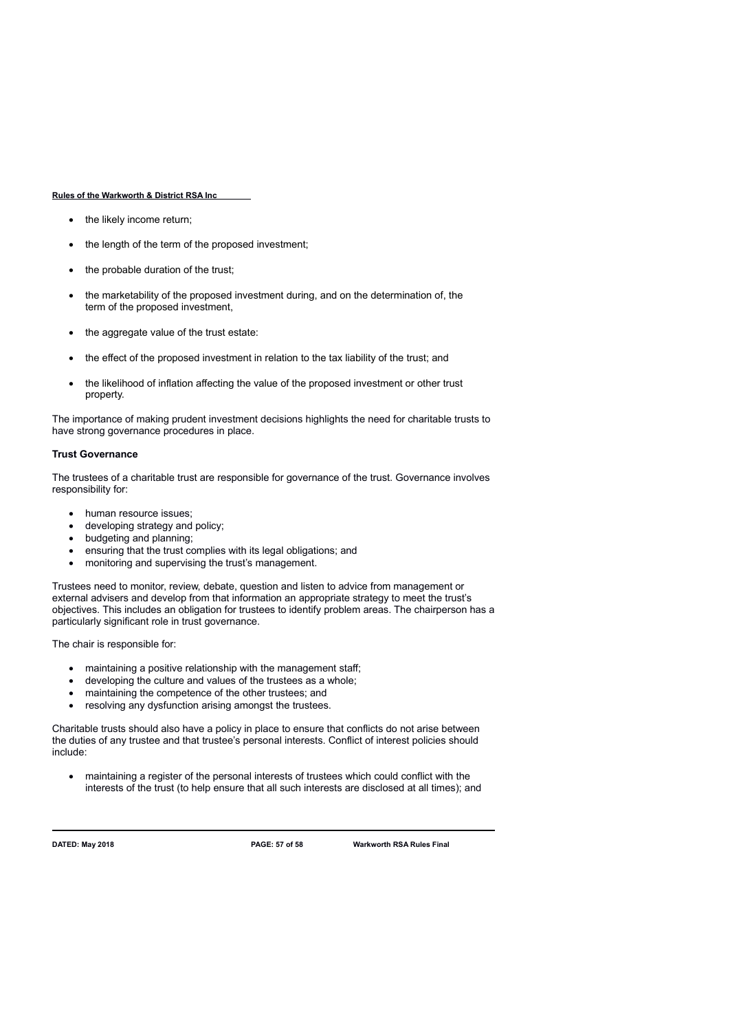- the likely income return;
- the length of the term of the proposed investment;
- the probable duration of the trust;
- the marketability of the proposed investment during, and on the determination of, the term of the proposed investment,
- the aggregate value of the trust estate:
- the effect of the proposed investment in relation to the tax liability of the trust; and
- the likelihood of inflation affecting the value of the proposed investment or other trust property.

The importance of making prudent investment decisions highlights the need for charitable trusts to have strong governance procedures in place.

**Trust Governance**

The trustees of a charitable trust are responsible for governance of the trust. Governance involves responsibility for:

- human resource issues;
- developing strategy and policy;
- budgeting and planning;
- ensuring that the trust complies with its legal obligations; and
- monitoring and supervising the trust's management.

Trustees need to monitor, review, debate, question and listen to advice from management or external advisers and develop from that information an appropriate strategy to meet the trust's objectives. This includes an obligation for trustees to identify problem areas. The chairperson has a particularly significant role in trust governance.

The chair is responsible for:

- maintaining a positive relationship with the management staff;
- developing the culture and values of the trustees as a whole;
- maintaining the competence of the other trustees; and
- resolving any dysfunction arising amongst the trustees.

Charitable trusts should also have a policy in place to ensure that conflicts do not arise between the duties of any trustee and that trustee's personal interests. Conflict of interest policies should include:

- maintaining a register of the personal interests of trustees which could conflict with the interests of the trust (to help ensure that all such interests are disclosed at all times); and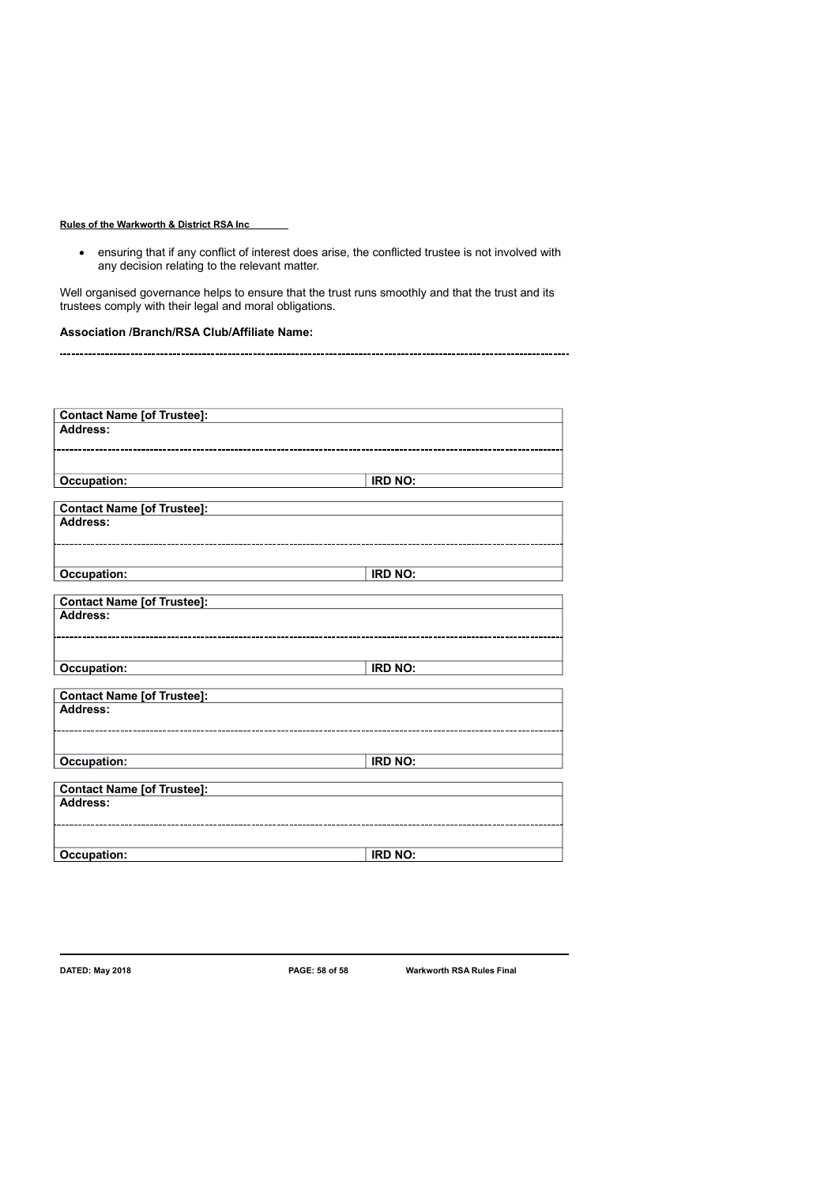- ensuring that if any conflict of interest does arise, the conflicted trustee is not involved with any decision relating to the relevant matter.

Well organised governance helps to ensure that the trust runs smoothly and that the trust and its trustees comply with their legal and moral obligations.

**Association /Branch/RSA Club/Affiliate Name:**

---

| **Contact Name [of Trustee]:** | |
|---|---|
| **Address:** | |
| | |
| **Occupation:** | **IRD NO:** |

| **Contact Name [of Trustee]:** | |
|---|---|
| **Address:** | |
| | |
| **Occupation:** | **IRD NO:** |

| **Contact Name [of Trustee]:** | |
|---|---|
| **Address:** | |
| | |
| **Occupation:** | **IRD NO:** |

| **Contact Name [of Trustee]:** | |
|---|---|
| **Address:** | |
| | |
| **Occupation:** | **IRD NO:** |

| **Contact Name [of Trustee]:** | |
|---|---|
| **Address:** | |
| | |
| **Occupation:** | **IRD NO:** |